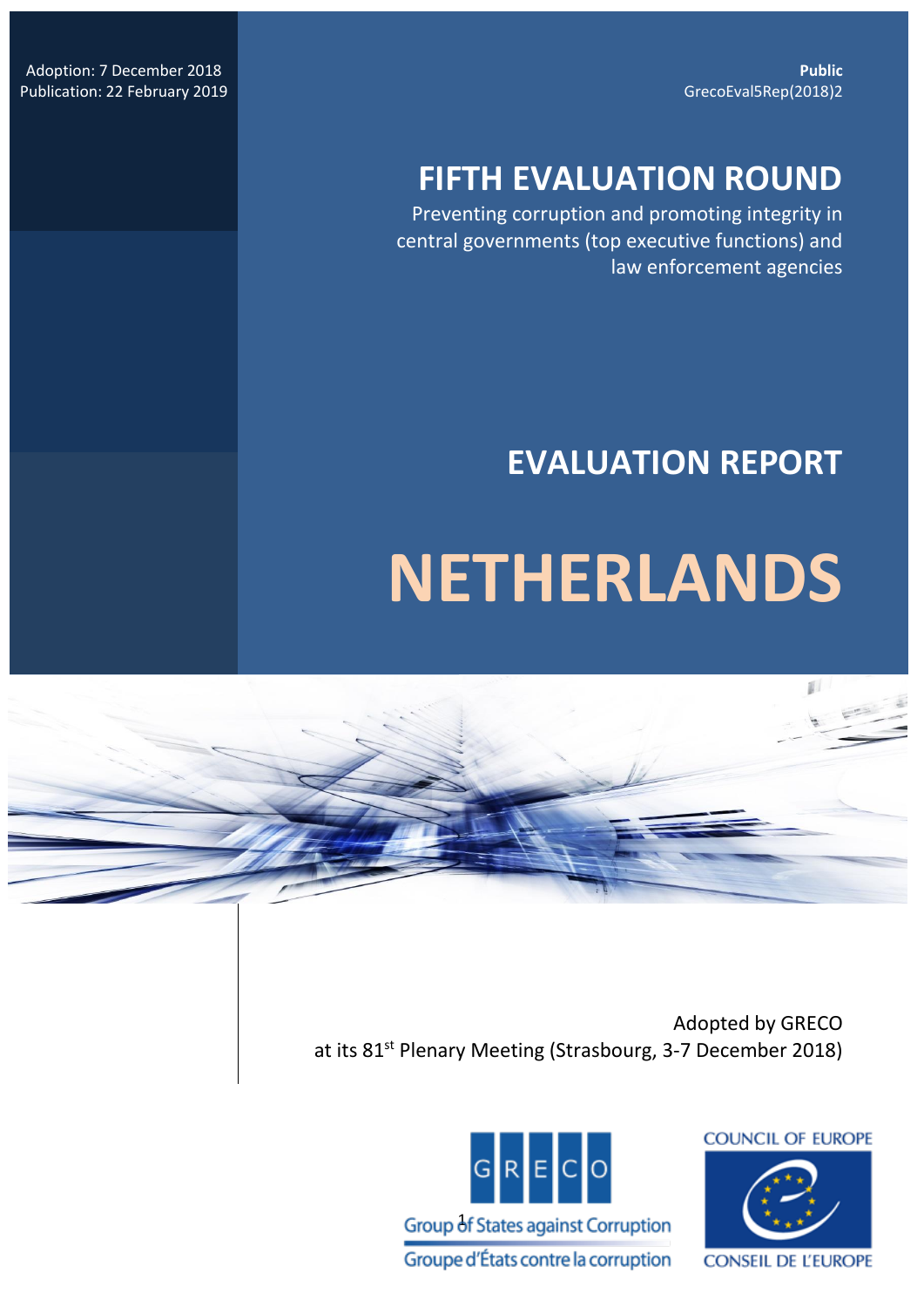Adoption: 7 December 2018
Publication: 22 February 2019

**Public**
GrecoEval5Rep(2018)2

# FIFTH EVALUATION ROUND

Preventing corruption and promoting integrity in central governments (top executive functions) and law enforcement agencies

## EVALUATION REPORT

# NETHERLANDS

Adopted by GRECO
at its 81st Plenary Meeting (Strasbourg, 3-7 December 2018)

GRECO
Group of States against Corruption
Groupe d'États contre la corruption

COUNCIL OF EUROPE
CONSEIL DE L'EUROPE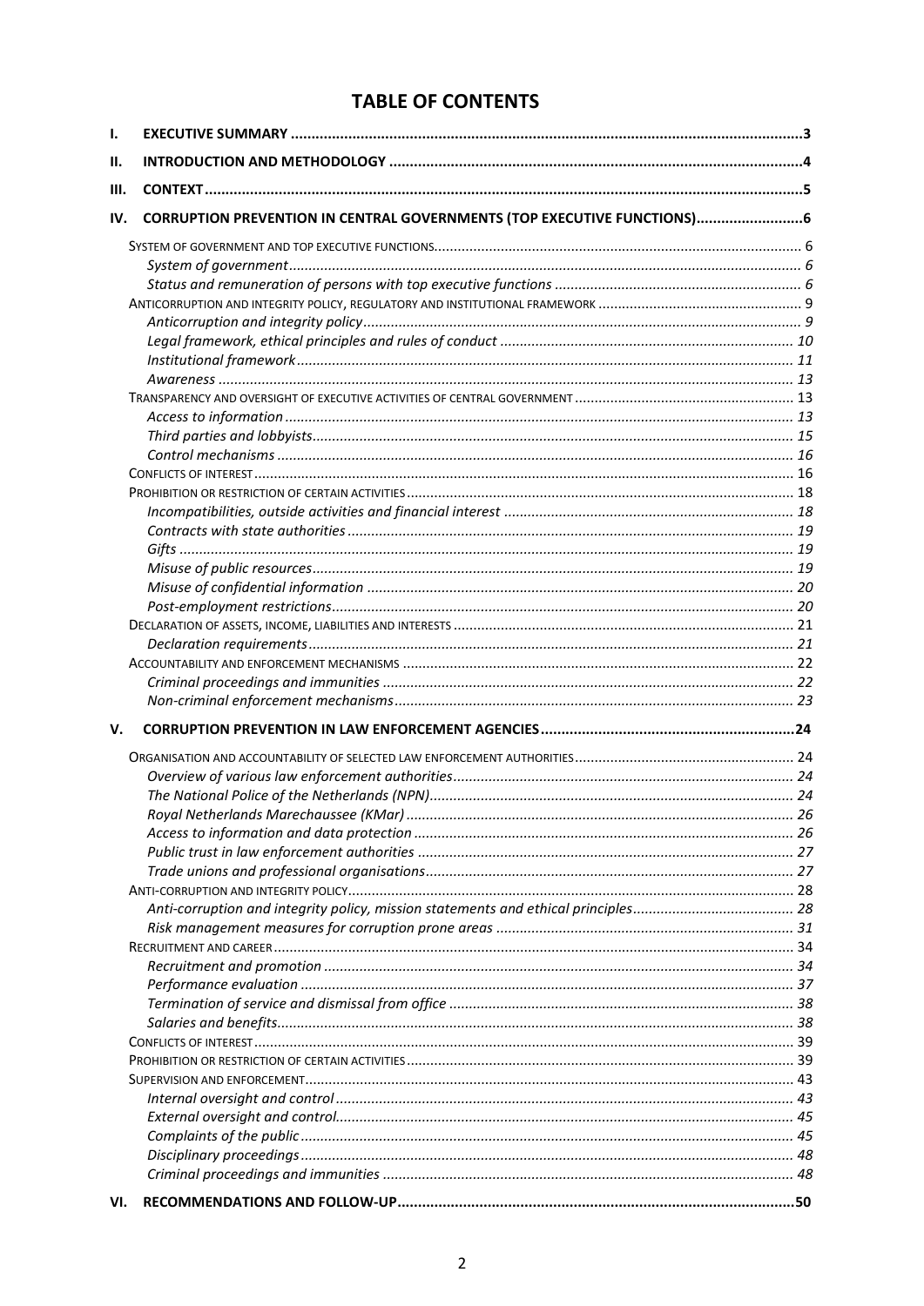# TABLE OF CONTENTS

I. EXECUTIVE SUMMARY ... 3

II. INTRODUCTION AND METHODOLOGY ... 4

III. CONTEXT ... 5

IV. CORRUPTION PREVENTION IN CENTRAL GOVERNMENTS (TOP EXECUTIVE FUNCTIONS) ... 6

- SYSTEM OF GOVERNMENT AND TOP EXECUTIVE FUNCTIONS ... 6
  - *System of government* ... 6
  - *Status and remuneration of persons with top executive functions* ... 6
- ANTICORRUPTION AND INTEGRITY POLICY, REGULATORY AND INSTITUTIONAL FRAMEWORK ... 9
  - *Anticorruption and integrity policy* ... 9
  - *Legal framework, ethical principles and rules of conduct* ... 10
  - *Institutional framework* ... 11
  - *Awareness* ... 13
- TRANSPARENCY AND OVERSIGHT OF EXECUTIVE ACTIVITIES OF CENTRAL GOVERNMENT ... 13
  - *Access to information* ... 13
  - *Third parties and lobbyists* ... 15
  - *Control mechanisms* ... 16
- CONFLICTS OF INTEREST ... 16
- PROHIBITION OR RESTRICTION OF CERTAIN ACTIVITIES ... 18
  - *Incompatibilities, outside activities and financial interest* ... 18
  - *Contracts with state authorities* ... 19
  - *Gifts* ... 19
  - *Misuse of public resources* ... 19
  - *Misuse of confidential information* ... 20
  - *Post-employment restrictions* ... 20
- DECLARATION OF ASSETS, INCOME, LIABILITIES AND INTERESTS ... 21
  - *Declaration requirements* ... 21
- ACCOUNTABILITY AND ENFORCEMENT MECHANISMS ... 22
  - *Criminal proceedings and immunities* ... 22
  - *Non-criminal enforcement mechanisms* ... 23

V. CORRUPTION PREVENTION IN LAW ENFORCEMENT AGENCIES ... 24

- ORGANISATION AND ACCOUNTABILITY OF SELECTED LAW ENFORCEMENT AUTHORITIES ... 24
  - *Overview of various law enforcement authorities* ... 24
  - *The National Police of the Netherlands (NPN)* ... 24
  - *Royal Netherlands Marechaussee (KMar)* ... 26
  - *Access to information and data protection* ... 26
  - *Public trust in law enforcement authorities* ... 27
  - *Trade unions and professional organisations* ... 27
- ANTI-CORRUPTION AND INTEGRITY POLICY ... 28
  - *Anti-corruption and integrity policy, mission statements and ethical principles* ... 28
  - *Risk management measures for corruption prone areas* ... 31
- RECRUITMENT AND CAREER ... 34
  - *Recruitment and promotion* ... 34
  - *Performance evaluation* ... 37
  - *Termination of service and dismissal from office* ... 38
  - *Salaries and benefits* ... 38
- CONFLICTS OF INTEREST ... 39
- PROHIBITION OR RESTRICTION OF CERTAIN ACTIVITIES ... 39
- SUPERVISION AND ENFORCEMENT ... 43
  - *Internal oversight and control* ... 43
  - *External oversight and control* ... 45
  - *Complaints of the public* ... 45
  - *Disciplinary proceedings* ... 48
  - *Criminal proceedings and immunities* ... 48

VI. RECOMMENDATIONS AND FOLLOW-UP ... 50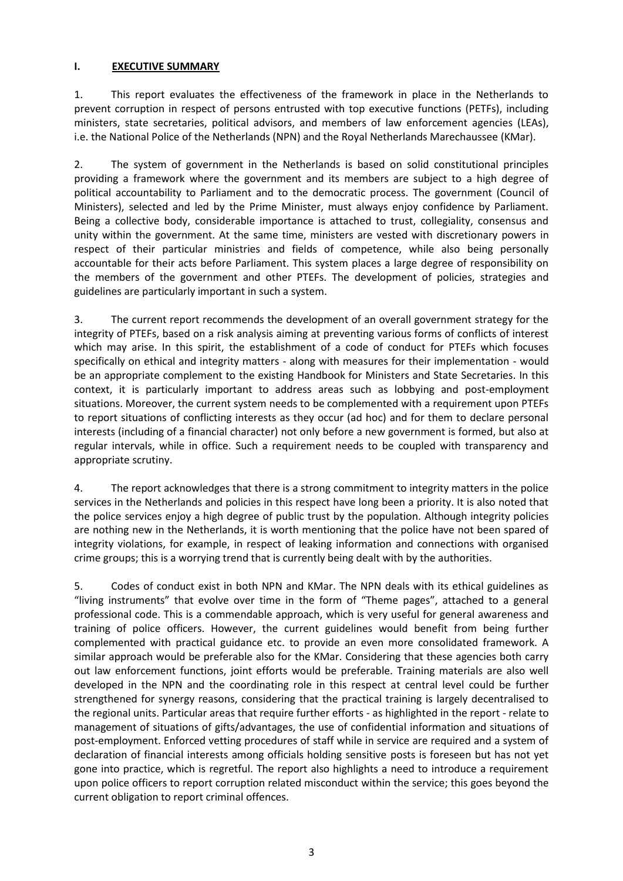## I. EXECUTIVE SUMMARY

1. This report evaluates the effectiveness of the framework in place in the Netherlands to prevent corruption in respect of persons entrusted with top executive functions (PETFs), including ministers, state secretaries, political advisors, and members of law enforcement agencies (LEAs), i.e. the National Police of the Netherlands (NPN) and the Royal Netherlands Marechaussee (KMar).

2. The system of government in the Netherlands is based on solid constitutional principles providing a framework where the government and its members are subject to a high degree of political accountability to Parliament and to the democratic process. The government (Council of Ministers), selected and led by the Prime Minister, must always enjoy confidence by Parliament. Being a collective body, considerable importance is attached to trust, collegiality, consensus and unity within the government. At the same time, ministers are vested with discretionary powers in respect of their particular ministries and fields of competence, while also being personally accountable for their acts before Parliament. This system places a large degree of responsibility on the members of the government and other PTEFs. The development of policies, strategies and guidelines are particularly important in such a system.

3. The current report recommends the development of an overall government strategy for the integrity of PTEFs, based on a risk analysis aiming at preventing various forms of conflicts of interest which may arise. In this spirit, the establishment of a code of conduct for PTEFs which focuses specifically on ethical and integrity matters - along with measures for their implementation - would be an appropriate complement to the existing Handbook for Ministers and State Secretaries. In this context, it is particularly important to address areas such as lobbying and post-employment situations. Moreover, the current system needs to be complemented with a requirement upon PTEFs to report situations of conflicting interests as they occur (ad hoc) and for them to declare personal interests (including of a financial character) not only before a new government is formed, but also at regular intervals, while in office. Such a requirement needs to be coupled with transparency and appropriate scrutiny.

4. The report acknowledges that there is a strong commitment to integrity matters in the police services in the Netherlands and policies in this respect have long been a priority. It is also noted that the police services enjoy a high degree of public trust by the population. Although integrity policies are nothing new in the Netherlands, it is worth mentioning that the police have not been spared of integrity violations, for example, in respect of leaking information and connections with organised crime groups; this is a worrying trend that is currently being dealt with by the authorities.

5. Codes of conduct exist in both NPN and KMar. The NPN deals with its ethical guidelines as "living instruments" that evolve over time in the form of "Theme pages", attached to a general professional code. This is a commendable approach, which is very useful for general awareness and training of police officers. However, the current guidelines would benefit from being further complemented with practical guidance etc. to provide an even more consolidated framework. A similar approach would be preferable also for the KMar. Considering that these agencies both carry out law enforcement functions, joint efforts would be preferable. Training materials are also well developed in the NPN and the coordinating role in this respect at central level could be further strengthened for synergy reasons, considering that the practical training is largely decentralised to the regional units. Particular areas that require further efforts - as highlighted in the report - relate to management of situations of gifts/advantages, the use of confidential information and situations of post-employment. Enforced vetting procedures of staff while in service are required and a system of declaration of financial interests among officials holding sensitive posts is foreseen but has not yet gone into practice, which is regretful. The report also highlights a need to introduce a requirement upon police officers to report corruption related misconduct within the service; this goes beyond the current obligation to report criminal offences.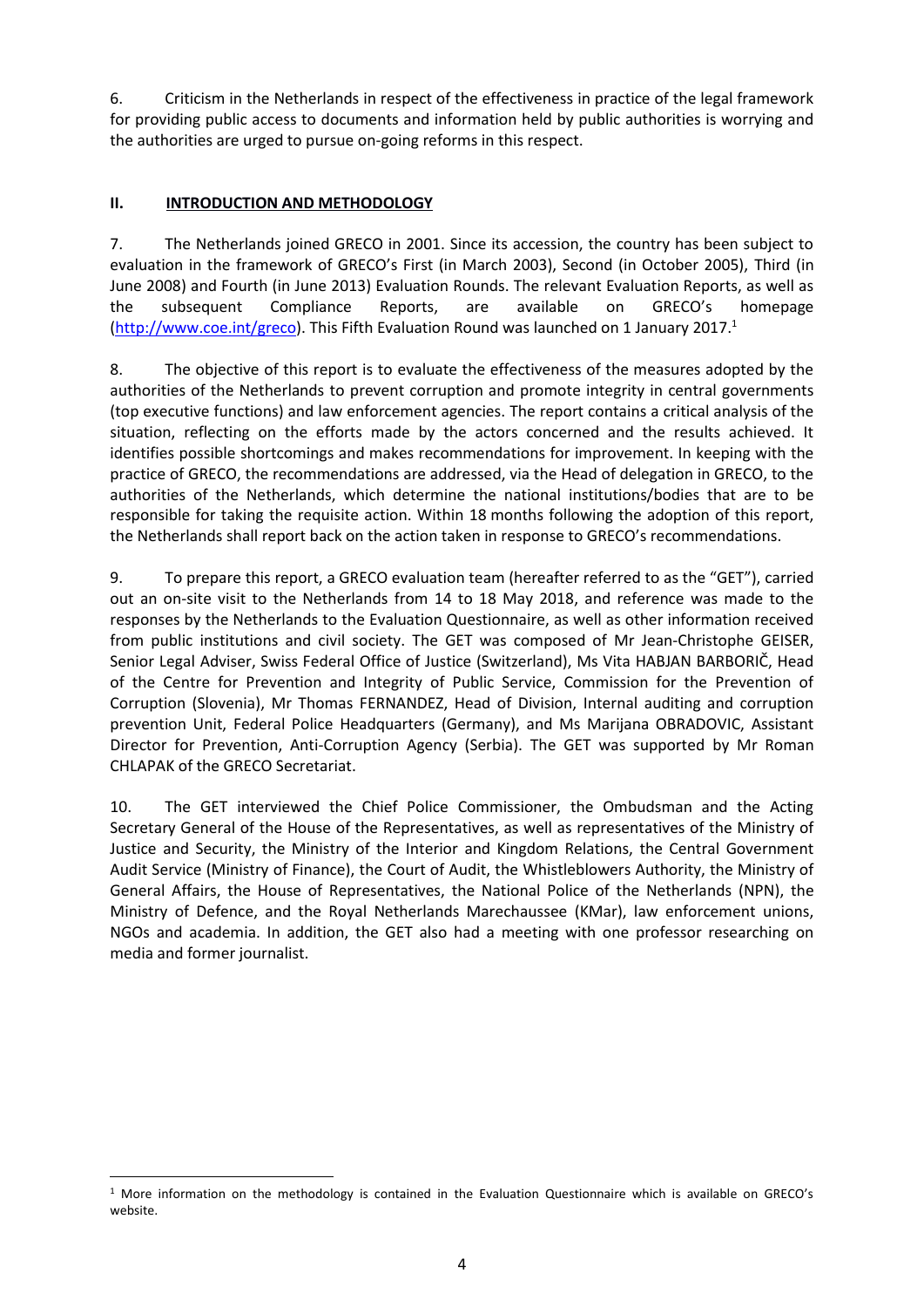6. Criticism in the Netherlands in respect of the effectiveness in practice of the legal framework for providing public access to documents and information held by public authorities is worrying and the authorities are urged to pursue on-going reforms in this respect.

## II. INTRODUCTION AND METHODOLOGY

7. The Netherlands joined GRECO in 2001. Since its accession, the country has been subject to evaluation in the framework of GRECO's First (in March 2003), Second (in October 2005), Third (in June 2008) and Fourth (in June 2013) Evaluation Rounds. The relevant Evaluation Reports, as well as the subsequent Compliance Reports, are available on GRECO's homepage (http://www.coe.int/greco). This Fifth Evaluation Round was launched on 1 January 2017.[1]

8. The objective of this report is to evaluate the effectiveness of the measures adopted by the authorities of the Netherlands to prevent corruption and promote integrity in central governments (top executive functions) and law enforcement agencies. The report contains a critical analysis of the situation, reflecting on the efforts made by the actors concerned and the results achieved. It identifies possible shortcomings and makes recommendations for improvement. In keeping with the practice of GRECO, the recommendations are addressed, via the Head of delegation in GRECO, to the authorities of the Netherlands, which determine the national institutions/bodies that are to be responsible for taking the requisite action. Within 18 months following the adoption of this report, the Netherlands shall report back on the action taken in response to GRECO's recommendations.

9. To prepare this report, a GRECO evaluation team (hereafter referred to as the "GET"), carried out an on-site visit to the Netherlands from 14 to 18 May 2018, and reference was made to the responses by the Netherlands to the Evaluation Questionnaire, as well as other information received from public institutions and civil society. The GET was composed of Mr Jean-Christophe GEISER, Senior Legal Adviser, Swiss Federal Office of Justice (Switzerland), Ms Vita HABJAN BARBORIČ, Head of the Centre for Prevention and Integrity of Public Service, Commission for the Prevention of Corruption (Slovenia), Mr Thomas FERNANDEZ, Head of Division, Internal auditing and corruption prevention Unit, Federal Police Headquarters (Germany), and Ms Marijana OBRADOVIC, Assistant Director for Prevention, Anti-Corruption Agency (Serbia). The GET was supported by Mr Roman CHLAPAK of the GRECO Secretariat.

10. The GET interviewed the Chief Police Commissioner, the Ombudsman and the Acting Secretary General of the House of the Representatives, as well as representatives of the Ministry of Justice and Security, the Ministry of the Interior and Kingdom Relations, the Central Government Audit Service (Ministry of Finance), the Court of Audit, the Whistleblowers Authority, the Ministry of General Affairs, the House of Representatives, the National Police of the Netherlands (NPN), the Ministry of Defence, and the Royal Netherlands Marechaussee (KMar), law enforcement unions, NGOs and academia. In addition, the GET also had a meeting with one professor researching on media and former journalist.

---

[1] More information on the methodology is contained in the Evaluation Questionnaire which is available on GRECO's website.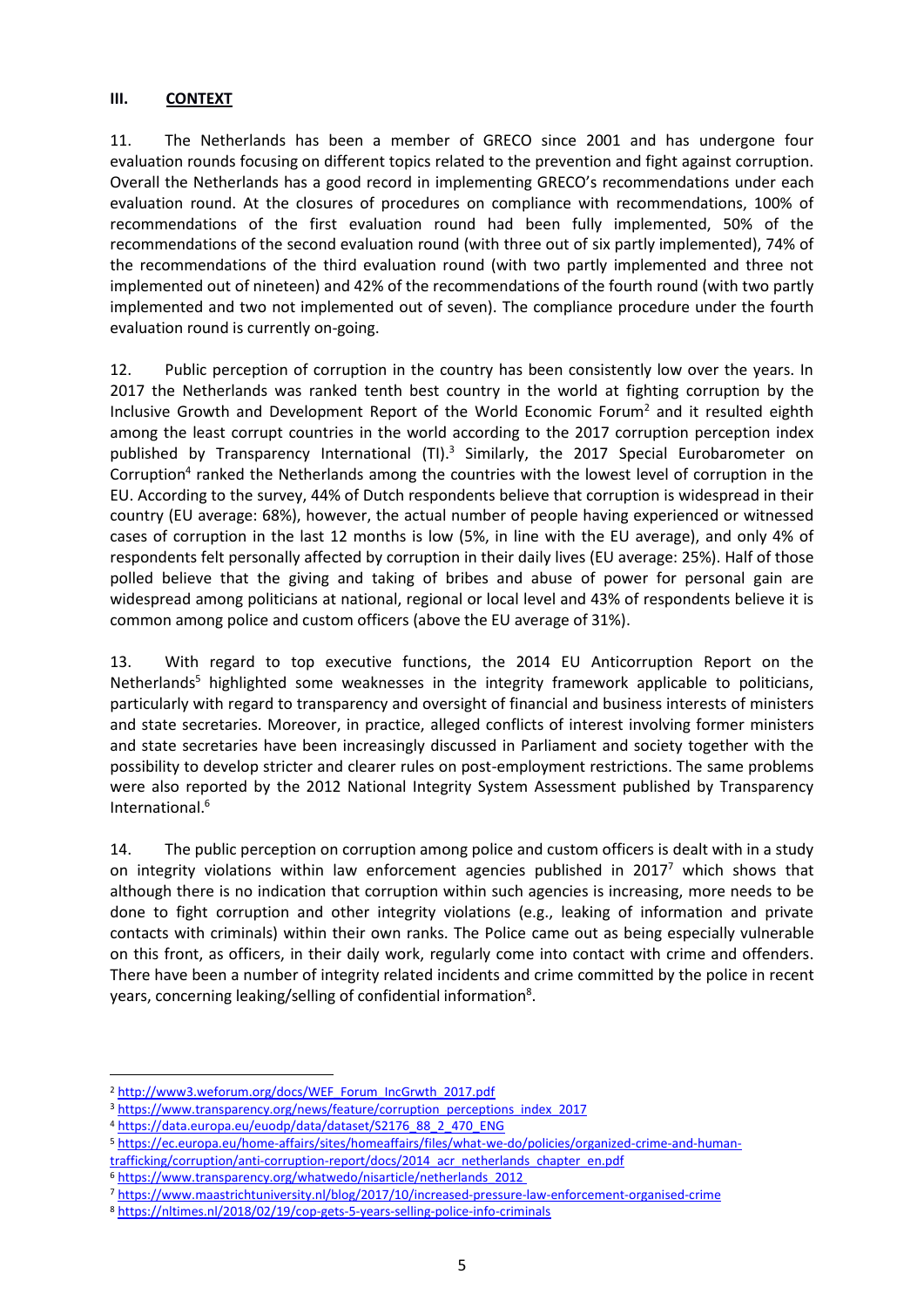## III. CONTEXT

11. The Netherlands has been a member of GRECO since 2001 and has undergone four evaluation rounds focusing on different topics related to the prevention and fight against corruption. Overall the Netherlands has a good record in implementing GRECO's recommendations under each evaluation round. At the closures of procedures on compliance with recommendations, 100% of recommendations of the first evaluation round had been fully implemented, 50% of the recommendations of the second evaluation round (with three out of six partly implemented), 74% of the recommendations of the third evaluation round (with two partly implemented and three not implemented out of nineteen) and 42% of the recommendations of the fourth round (with two partly implemented and two not implemented out of seven). The compliance procedure under the fourth evaluation round is currently on-going.

12. Public perception of corruption in the country has been consistently low over the years. In 2017 the Netherlands was ranked tenth best country in the world at fighting corruption by the Inclusive Growth and Development Report of the World Economic Forum[2] and it resulted eighth among the least corrupt countries in the world according to the 2017 corruption perception index published by Transparency International (TI).[3] Similarly, the 2017 Special Eurobarometer on Corruption[4] ranked the Netherlands among the countries with the lowest level of corruption in the EU. According to the survey, 44% of Dutch respondents believe that corruption is widespread in their country (EU average: 68%), however, the actual number of people having experienced or witnessed cases of corruption in the last 12 months is low (5%, in line with the EU average), and only 4% of respondents felt personally affected by corruption in their daily lives (EU average: 25%). Half of those polled believe that the giving and taking of bribes and abuse of power for personal gain are widespread among politicians at national, regional or local level and 43% of respondents believe it is common among police and custom officers (above the EU average of 31%).

13. With regard to top executive functions, the 2014 EU Anticorruption Report on the Netherlands[5] highlighted some weaknesses in the integrity framework applicable to politicians, particularly with regard to transparency and oversight of financial and business interests of ministers and state secretaries. Moreover, in practice, alleged conflicts of interest involving former ministers and state secretaries have been increasingly discussed in Parliament and society together with the possibility to develop stricter and clearer rules on post-employment restrictions. The same problems were also reported by the 2012 National Integrity System Assessment published by Transparency International.[6]

14. The public perception on corruption among police and custom officers is dealt with in a study on integrity violations within law enforcement agencies published in 2017[7] which shows that although there is no indication that corruption within such agencies is increasing, more needs to be done to fight corruption and other integrity violations (e.g., leaking of information and private contacts with criminals) within their own ranks. The Police came out as being especially vulnerable on this front, as officers, in their daily work, regularly come into contact with crime and offenders. There have been a number of integrity related incidents and crime committed by the police in recent years, concerning leaking/selling of confidential information[8].

---

[2] http://www3.weforum.org/docs/WEF_Forum_IncGrwth_2017.pdf

[3] https://www.transparency.org/news/feature/corruption_perceptions_index_2017

[4] https://data.europa.eu/euodp/data/dataset/S2176_88_2_470_ENG

[5] https://ec.europa.eu/home-affairs/sites/homeaffairs/files/what-we-do/policies/organized-crime-and-human-trafficking/corruption/anti-corruption-report/docs/2014_acr_netherlands_chapter_en.pdf

[6] https://www.transparency.org/whatwedo/nisarticle/netherlands_2012

[7] https://www.maastrichtuniversity.nl/blog/2017/10/increased-pressure-law-enforcement-organised-crime

[8] https://nltimes.nl/2018/02/19/cop-gets-5-years-selling-police-info-criminals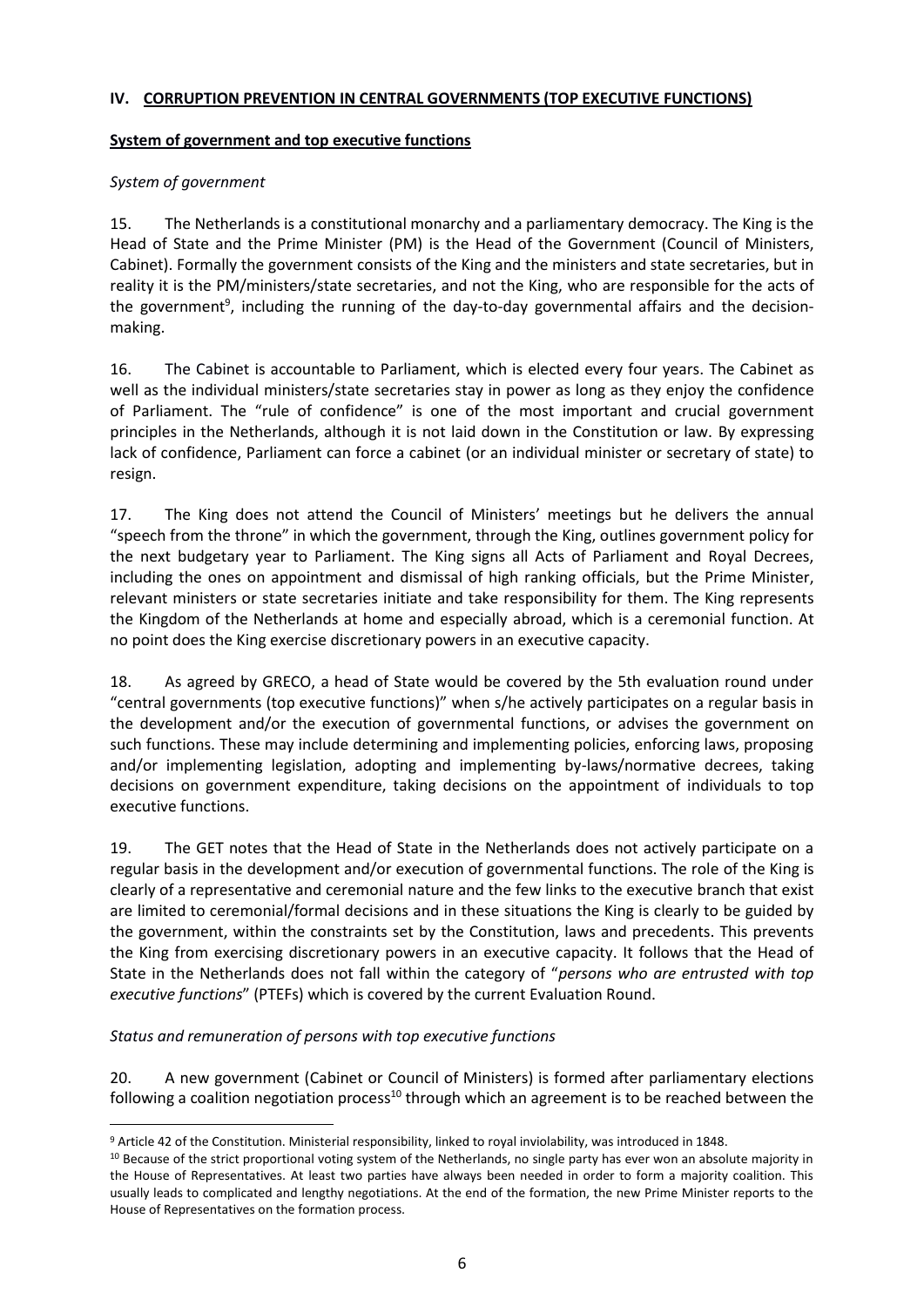## IV. CORRUPTION PREVENTION IN CENTRAL GOVERNMENTS (TOP EXECUTIVE FUNCTIONS)

### System of government and top executive functions

#### *System of government*

15. The Netherlands is a constitutional monarchy and a parliamentary democracy. The King is the Head of State and the Prime Minister (PM) is the Head of the Government (Council of Ministers, Cabinet). Formally the government consists of the King and the ministers and state secretaries, but in reality it is the PM/ministers/state secretaries, and not the King, who are responsible for the acts of the government[9], including the running of the day-to-day governmental affairs and the decision-making.

16. The Cabinet is accountable to Parliament, which is elected every four years. The Cabinet as well as the individual ministers/state secretaries stay in power as long as they enjoy the confidence of Parliament. The "rule of confidence" is one of the most important and crucial government principles in the Netherlands, although it is not laid down in the Constitution or law. By expressing lack of confidence, Parliament can force a cabinet (or an individual minister or secretary of state) to resign.

17. The King does not attend the Council of Ministers' meetings but he delivers the annual "speech from the throne" in which the government, through the King, outlines government policy for the next budgetary year to Parliament. The King signs all Acts of Parliament and Royal Decrees, including the ones on appointment and dismissal of high ranking officials, but the Prime Minister, relevant ministers or state secretaries initiate and take responsibility for them. The King represents the Kingdom of the Netherlands at home and especially abroad, which is a ceremonial function. At no point does the King exercise discretionary powers in an executive capacity.

18. As agreed by GRECO, a head of State would be covered by the 5th evaluation round under "central governments (top executive functions)" when s/he actively participates on a regular basis in the development and/or the execution of governmental functions, or advises the government on such functions. These may include determining and implementing policies, enforcing laws, proposing and/or implementing legislation, adopting and implementing by-laws/normative decrees, taking decisions on government expenditure, taking decisions on the appointment of individuals to top executive functions.

19. The GET notes that the Head of State in the Netherlands does not actively participate on a regular basis in the development and/or execution of governmental functions. The role of the King is clearly of a representative and ceremonial nature and the few links to the executive branch that exist are limited to ceremonial/formal decisions and in these situations the King is clearly to be guided by the government, within the constraints set by the Constitution, laws and precedents. This prevents the King from exercising discretionary powers in an executive capacity. It follows that the Head of State in the Netherlands does not fall within the category of "*persons who are entrusted with top executive functions*" (PTEFs) which is covered by the current Evaluation Round.

#### *Status and remuneration of persons with top executive functions*

20. A new government (Cabinet or Council of Ministers) is formed after parliamentary elections following a coalition negotiation process[10] through which an agreement is to be reached between the

---

[9] Article 42 of the Constitution. Ministerial responsibility, linked to royal inviolability, was introduced in 1848.

[10] Because of the strict proportional voting system of the Netherlands, no single party has ever won an absolute majority in the House of Representatives. At least two parties have always been needed in order to form a majority coalition. This usually leads to complicated and lengthy negotiations. At the end of the formation, the new Prime Minister reports to the House of Representatives on the formation process.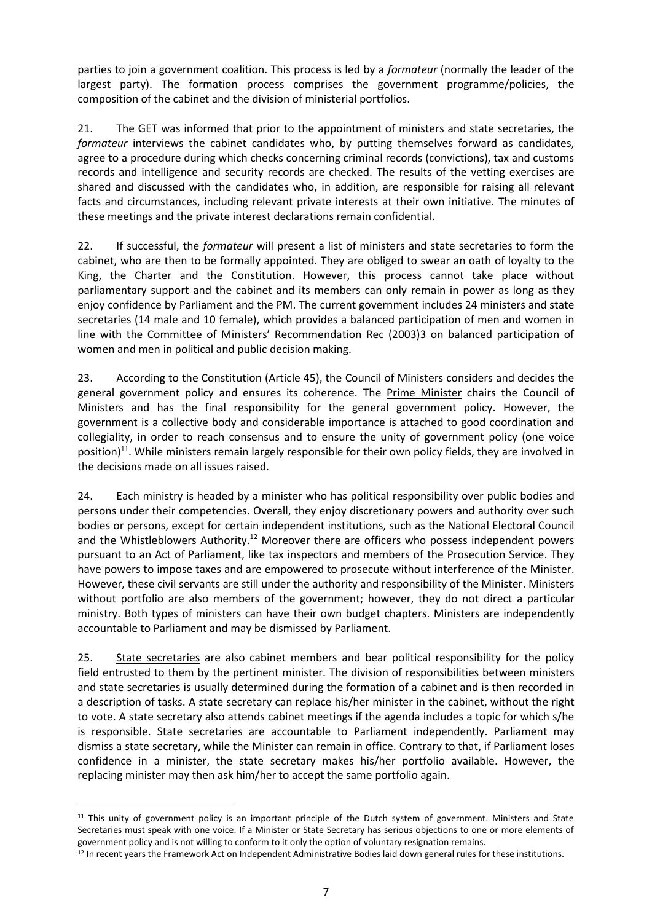parties to join a government coalition. This process is led by a *formateur* (normally the leader of the largest party). The formation process comprises the government programme/policies, the composition of the cabinet and the division of ministerial portfolios.

21. The GET was informed that prior to the appointment of ministers and state secretaries, the *formateur* interviews the cabinet candidates who, by putting themselves forward as candidates, agree to a procedure during which checks concerning criminal records (convictions), tax and customs records and intelligence and security records are checked. The results of the vetting exercises are shared and discussed with the candidates who, in addition, are responsible for raising all relevant facts and circumstances, including relevant private interests at their own initiative. The minutes of these meetings and the private interest declarations remain confidential.

22. If successful, the *formateur* will present a list of ministers and state secretaries to form the cabinet, who are then to be formally appointed. They are obliged to swear an oath of loyalty to the King, the Charter and the Constitution. However, this process cannot take place without parliamentary support and the cabinet and its members can only remain in power as long as they enjoy confidence by Parliament and the PM. The current government includes 24 ministers and state secretaries (14 male and 10 female), which provides a balanced participation of men and women in line with the Committee of Ministers' Recommendation Rec (2003)3 on balanced participation of women and men in political and public decision making.

23. According to the Constitution (Article 45), the Council of Ministers considers and decides the general government policy and ensures its coherence. The Prime Minister chairs the Council of Ministers and has the final responsibility for the general government policy. However, the government is a collective body and considerable importance is attached to good coordination and collegiality, in order to reach consensus and to ensure the unity of government policy (one voice position)[11]. While ministers remain largely responsible for their own policy fields, they are involved in the decisions made on all issues raised.

24. Each ministry is headed by a minister who has political responsibility over public bodies and persons under their competencies. Overall, they enjoy discretionary powers and authority over such bodies or persons, except for certain independent institutions, such as the National Electoral Council and the Whistleblowers Authority.[12] Moreover there are officers who possess independent powers pursuant to an Act of Parliament, like tax inspectors and members of the Prosecution Service. They have powers to impose taxes and are empowered to prosecute without interference of the Minister. However, these civil servants are still under the authority and responsibility of the Minister. Ministers without portfolio are also members of the government; however, they do not direct a particular ministry. Both types of ministers can have their own budget chapters. Ministers are independently accountable to Parliament and may be dismissed by Parliament.

25. State secretaries are also cabinet members and bear political responsibility for the policy field entrusted to them by the pertinent minister. The division of responsibilities between ministers and state secretaries is usually determined during the formation of a cabinet and is then recorded in a description of tasks. A state secretary can replace his/her minister in the cabinet, without the right to vote. A state secretary also attends cabinet meetings if the agenda includes a topic for which s/he is responsible. State secretaries are accountable to Parliament independently. Parliament may dismiss a state secretary, while the Minister can remain in office. Contrary to that, if Parliament loses confidence in a minister, the state secretary makes his/her portfolio available. However, the replacing minister may then ask him/her to accept the same portfolio again.

---

[11] This unity of government policy is an important principle of the Dutch system of government. Ministers and State Secretaries must speak with one voice. If a Minister or State Secretary has serious objections to one or more elements of government policy and is not willing to conform to it only the option of voluntary resignation remains.

[12] In recent years the Framework Act on Independent Administrative Bodies laid down general rules for these institutions.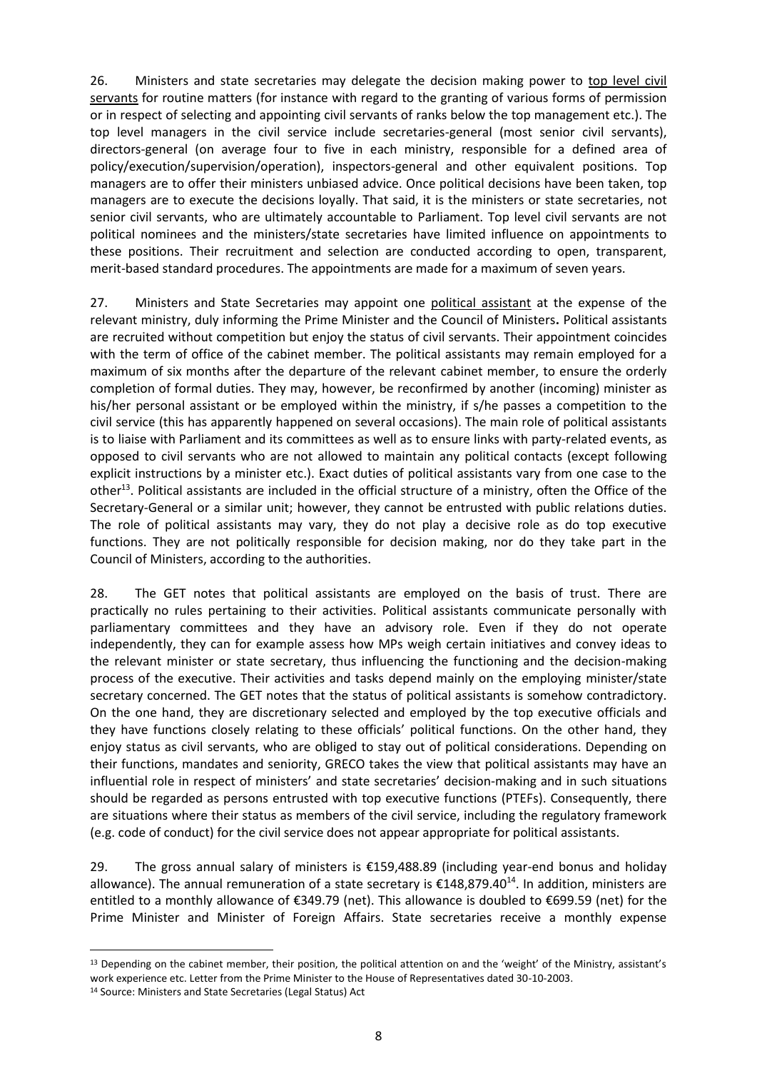26. Ministers and state secretaries may delegate the decision making power to top level civil servants for routine matters (for instance with regard to the granting of various forms of permission or in respect of selecting and appointing civil servants of ranks below the top management etc.). The top level managers in the civil service include secretaries-general (most senior civil servants), directors-general (on average four to five in each ministry, responsible for a defined area of policy/execution/supervision/operation), inspectors-general and other equivalent positions. Top managers are to offer their ministers unbiased advice. Once political decisions have been taken, top managers are to execute the decisions loyally. That said, it is the ministers or state secretaries, not senior civil servants, who are ultimately accountable to Parliament. Top level civil servants are not political nominees and the ministers/state secretaries have limited influence on appointments to these positions. Their recruitment and selection are conducted according to open, transparent, merit-based standard procedures. The appointments are made for a maximum of seven years.

27. Ministers and State Secretaries may appoint one political assistant at the expense of the relevant ministry, duly informing the Prime Minister and the Council of Ministers**.** Political assistants are recruited without competition but enjoy the status of civil servants. Their appointment coincides with the term of office of the cabinet member. The political assistants may remain employed for a maximum of six months after the departure of the relevant cabinet member, to ensure the orderly completion of formal duties. They may, however, be reconfirmed by another (incoming) minister as his/her personal assistant or be employed within the ministry, if s/he passes a competition to the civil service (this has apparently happened on several occasions). The main role of political assistants is to liaise with Parliament and its committees as well as to ensure links with party-related events, as opposed to civil servants who are not allowed to maintain any political contacts (except following explicit instructions by a minister etc.). Exact duties of political assistants vary from one case to the other[13]. Political assistants are included in the official structure of a ministry, often the Office of the Secretary-General or a similar unit; however, they cannot be entrusted with public relations duties. The role of political assistants may vary, they do not play a decisive role as do top executive functions. They are not politically responsible for decision making, nor do they take part in the Council of Ministers, according to the authorities.

28. The GET notes that political assistants are employed on the basis of trust. There are practically no rules pertaining to their activities. Political assistants communicate personally with parliamentary committees and they have an advisory role. Even if they do not operate independently, they can for example assess how MPs weigh certain initiatives and convey ideas to the relevant minister or state secretary, thus influencing the functioning and the decision-making process of the executive. Their activities and tasks depend mainly on the employing minister/state secretary concerned. The GET notes that the status of political assistants is somehow contradictory. On the one hand, they are discretionary selected and employed by the top executive officials and they have functions closely relating to these officials' political functions. On the other hand, they enjoy status as civil servants, who are obliged to stay out of political considerations. Depending on their functions, mandates and seniority, GRECO takes the view that political assistants may have an influential role in respect of ministers' and state secretaries' decision-making and in such situations should be regarded as persons entrusted with top executive functions (PTEFs). Consequently, there are situations where their status as members of the civil service, including the regulatory framework (e.g. code of conduct) for the civil service does not appear appropriate for political assistants.

29. The gross annual salary of ministers is €159,488.89 (including year-end bonus and holiday allowance). The annual remuneration of a state secretary is €148,879.40[14]. In addition, ministers are entitled to a monthly allowance of €349.79 (net). This allowance is doubled to €699.59 (net) for the Prime Minister and Minister of Foreign Affairs. State secretaries receive a monthly expense

---

[13] Depending on the cabinet member, their position, the political attention on and the 'weight' of the Ministry, assistant's work experience etc. Letter from the Prime Minister to the House of Representatives dated 30-10-2003.

[14] Source: Ministers and State Secretaries (Legal Status) Act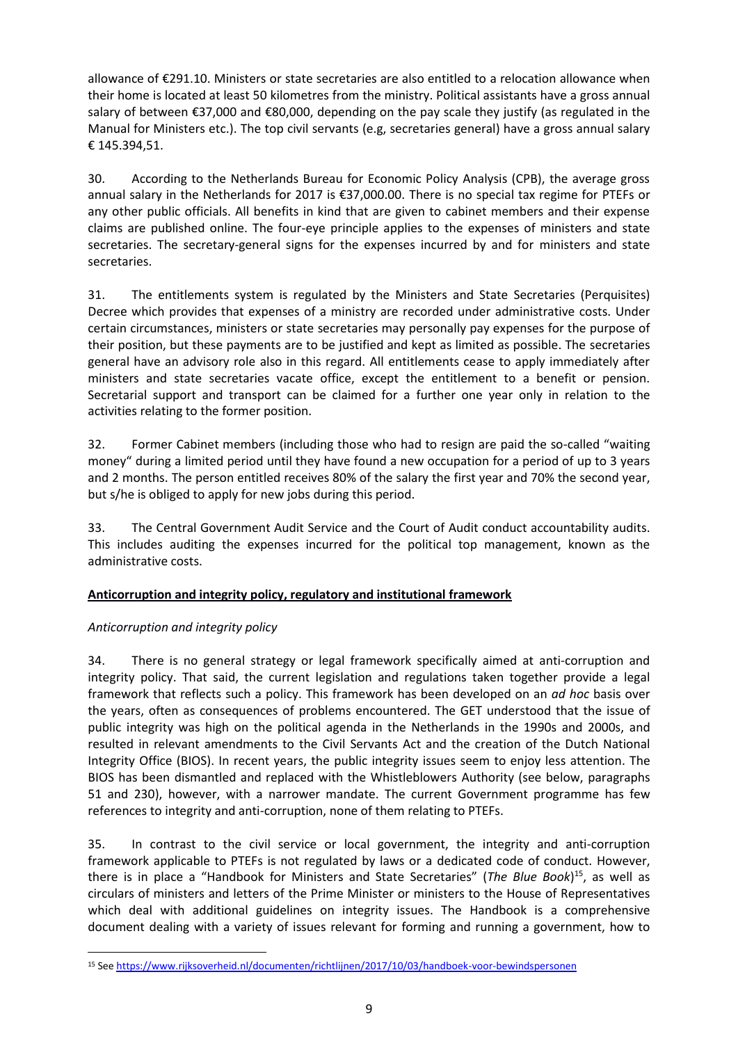allowance of €291.10. Ministers or state secretaries are also entitled to a relocation allowance when their home is located at least 50 kilometres from the ministry. Political assistants have a gross annual salary of between €37,000 and €80,000, depending on the pay scale they justify (as regulated in the Manual for Ministers etc.). The top civil servants (e.g, secretaries general) have a gross annual salary € 145.394,51.

30. According to the Netherlands Bureau for Economic Policy Analysis (CPB), the average gross annual salary in the Netherlands for 2017 is €37,000.00. There is no special tax regime for PTEFs or any other public officials. All benefits in kind that are given to cabinet members and their expense claims are published online. The four-eye principle applies to the expenses of ministers and state secretaries. The secretary-general signs for the expenses incurred by and for ministers and state secretaries.

31. The entitlements system is regulated by the Ministers and State Secretaries (Perquisites) Decree which provides that expenses of a ministry are recorded under administrative costs. Under certain circumstances, ministers or state secretaries may personally pay expenses for the purpose of their position, but these payments are to be justified and kept as limited as possible. The secretaries general have an advisory role also in this regard. All entitlements cease to apply immediately after ministers and state secretaries vacate office, except the entitlement to a benefit or pension. Secretarial support and transport can be claimed for a further one year only in relation to the activities relating to the former position.

32. Former Cabinet members (including those who had to resign are paid the so-called "waiting money" during a limited period until they have found a new occupation for a period of up to 3 years and 2 months. The person entitled receives 80% of the salary the first year and 70% the second year, but s/he is obliged to apply for new jobs during this period.

33. The Central Government Audit Service and the Court of Audit conduct accountability audits. This includes auditing the expenses incurred for the political top management, known as the administrative costs.

## Anticorruption and integrity policy, regulatory and institutional framework

### *Anticorruption and integrity policy*

34. There is no general strategy or legal framework specifically aimed at anti-corruption and integrity policy. That said, the current legislation and regulations taken together provide a legal framework that reflects such a policy. This framework has been developed on an *ad hoc* basis over the years, often as consequences of problems encountered. The GET understood that the issue of public integrity was high on the political agenda in the Netherlands in the 1990s and 2000s, and resulted in relevant amendments to the Civil Servants Act and the creation of the Dutch National Integrity Office (BIOS). In recent years, the public integrity issues seem to enjoy less attention. The BIOS has been dismantled and replaced with the Whistleblowers Authority (see below, paragraphs 51 and 230), however, with a narrower mandate. The current Government programme has few references to integrity and anti-corruption, none of them relating to PTEFs.

35. In contrast to the civil service or local government, the integrity and anti-corruption framework applicable to PTEFs is not regulated by laws or a dedicated code of conduct. However, there is in place a "Handbook for Ministers and State Secretaries" (*The Blue Book*)[15], as well as circulars of ministers and letters of the Prime Minister or ministers to the House of Representatives which deal with additional guidelines on integrity issues. The Handbook is a comprehensive document dealing with a variety of issues relevant for forming and running a government, how to

---

[15] See https://www.rijksoverheid.nl/documenten/richtlijnen/2017/10/03/handboek-voor-bewindspersonen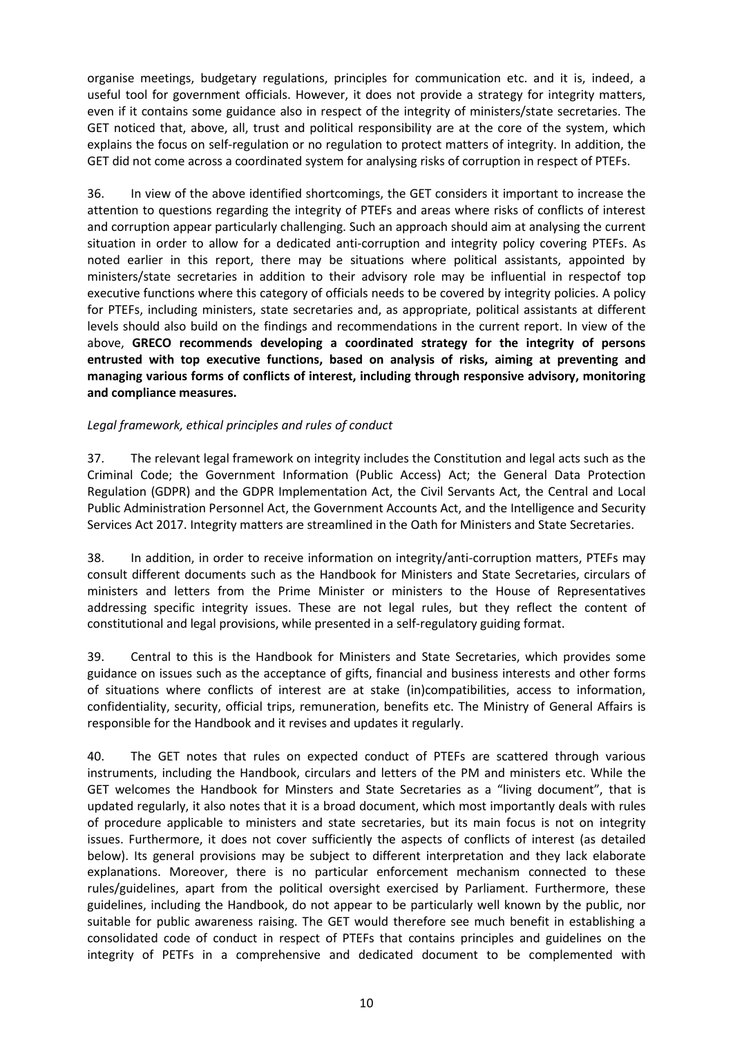organise meetings, budgetary regulations, principles for communication etc. and it is, indeed, a useful tool for government officials. However, it does not provide a strategy for integrity matters, even if it contains some guidance also in respect of the integrity of ministers/state secretaries. The GET noticed that, above, all, trust and political responsibility are at the core of the system, which explains the focus on self-regulation or no regulation to protect matters of integrity. In addition, the GET did not come across a coordinated system for analysing risks of corruption in respect of PTEFs.

36. In view of the above identified shortcomings, the GET considers it important to increase the attention to questions regarding the integrity of PTEFs and areas where risks of conflicts of interest and corruption appear particularly challenging. Such an approach should aim at analysing the current situation in order to allow for a dedicated anti-corruption and integrity policy covering PTEFs. As noted earlier in this report, there may be situations where political assistants, appointed by ministers/state secretaries in addition to their advisory role may be influential in respectof top executive functions where this category of officials needs to be covered by integrity policies. A policy for PTEFs, including ministers, state secretaries and, as appropriate, political assistants at different levels should also build on the findings and recommendations in the current report. In view of the above, **GRECO recommends developing a coordinated strategy for the integrity of persons entrusted with top executive functions, based on analysis of risks, aiming at preventing and managing various forms of conflicts of interest, including through responsive advisory, monitoring and compliance measures.**

*Legal framework, ethical principles and rules of conduct*

37. The relevant legal framework on integrity includes the Constitution and legal acts such as the Criminal Code; the Government Information (Public Access) Act; the General Data Protection Regulation (GDPR) and the GDPR Implementation Act, the Civil Servants Act, the Central and Local Public Administration Personnel Act, the Government Accounts Act, and the Intelligence and Security Services Act 2017. Integrity matters are streamlined in the Oath for Ministers and State Secretaries.

38. In addition, in order to receive information on integrity/anti-corruption matters, PTEFs may consult different documents such as the Handbook for Ministers and State Secretaries, circulars of ministers and letters from the Prime Minister or ministers to the House of Representatives addressing specific integrity issues. These are not legal rules, but they reflect the content of constitutional and legal provisions, while presented in a self-regulatory guiding format.

39. Central to this is the Handbook for Ministers and State Secretaries, which provides some guidance on issues such as the acceptance of gifts, financial and business interests and other forms of situations where conflicts of interest are at stake (in)compatibilities, access to information, confidentiality, security, official trips, remuneration, benefits etc. The Ministry of General Affairs is responsible for the Handbook and it revises and updates it regularly.

40. The GET notes that rules on expected conduct of PTEFs are scattered through various instruments, including the Handbook, circulars and letters of the PM and ministers etc. While the GET welcomes the Handbook for Minsters and State Secretaries as a "living document", that is updated regularly, it also notes that it is a broad document, which most importantly deals with rules of procedure applicable to ministers and state secretaries, but its main focus is not on integrity issues. Furthermore, it does not cover sufficiently the aspects of conflicts of interest (as detailed below). Its general provisions may be subject to different interpretation and they lack elaborate explanations. Moreover, there is no particular enforcement mechanism connected to these rules/guidelines, apart from the political oversight exercised by Parliament. Furthermore, these guidelines, including the Handbook, do not appear to be particularly well known by the public, nor suitable for public awareness raising. The GET would therefore see much benefit in establishing a consolidated code of conduct in respect of PTEFs that contains principles and guidelines on the integrity of PETFs in a comprehensive and dedicated document to be complemented with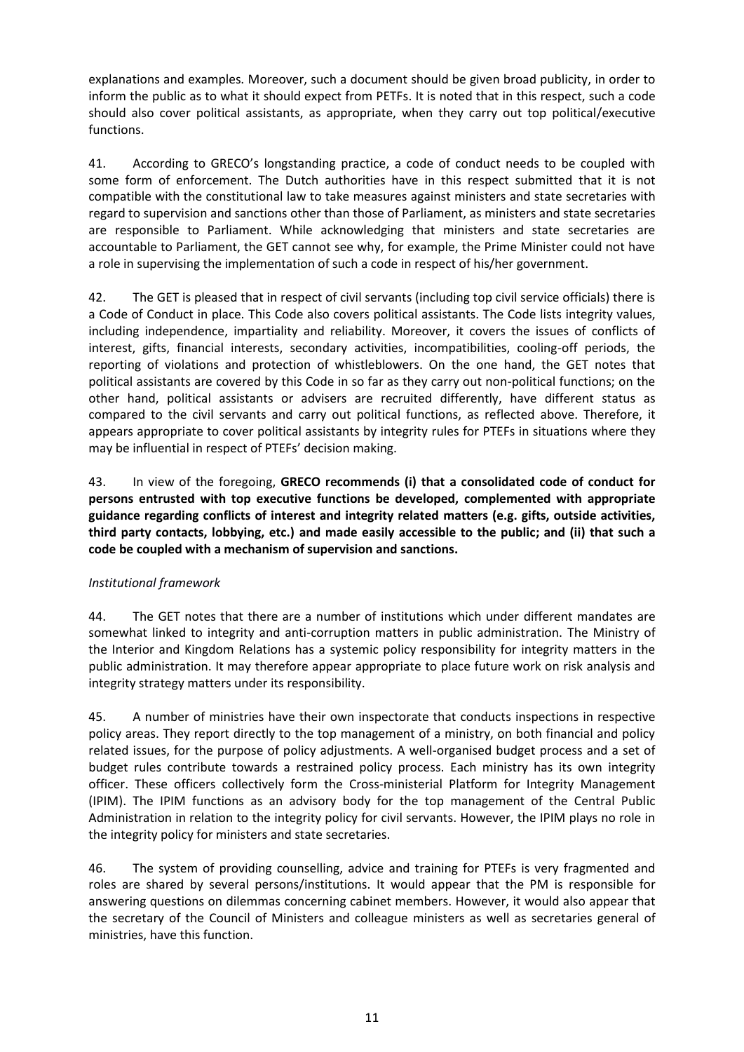explanations and examples. Moreover, such a document should be given broad publicity, in order to inform the public as to what it should expect from PETFs. It is noted that in this respect, such a code should also cover political assistants, as appropriate, when they carry out top political/executive functions.

41. According to GRECO's longstanding practice, a code of conduct needs to be coupled with some form of enforcement. The Dutch authorities have in this respect submitted that it is not compatible with the constitutional law to take measures against ministers and state secretaries with regard to supervision and sanctions other than those of Parliament, as ministers and state secretaries are responsible to Parliament. While acknowledging that ministers and state secretaries are accountable to Parliament, the GET cannot see why, for example, the Prime Minister could not have a role in supervising the implementation of such a code in respect of his/her government.

42. The GET is pleased that in respect of civil servants (including top civil service officials) there is a Code of Conduct in place. This Code also covers political assistants. The Code lists integrity values, including independence, impartiality and reliability. Moreover, it covers the issues of conflicts of interest, gifts, financial interests, secondary activities, incompatibilities, cooling-off periods, the reporting of violations and protection of whistleblowers. On the one hand, the GET notes that political assistants are covered by this Code in so far as they carry out non-political functions; on the other hand, political assistants or advisers are recruited differently, have different status as compared to the civil servants and carry out political functions, as reflected above. Therefore, it appears appropriate to cover political assistants by integrity rules for PTEFs in situations where they may be influential in respect of PTEFs' decision making.

43. In view of the foregoing, **GRECO recommends (i) that a consolidated code of conduct for persons entrusted with top executive functions be developed, complemented with appropriate guidance regarding conflicts of interest and integrity related matters (e.g. gifts, outside activities, third party contacts, lobbying, etc.) and made easily accessible to the public; and (ii) that such a code be coupled with a mechanism of supervision and sanctions.**

*Institutional framework*

44. The GET notes that there are a number of institutions which under different mandates are somewhat linked to integrity and anti-corruption matters in public administration. The Ministry of the Interior and Kingdom Relations has a systemic policy responsibility for integrity matters in the public administration. It may therefore appear appropriate to place future work on risk analysis and integrity strategy matters under its responsibility.

45. A number of ministries have their own inspectorate that conducts inspections in respective policy areas. They report directly to the top management of a ministry, on both financial and policy related issues, for the purpose of policy adjustments. A well-organised budget process and a set of budget rules contribute towards a restrained policy process. Each ministry has its own integrity officer. These officers collectively form the Cross-ministerial Platform for Integrity Management (IPIM). The IPIM functions as an advisory body for the top management of the Central Public Administration in relation to the integrity policy for civil servants. However, the IPIM plays no role in the integrity policy for ministers and state secretaries.

46. The system of providing counselling, advice and training for PTEFs is very fragmented and roles are shared by several persons/institutions. It would appear that the PM is responsible for answering questions on dilemmas concerning cabinet members. However, it would also appear that the secretary of the Council of Ministers and colleague ministers as well as secretaries general of ministries, have this function.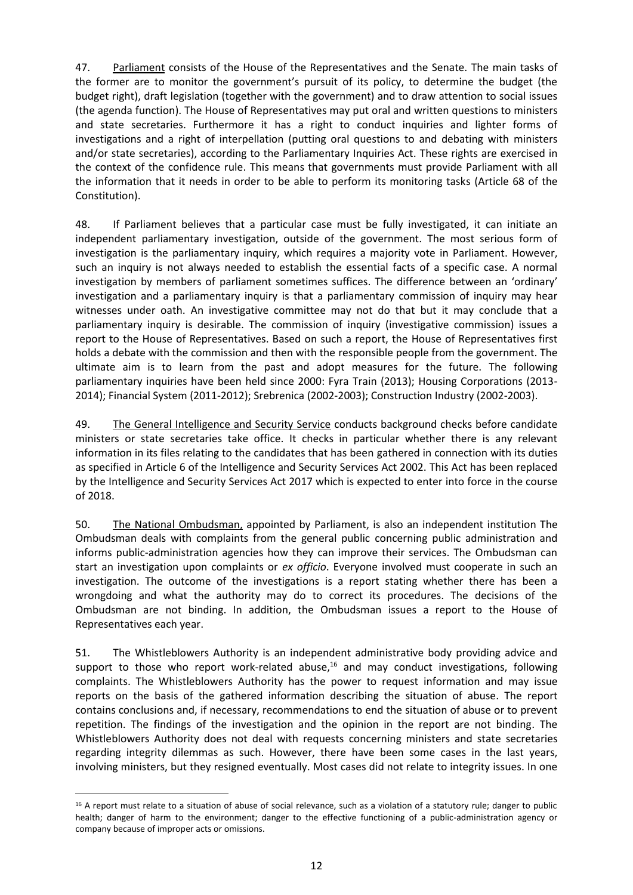47. Parliament consists of the House of the Representatives and the Senate. The main tasks of the former are to monitor the government's pursuit of its policy, to determine the budget (the budget right), draft legislation (together with the government) and to draw attention to social issues (the agenda function). The House of Representatives may put oral and written questions to ministers and state secretaries. Furthermore it has a right to conduct inquiries and lighter forms of investigations and a right of interpellation (putting oral questions to and debating with ministers and/or state secretaries), according to the Parliamentary Inquiries Act. These rights are exercised in the context of the confidence rule. This means that governments must provide Parliament with all the information that it needs in order to be able to perform its monitoring tasks (Article 68 of the Constitution).

48. If Parliament believes that a particular case must be fully investigated, it can initiate an independent parliamentary investigation, outside of the government. The most serious form of investigation is the parliamentary inquiry, which requires a majority vote in Parliament. However, such an inquiry is not always needed to establish the essential facts of a specific case. A normal investigation by members of parliament sometimes suffices. The difference between an 'ordinary' investigation and a parliamentary inquiry is that a parliamentary commission of inquiry may hear witnesses under oath. An investigative committee may not do that but it may conclude that a parliamentary inquiry is desirable. The commission of inquiry (investigative commission) issues a report to the House of Representatives. Based on such a report, the House of Representatives first holds a debate with the commission and then with the responsible people from the government. The ultimate aim is to learn from the past and adopt measures for the future. The following parliamentary inquiries have been held since 2000: Fyra Train (2013); Housing Corporations (2013-2014); Financial System (2011-2012); Srebrenica (2002-2003); Construction Industry (2002-2003).

49. The General Intelligence and Security Service conducts background checks before candidate ministers or state secretaries take office. It checks in particular whether there is any relevant information in its files relating to the candidates that has been gathered in connection with its duties as specified in Article 6 of the Intelligence and Security Services Act 2002. This Act has been replaced by the Intelligence and Security Services Act 2017 which is expected to enter into force in the course of 2018.

50. The National Ombudsman, appointed by Parliament, is also an independent institution The Ombudsman deals with complaints from the general public concerning public administration and informs public-administration agencies how they can improve their services. The Ombudsman can start an investigation upon complaints or *ex officio*. Everyone involved must cooperate in such an investigation. The outcome of the investigations is a report stating whether there has been a wrongdoing and what the authority may do to correct its procedures. The decisions of the Ombudsman are not binding. In addition, the Ombudsman issues a report to the House of Representatives each year.

51. The Whistleblowers Authority is an independent administrative body providing advice and support to those who report work-related abuse,[16] and may conduct investigations, following complaints. The Whistleblowers Authority has the power to request information and may issue reports on the basis of the gathered information describing the situation of abuse. The report contains conclusions and, if necessary, recommendations to end the situation of abuse or to prevent repetition. The findings of the investigation and the opinion in the report are not binding. The Whistleblowers Authority does not deal with requests concerning ministers and state secretaries regarding integrity dilemmas as such. However, there have been some cases in the last years, involving ministers, but they resigned eventually. Most cases did not relate to integrity issues. In one

[16] A report must relate to a situation of abuse of social relevance, such as a violation of a statutory rule; danger to public health; danger of harm to the environment; danger to the effective functioning of a public-administration agency or company because of improper acts or omissions.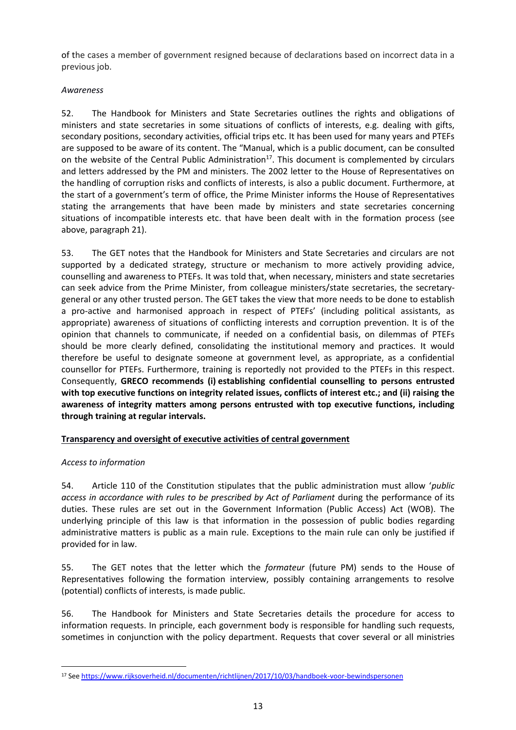of the cases a member of government resigned because of declarations based on incorrect data in a previous job.

*Awareness*

52. The Handbook for Ministers and State Secretaries outlines the rights and obligations of ministers and state secretaries in some situations of conflicts of interests, e.g. dealing with gifts, secondary positions, secondary activities, official trips etc. It has been used for many years and PTEFs are supposed to be aware of its content. The "Manual, which is a public document, can be consulted on the website of the Central Public Administration[17]. This document is complemented by circulars and letters addressed by the PM and ministers. The 2002 letter to the House of Representatives on the handling of corruption risks and conflicts of interests, is also a public document. Furthermore, at the start of a government's term of office, the Prime Minister informs the House of Representatives stating the arrangements that have been made by ministers and state secretaries concerning situations of incompatible interests etc. that have been dealt with in the formation process (see above, paragraph 21).

53. The GET notes that the Handbook for Ministers and State Secretaries and circulars are not supported by a dedicated strategy, structure or mechanism to more actively providing advice, counselling and awareness to PTEFs. It was told that, when necessary, ministers and state secretaries can seek advice from the Prime Minister, from colleague ministers/state secretaries, the secretary-general or any other trusted person. The GET takes the view that more needs to be done to establish a pro-active and harmonised approach in respect of PTEFs' (including political assistants, as appropriate) awareness of situations of conflicting interests and corruption prevention. It is of the opinion that channels to communicate, if needed on a confidential basis, on dilemmas of PTEFs should be more clearly defined, consolidating the institutional memory and practices. It would therefore be useful to designate someone at government level, as appropriate, as a confidential counsellor for PTEFs. Furthermore, training is reportedly not provided to the PTEFs in this respect. Consequently, **GRECO recommends (i) establishing confidential counselling to persons entrusted with top executive functions on integrity related issues, conflicts of interest etc.; and (ii) raising the awareness of integrity matters among persons entrusted with top executive functions, including through training at regular intervals.**

## Transparency and oversight of executive activities of central government

*Access to information*

54. Article 110 of the Constitution stipulates that the public administration must allow '*public access in accordance with rules to be prescribed by Act of Parliament* during the performance of its duties. These rules are set out in the Government Information (Public Access) Act (WOB). The underlying principle of this law is that information in the possession of public bodies regarding administrative matters is public as a main rule. Exceptions to the main rule can only be justified if provided for in law.

55. The GET notes that the letter which the *formateur* (future PM) sends to the House of Representatives following the formation interview, possibly containing arrangements to resolve (potential) conflicts of interests, is made public.

56. The Handbook for Ministers and State Secretaries details the procedure for access to information requests. In principle, each government body is responsible for handling such requests, sometimes in conjunction with the policy department. Requests that cover several or all ministries

[17] See https://www.rijksoverheid.nl/documenten/richtlijnen/2017/10/03/handboek-voor-bewindspersonen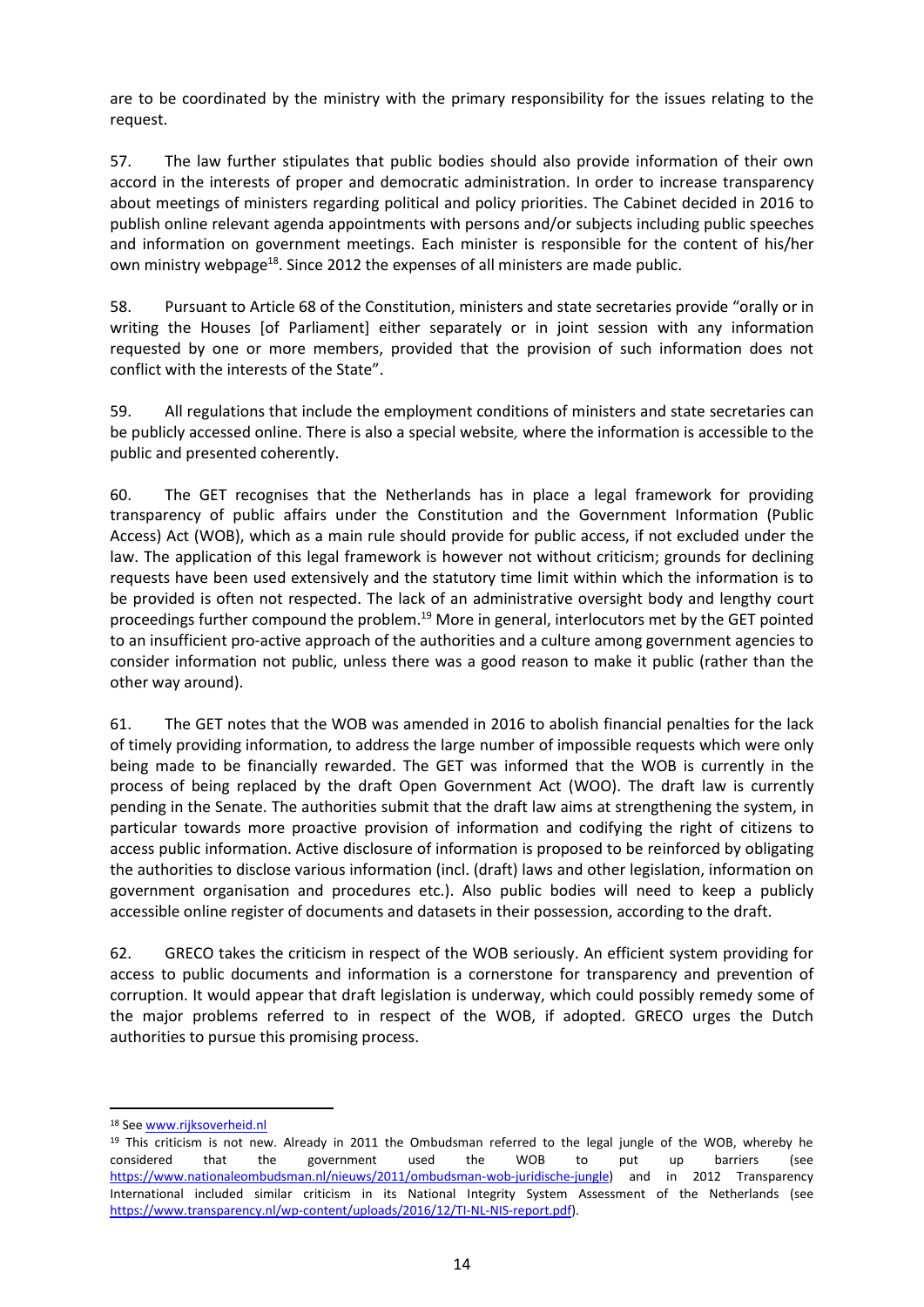are to be coordinated by the ministry with the primary responsibility for the issues relating to the request.

57. The law further stipulates that public bodies should also provide information of their own accord in the interests of proper and democratic administration. In order to increase transparency about meetings of ministers regarding political and policy priorities. The Cabinet decided in 2016 to publish online relevant agenda appointments with persons and/or subjects including public speeches and information on government meetings. Each minister is responsible for the content of his/her own ministry webpage[18]. Since 2012 the expenses of all ministers are made public.

58. Pursuant to Article 68 of the Constitution, ministers and state secretaries provide "orally or in writing the Houses [of Parliament] either separately or in joint session with any information requested by one or more members, provided that the provision of such information does not conflict with the interests of the State".

59. All regulations that include the employment conditions of ministers and state secretaries can be publicly accessed online. There is also a special website, where the information is accessible to the public and presented coherently.

60. The GET recognises that the Netherlands has in place a legal framework for providing transparency of public affairs under the Constitution and the Government Information (Public Access) Act (WOB), which as a main rule should provide for public access, if not excluded under the law. The application of this legal framework is however not without criticism; grounds for declining requests have been used extensively and the statutory time limit within which the information is to be provided is often not respected. The lack of an administrative oversight body and lengthy court proceedings further compound the problem.[19] More in general, interlocutors met by the GET pointed to an insufficient pro-active approach of the authorities and a culture among government agencies to consider information not public, unless there was a good reason to make it public (rather than the other way around).

61. The GET notes that the WOB was amended in 2016 to abolish financial penalties for the lack of timely providing information, to address the large number of impossible requests which were only being made to be financially rewarded. The GET was informed that the WOB is currently in the process of being replaced by the draft Open Government Act (WOO). The draft law is currently pending in the Senate. The authorities submit that the draft law aims at strengthening the system, in particular towards more proactive provision of information and codifying the right of citizens to access public information. Active disclosure of information is proposed to be reinforced by obligating the authorities to disclose various information (incl. (draft) laws and other legislation, information on government organisation and procedures etc.). Also public bodies will need to keep a publicly accessible online register of documents and datasets in their possession, according to the draft.

62. GRECO takes the criticism in respect of the WOB seriously. An efficient system providing for access to public documents and information is a cornerstone for transparency and prevention of corruption. It would appear that draft legislation is underway, which could possibly remedy some of the major problems referred to in respect of the WOB, if adopted. GRECO urges the Dutch authorities to pursue this promising process.

---

[18] See www.rijksoverheid.nl

[19] This criticism is not new. Already in 2011 the Ombudsman referred to the legal jungle of the WOB, whereby he considered that the government used the WOB to put up barriers (see https://www.nationaleombudsman.nl/nieuws/2011/ombudsman-wob-juridische-jungle) and in 2012 Transparency International included similar criticism in its National Integrity System Assessment of the Netherlands (see https://www.transparency.nl/wp-content/uploads/2016/12/TI-NL-NIS-report.pdf).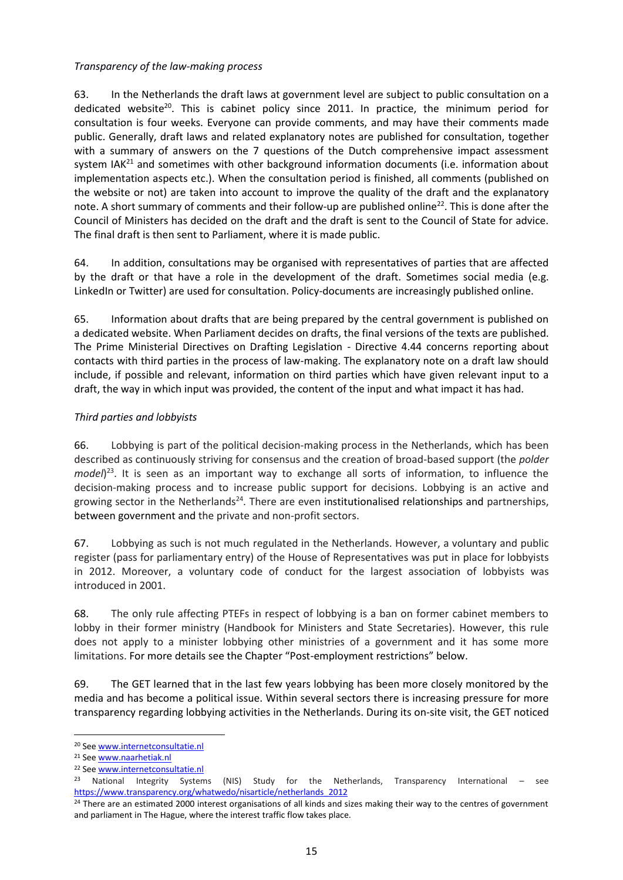*Transparency of the law-making process*

63. In the Netherlands the draft laws at government level are subject to public consultation on a dedicated website[20]. This is cabinet policy since 2011. In practice, the minimum period for consultation is four weeks. Everyone can provide comments, and may have their comments made public. Generally, draft laws and related explanatory notes are published for consultation, together with a summary of answers on the 7 questions of the Dutch comprehensive impact assessment system IAK[21] and sometimes with other background information documents (i.e. information about implementation aspects etc.). When the consultation period is finished, all comments (published on the website or not) are taken into account to improve the quality of the draft and the explanatory note. A short summary of comments and their follow-up are published online[22]. This is done after the Council of Ministers has decided on the draft and the draft is sent to the Council of State for advice. The final draft is then sent to Parliament, where it is made public.

64. In addition, consultations may be organised with representatives of parties that are affected by the draft or that have a role in the development of the draft. Sometimes social media (e.g. LinkedIn or Twitter) are used for consultation. Policy-documents are increasingly published online.

65. Information about drafts that are being prepared by the central government is published on a dedicated website. When Parliament decides on drafts, the final versions of the texts are published. The Prime Ministerial Directives on Drafting Legislation - Directive 4.44 concerns reporting about contacts with third parties in the process of law-making. The explanatory note on a draft law should include, if possible and relevant, information on third parties which have given relevant input to a draft, the way in which input was provided, the content of the input and what impact it has had.

*Third parties and lobbyists*

66. Lobbying is part of the political decision-making process in the Netherlands, which has been described as continuously striving for consensus and the creation of broad-based support (the *polder model*)[23]. It is seen as an important way to exchange all sorts of information, to influence the decision-making process and to increase public support for decisions. Lobbying is an active and growing sector in the Netherlands[24]. There are even institutionalised relationships and partnerships, between government and the private and non-profit sectors.

67. Lobbying as such is not much regulated in the Netherlands. However, a voluntary and public register (pass for parliamentary entry) of the House of Representatives was put in place for lobbyists in 2012. Moreover, a voluntary code of conduct for the largest association of lobbyists was introduced in 2001.

68. The only rule affecting PTEFs in respect of lobbying is a ban on former cabinet members to lobby in their former ministry (Handbook for Ministers and State Secretaries). However, this rule does not apply to a minister lobbying other ministries of a government and it has some more limitations. For more details see the Chapter "Post-employment restrictions" below.

69. The GET learned that in the last few years lobbying has been more closely monitored by the media and has become a political issue. Within several sectors there is increasing pressure for more transparency regarding lobbying activities in the Netherlands. During its on-site visit, the GET noticed

---

[20] See www.internetconsultatie.nl

[21] See www.naarhetiak.nl

[22] See www.internetconsultatie.nl

[23] National Integrity Systems (NIS) Study for the Netherlands, Transparency International – see https://www.transparency.org/whatwedo/nisarticle/netherlands_2012

[24] There are an estimated 2000 interest organisations of all kinds and sizes making their way to the centres of government and parliament in The Hague, where the interest traffic flow takes place.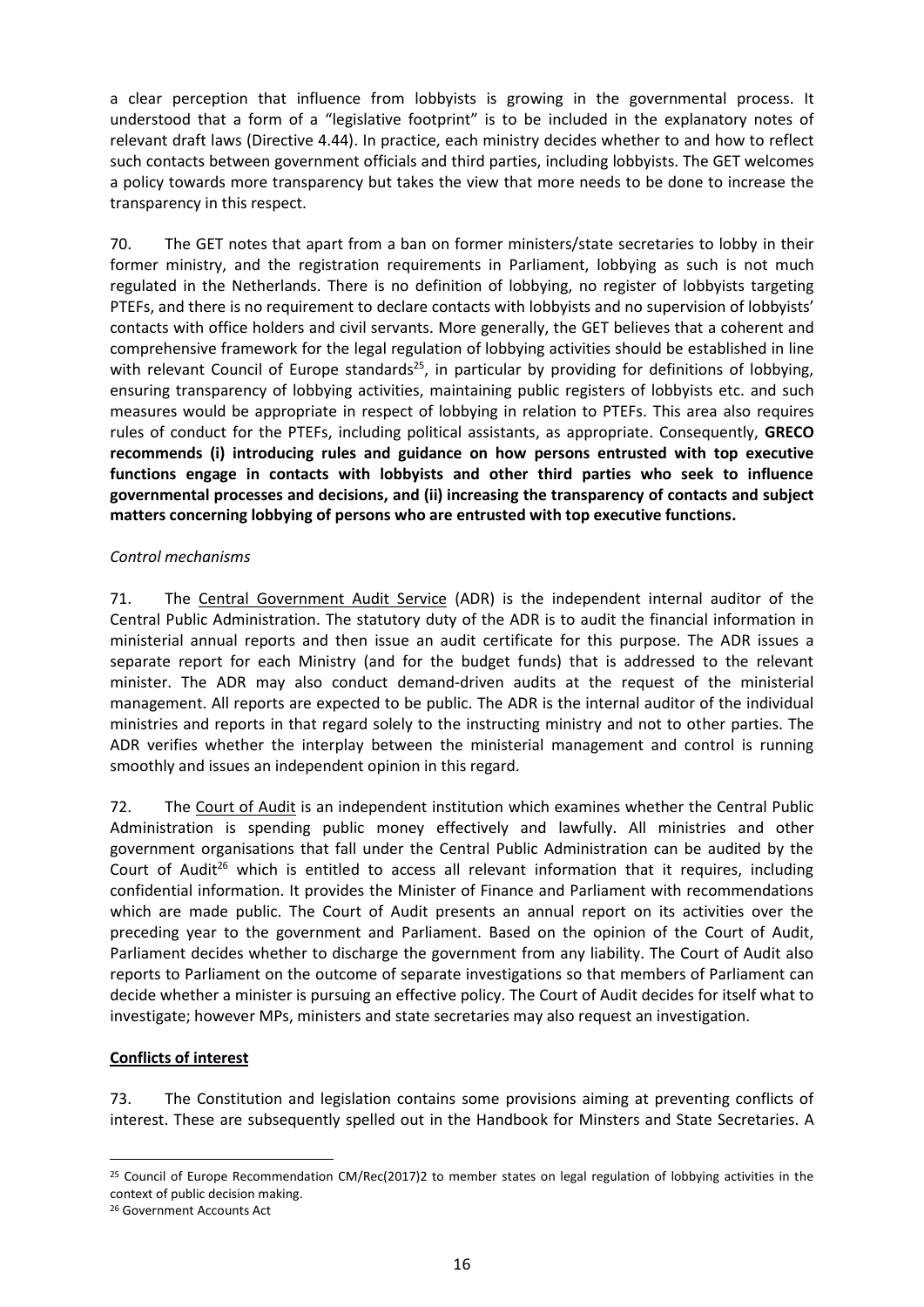a clear perception that influence from lobbyists is growing in the governmental process. It understood that a form of a "legislative footprint" is to be included in the explanatory notes of relevant draft laws (Directive 4.44). In practice, each ministry decides whether to and how to reflect such contacts between government officials and third parties, including lobbyists. The GET welcomes a policy towards more transparency but takes the view that more needs to be done to increase the transparency in this respect.

70. The GET notes that apart from a ban on former ministers/state secretaries to lobby in their former ministry, and the registration requirements in Parliament, lobbying as such is not much regulated in the Netherlands. There is no definition of lobbying, no register of lobbyists targeting PTEFs, and there is no requirement to declare contacts with lobbyists and no supervision of lobbyists' contacts with office holders and civil servants. More generally, the GET believes that a coherent and comprehensive framework for the legal regulation of lobbying activities should be established in line with relevant Council of Europe standards[25], in particular by providing for definitions of lobbying, ensuring transparency of lobbying activities, maintaining public registers of lobbyists etc. and such measures would be appropriate in respect of lobbying in relation to PTEFs. This area also requires rules of conduct for the PTEFs, including political assistants, as appropriate. Consequently, **GRECO recommends (i) introducing rules and guidance on how persons entrusted with top executive functions engage in contacts with lobbyists and other third parties who seek to influence governmental processes and decisions, and (ii) increasing the transparency of contacts and subject matters concerning lobbying of persons who are entrusted with top executive functions.**

*Control mechanisms*

71. The Central Government Audit Service (ADR) is the independent internal auditor of the Central Public Administration. The statutory duty of the ADR is to audit the financial information in ministerial annual reports and then issue an audit certificate for this purpose. The ADR issues a separate report for each Ministry (and for the budget funds) that is addressed to the relevant minister. The ADR may also conduct demand-driven audits at the request of the ministerial management. All reports are expected to be public. The ADR is the internal auditor of the individual ministries and reports in that regard solely to the instructing ministry and not to other parties. The ADR verifies whether the interplay between the ministerial management and control is running smoothly and issues an independent opinion in this regard.

72. The Court of Audit is an independent institution which examines whether the Central Public Administration is spending public money effectively and lawfully. All ministries and other government organisations that fall under the Central Public Administration can be audited by the Court of Audit[26] which is entitled to access all relevant information that it requires, including confidential information. It provides the Minister of Finance and Parliament with recommendations which are made public. The Court of Audit presents an annual report on its activities over the preceding year to the government and Parliament. Based on the opinion of the Court of Audit, Parliament decides whether to discharge the government from any liability. The Court of Audit also reports to Parliament on the outcome of separate investigations so that members of Parliament can decide whether a minister is pursuing an effective policy. The Court of Audit decides for itself what to investigate; however MPs, ministers and state secretaries may also request an investigation.

## Conflicts of interest

73. The Constitution and legislation contains some provisions aiming at preventing conflicts of interest. These are subsequently spelled out in the Handbook for Minsters and State Secretaries. A

---

[25] Council of Europe Recommendation CM/Rec(2017)2 to member states on legal regulation of lobbying activities in the context of public decision making.

[26] Government Accounts Act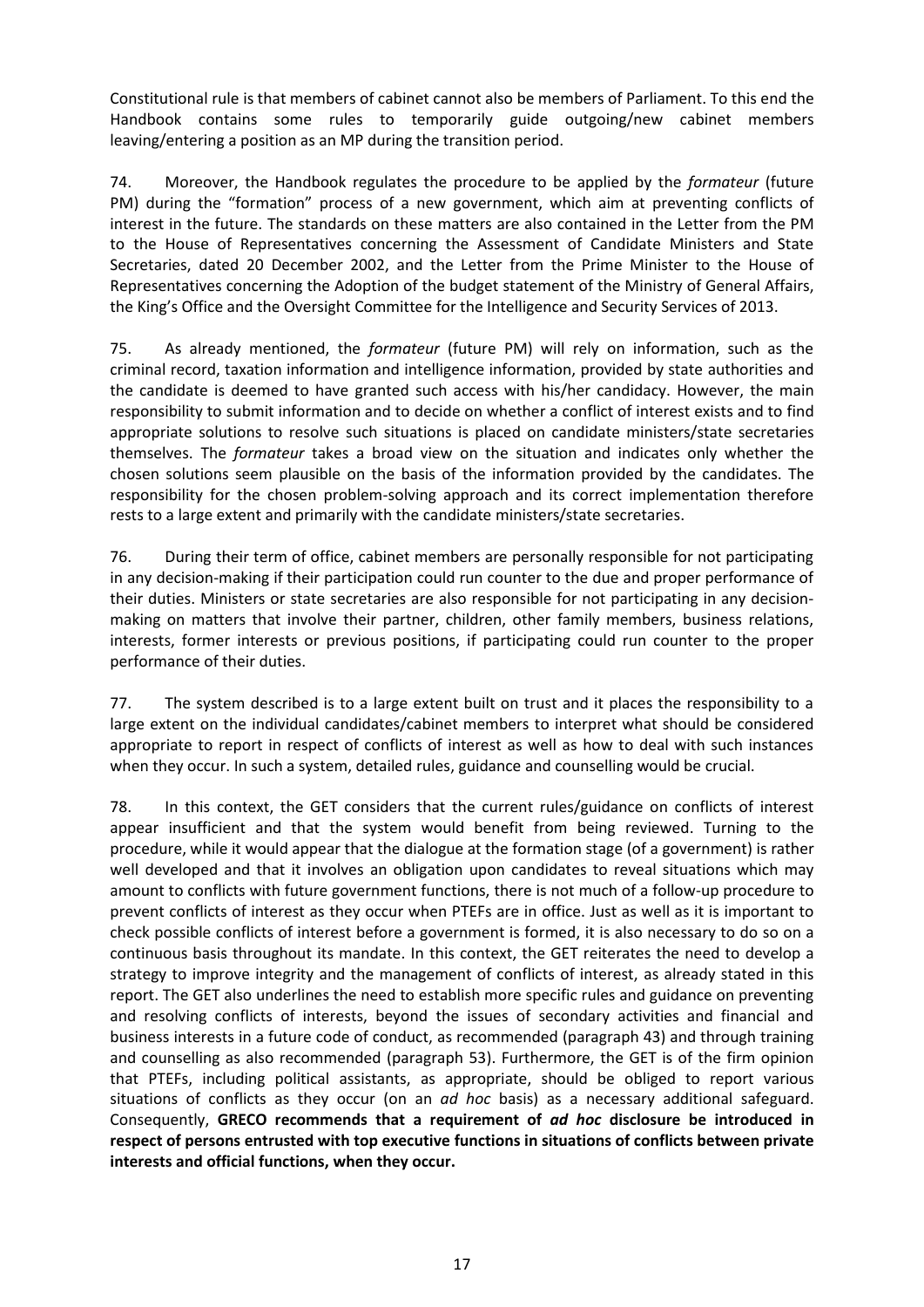Constitutional rule is that members of cabinet cannot also be members of Parliament. To this end the Handbook contains some rules to temporarily guide outgoing/new cabinet members leaving/entering a position as an MP during the transition period.

74. Moreover, the Handbook regulates the procedure to be applied by the *formateur* (future PM) during the "formation" process of a new government, which aim at preventing conflicts of interest in the future. The standards on these matters are also contained in the Letter from the PM to the House of Representatives concerning the Assessment of Candidate Ministers and State Secretaries, dated 20 December 2002, and the Letter from the Prime Minister to the House of Representatives concerning the Adoption of the budget statement of the Ministry of General Affairs, the King's Office and the Oversight Committee for the Intelligence and Security Services of 2013.

75. As already mentioned, the *formateur* (future PM) will rely on information, such as the criminal record, taxation information and intelligence information, provided by state authorities and the candidate is deemed to have granted such access with his/her candidacy. However, the main responsibility to submit information and to decide on whether a conflict of interest exists and to find appropriate solutions to resolve such situations is placed on candidate ministers/state secretaries themselves. The *formateur* takes a broad view on the situation and indicates only whether the chosen solutions seem plausible on the basis of the information provided by the candidates. The responsibility for the chosen problem-solving approach and its correct implementation therefore rests to a large extent and primarily with the candidate ministers/state secretaries.

76. During their term of office, cabinet members are personally responsible for not participating in any decision-making if their participation could run counter to the due and proper performance of their duties. Ministers or state secretaries are also responsible for not participating in any decision-making on matters that involve their partner, children, other family members, business relations, interests, former interests or previous positions, if participating could run counter to the proper performance of their duties.

77. The system described is to a large extent built on trust and it places the responsibility to a large extent on the individual candidates/cabinet members to interpret what should be considered appropriate to report in respect of conflicts of interest as well as how to deal with such instances when they occur. In such a system, detailed rules, guidance and counselling would be crucial.

78. In this context, the GET considers that the current rules/guidance on conflicts of interest appear insufficient and that the system would benefit from being reviewed. Turning to the procedure, while it would appear that the dialogue at the formation stage (of a government) is rather well developed and that it involves an obligation upon candidates to reveal situations which may amount to conflicts with future government functions, there is not much of a follow-up procedure to prevent conflicts of interest as they occur when PTEFs are in office. Just as well as it is important to check possible conflicts of interest before a government is formed, it is also necessary to do so on a continuous basis throughout its mandate. In this context, the GET reiterates the need to develop a strategy to improve integrity and the management of conflicts of interest, as already stated in this report. The GET also underlines the need to establish more specific rules and guidance on preventing and resolving conflicts of interests, beyond the issues of secondary activities and financial and business interests in a future code of conduct, as recommended (paragraph 43) and through training and counselling as also recommended (paragraph 53). Furthermore, the GET is of the firm opinion that PTEFs, including political assistants, as appropriate, should be obliged to report various situations of conflicts as they occur (on an *ad hoc* basis) as a necessary additional safeguard. Consequently, **GRECO recommends that a requirement of *ad hoc* disclosure be introduced in respect of persons entrusted with top executive functions in situations of conflicts between private interests and official functions, when they occur.**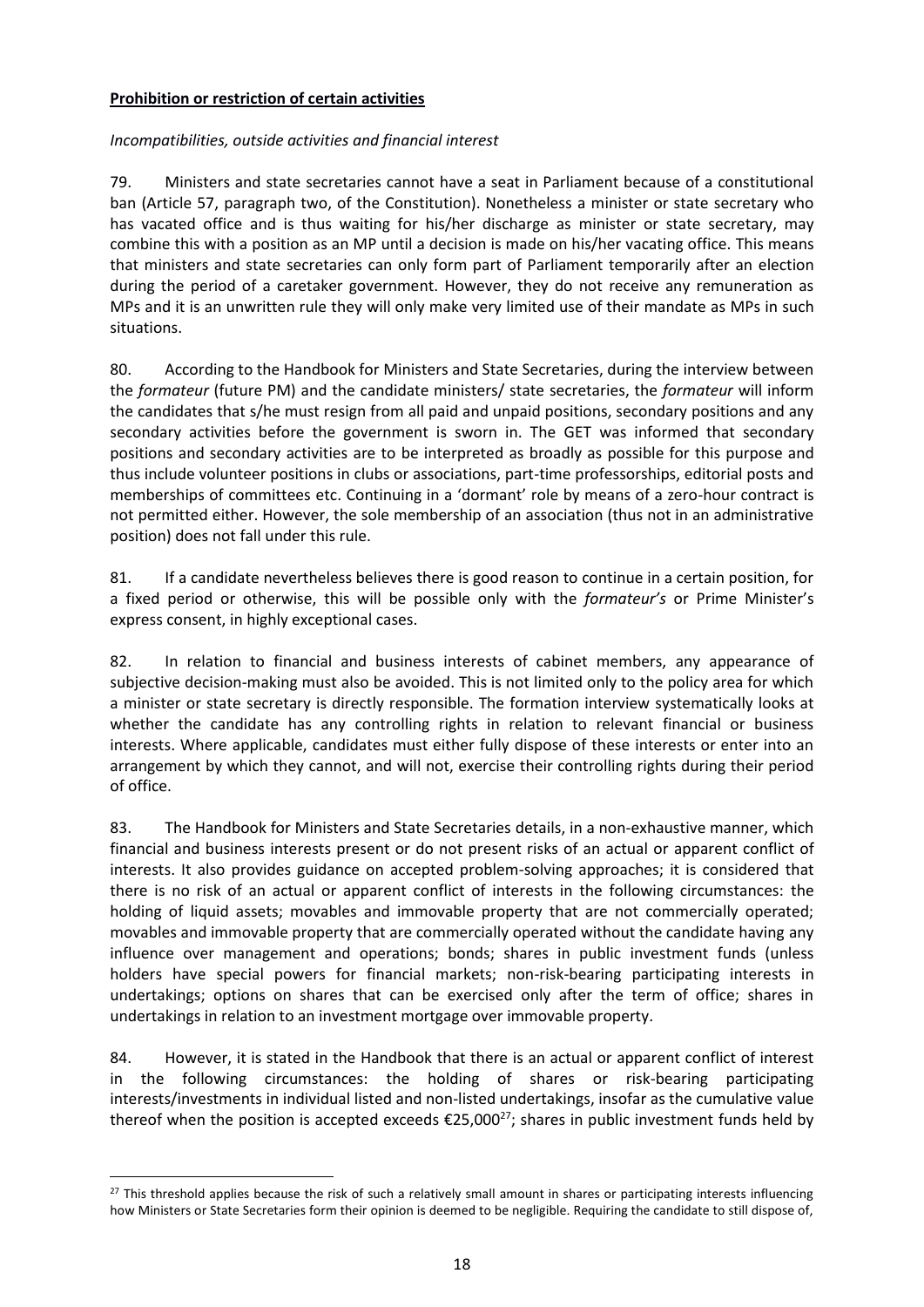**Prohibition or restriction of certain activities**

*Incompatibilities, outside activities and financial interest*

79. Ministers and state secretaries cannot have a seat in Parliament because of a constitutional ban (Article 57, paragraph two, of the Constitution). Nonetheless a minister or state secretary who has vacated office and is thus waiting for his/her discharge as minister or state secretary, may combine this with a position as an MP until a decision is made on his/her vacating office. This means that ministers and state secretaries can only form part of Parliament temporarily after an election during the period of a caretaker government. However, they do not receive any remuneration as MPs and it is an unwritten rule they will only make very limited use of their mandate as MPs in such situations.

80. According to the Handbook for Ministers and State Secretaries, during the interview between the *formateur* (future PM) and the candidate ministers/ state secretaries, the *formateur* will inform the candidates that s/he must resign from all paid and unpaid positions, secondary positions and any secondary activities before the government is sworn in. The GET was informed that secondary positions and secondary activities are to be interpreted as broadly as possible for this purpose and thus include volunteer positions in clubs or associations, part-time professorships, editorial posts and memberships of committees etc. Continuing in a 'dormant' role by means of a zero-hour contract is not permitted either. However, the sole membership of an association (thus not in an administrative position) does not fall under this rule.

81. If a candidate nevertheless believes there is good reason to continue in a certain position, for a fixed period or otherwise, this will be possible only with the *formateur's* or Prime Minister's express consent, in highly exceptional cases.

82. In relation to financial and business interests of cabinet members, any appearance of subjective decision-making must also be avoided. This is not limited only to the policy area for which a minister or state secretary is directly responsible. The formation interview systematically looks at whether the candidate has any controlling rights in relation to relevant financial or business interests. Where applicable, candidates must either fully dispose of these interests or enter into an arrangement by which they cannot, and will not, exercise their controlling rights during their period of office.

83. The Handbook for Ministers and State Secretaries details, in a non-exhaustive manner, which financial and business interests present or do not present risks of an actual or apparent conflict of interests. It also provides guidance on accepted problem-solving approaches; it is considered that there is no risk of an actual or apparent conflict of interests in the following circumstances: the holding of liquid assets; movables and immovable property that are not commercially operated; movables and immovable property that are commercially operated without the candidate having any influence over management and operations; bonds; shares in public investment funds (unless holders have special powers for financial markets; non-risk-bearing participating interests in undertakings; options on shares that can be exercised only after the term of office; shares in undertakings in relation to an investment mortgage over immovable property.

84. However, it is stated in the Handbook that there is an actual or apparent conflict of interest in the following circumstances: the holding of shares or risk-bearing participating interests/investments in individual listed and non-listed undertakings, insofar as the cumulative value thereof when the position is accepted exceeds €25,000[27]; shares in public investment funds held by

[27] This threshold applies because the risk of such a relatively small amount in shares or participating interests influencing how Ministers or State Secretaries form their opinion is deemed to be negligible. Requiring the candidate to still dispose of,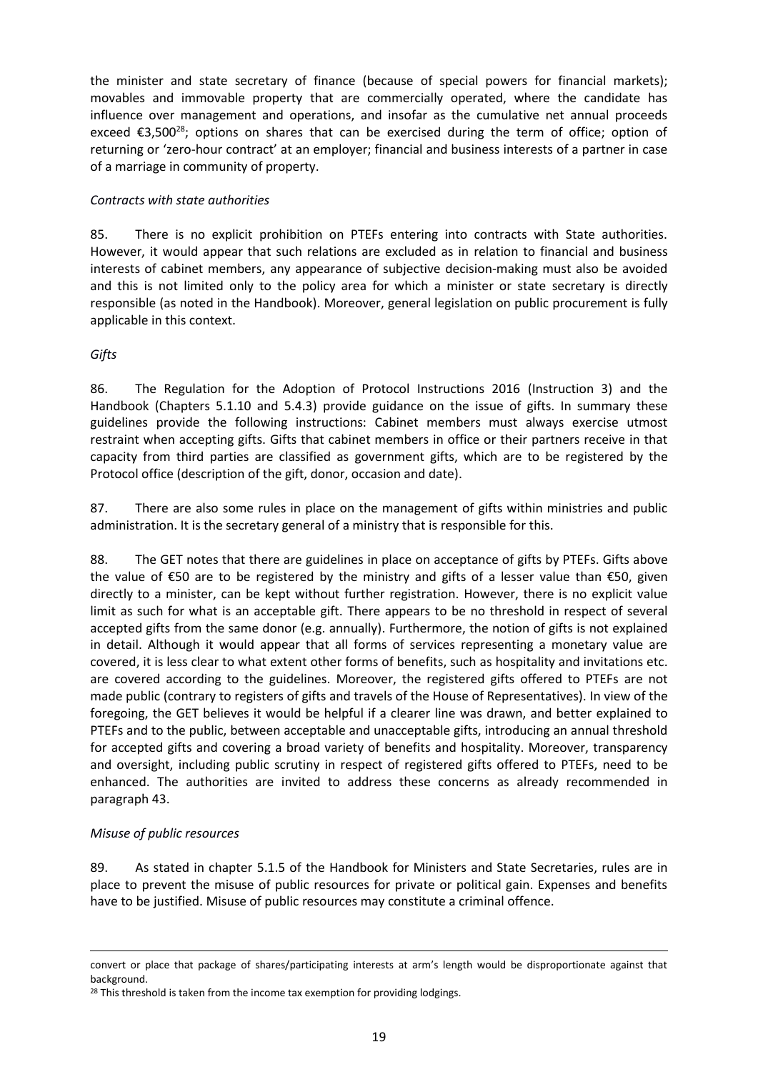the minister and state secretary of finance (because of special powers for financial markets); movables and immovable property that are commercially operated, where the candidate has influence over management and operations, and insofar as the cumulative net annual proceeds exceed €3,500[28]; options on shares that can be exercised during the term of office; option of returning or 'zero-hour contract' at an employer; financial and business interests of a partner in case of a marriage in community of property.

*Contracts with state authorities*

85. There is no explicit prohibition on PTEFs entering into contracts with State authorities. However, it would appear that such relations are excluded as in relation to financial and business interests of cabinet members, any appearance of subjective decision-making must also be avoided and this is not limited only to the policy area for which a minister or state secretary is directly responsible (as noted in the Handbook). Moreover, general legislation on public procurement is fully applicable in this context.

*Gifts*

86. The Regulation for the Adoption of Protocol Instructions 2016 (Instruction 3) and the Handbook (Chapters 5.1.10 and 5.4.3) provide guidance on the issue of gifts. In summary these guidelines provide the following instructions: Cabinet members must always exercise utmost restraint when accepting gifts. Gifts that cabinet members in office or their partners receive in that capacity from third parties are classified as government gifts, which are to be registered by the Protocol office (description of the gift, donor, occasion and date).

87. There are also some rules in place on the management of gifts within ministries and public administration. It is the secretary general of a ministry that is responsible for this.

88. The GET notes that there are guidelines in place on acceptance of gifts by PTEFs. Gifts above the value of €50 are to be registered by the ministry and gifts of a lesser value than €50, given directly to a minister, can be kept without further registration. However, there is no explicit value limit as such for what is an acceptable gift. There appears to be no threshold in respect of several accepted gifts from the same donor (e.g. annually). Furthermore, the notion of gifts is not explained in detail. Although it would appear that all forms of services representing a monetary value are covered, it is less clear to what extent other forms of benefits, such as hospitality and invitations etc. are covered according to the guidelines. Moreover, the registered gifts offered to PTEFs are not made public (contrary to registers of gifts and travels of the House of Representatives). In view of the foregoing, the GET believes it would be helpful if a clearer line was drawn, and better explained to PTEFs and to the public, between acceptable and unacceptable gifts, introducing an annual threshold for accepted gifts and covering a broad variety of benefits and hospitality. Moreover, transparency and oversight, including public scrutiny in respect of registered gifts offered to PTEFs, need to be enhanced. The authorities are invited to address these concerns as already recommended in paragraph 43.

*Misuse of public resources*

89. As stated in chapter 5.1.5 of the Handbook for Ministers and State Secretaries, rules are in place to prevent the misuse of public resources for private or political gain. Expenses and benefits have to be justified. Misuse of public resources may constitute a criminal offence.

---

convert or place that package of shares/participating interests at arm's length would be disproportionate against that background.

[28] This threshold is taken from the income tax exemption for providing lodgings.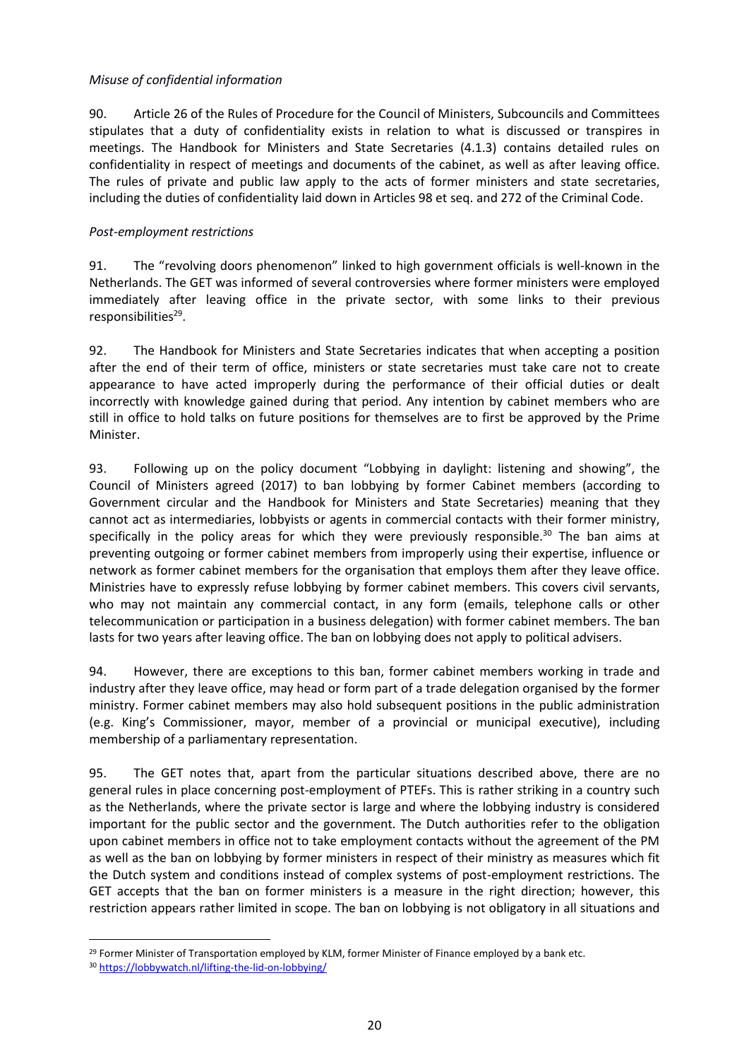*Misuse of confidential information*

90. Article 26 of the Rules of Procedure for the Council of Ministers, Subcouncils and Committees stipulates that a duty of confidentiality exists in relation to what is discussed or transpires in meetings. The Handbook for Ministers and State Secretaries (4.1.3) contains detailed rules on confidentiality in respect of meetings and documents of the cabinet, as well as after leaving office. The rules of private and public law apply to the acts of former ministers and state secretaries, including the duties of confidentiality laid down in Articles 98 et seq. and 272 of the Criminal Code.

*Post-employment restrictions*

91. The "revolving doors phenomenon" linked to high government officials is well-known in the Netherlands. The GET was informed of several controversies where former ministers were employed immediately after leaving office in the private sector, with some links to their previous responsibilities[29].

92. The Handbook for Ministers and State Secretaries indicates that when accepting a position after the end of their term of office, ministers or state secretaries must take care not to create appearance to have acted improperly during the performance of their official duties or dealt incorrectly with knowledge gained during that period. Any intention by cabinet members who are still in office to hold talks on future positions for themselves are to first be approved by the Prime Minister.

93. Following up on the policy document "Lobbying in daylight: listening and showing", the Council of Ministers agreed (2017) to ban lobbying by former Cabinet members (according to Government circular and the Handbook for Ministers and State Secretaries) meaning that they cannot act as intermediaries, lobbyists or agents in commercial contacts with their former ministry, specifically in the policy areas for which they were previously responsible.[30] The ban aims at preventing outgoing or former cabinet members from improperly using their expertise, influence or network as former cabinet members for the organisation that employs them after they leave office. Ministries have to expressly refuse lobbying by former cabinet members. This covers civil servants, who may not maintain any commercial contact, in any form (emails, telephone calls or other telecommunication or participation in a business delegation) with former cabinet members. The ban lasts for two years after leaving office. The ban on lobbying does not apply to political advisers.

94. However, there are exceptions to this ban, former cabinet members working in trade and industry after they leave office, may head or form part of a trade delegation organised by the former ministry. Former cabinet members may also hold subsequent positions in the public administration (e.g. King's Commissioner, mayor, member of a provincial or municipal executive), including membership of a parliamentary representation.

95. The GET notes that, apart from the particular situations described above, there are no general rules in place concerning post-employment of PTEFs. This is rather striking in a country such as the Netherlands, where the private sector is large and where the lobbying industry is considered important for the public sector and the government. The Dutch authorities refer to the obligation upon cabinet members in office not to take employment contacts without the agreement of the PM as well as the ban on lobbying by former ministers in respect of their ministry as measures which fit the Dutch system and conditions instead of complex systems of post-employment restrictions. The GET accepts that the ban on former ministers is a measure in the right direction; however, this restriction appears rather limited in scope. The ban on lobbying is not obligatory in all situations and

---

[29] Former Minister of Transportation employed by KLM, former Minister of Finance employed by a bank etc.

[30] https://lobbywatch.nl/lifting-the-lid-on-lobbying/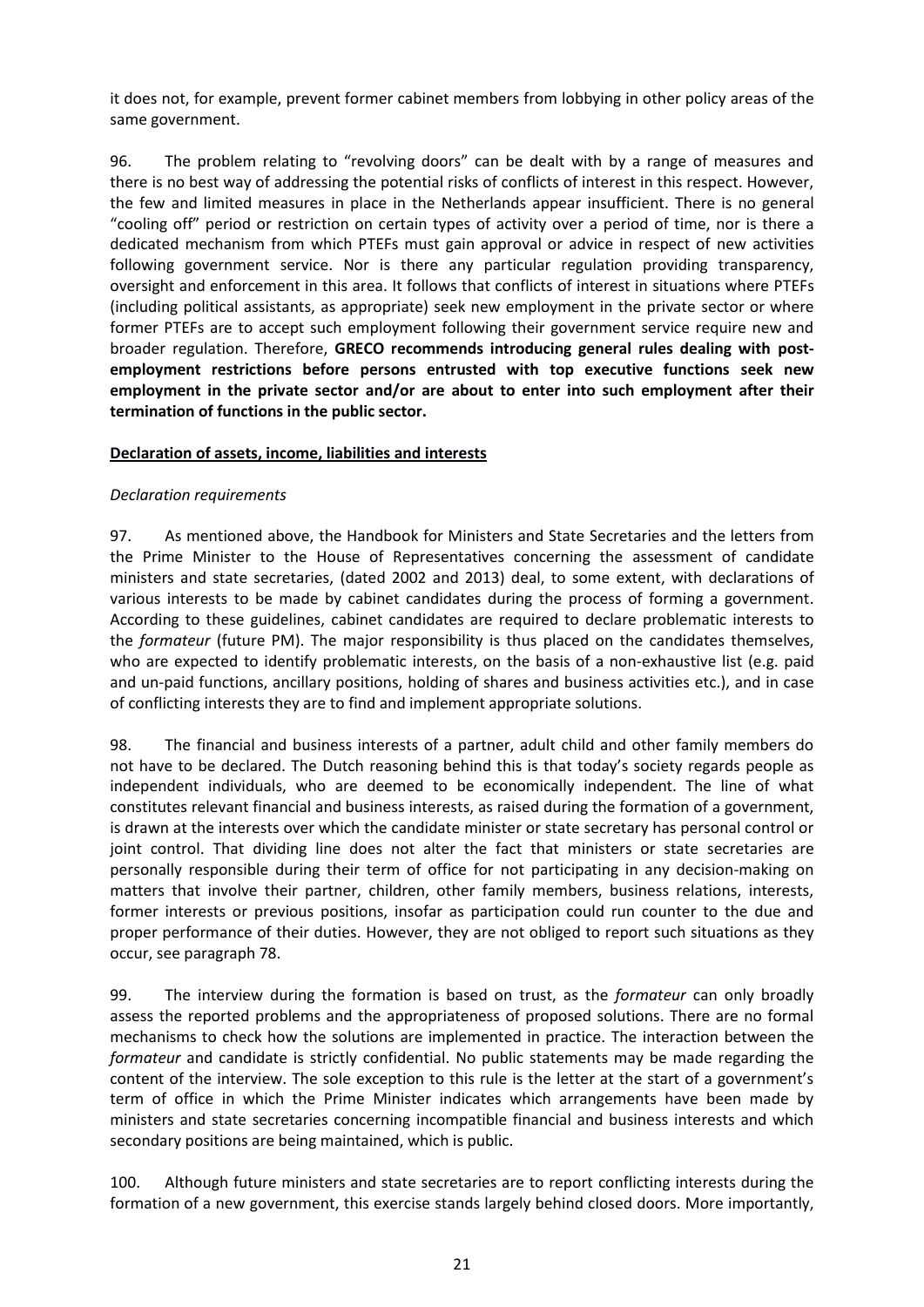it does not, for example, prevent former cabinet members from lobbying in other policy areas of the same government.

96. The problem relating to "revolving doors" can be dealt with by a range of measures and there is no best way of addressing the potential risks of conflicts of interest in this respect. However, the few and limited measures in place in the Netherlands appear insufficient. There is no general "cooling off" period or restriction on certain types of activity over a period of time, nor is there a dedicated mechanism from which PTEFs must gain approval or advice in respect of new activities following government service. Nor is there any particular regulation providing transparency, oversight and enforcement in this area. It follows that conflicts of interest in situations where PTEFs (including political assistants, as appropriate) seek new employment in the private sector or where former PTEFs are to accept such employment following their government service require new and broader regulation. Therefore, **GRECO recommends introducing general rules dealing with post-employment restrictions before persons entrusted with top executive functions seek new employment in the private sector and/or are about to enter into such employment after their termination of functions in the public sector.**

## Declaration of assets, income, liabilities and interests

### *Declaration requirements*

97. As mentioned above, the Handbook for Ministers and State Secretaries and the letters from the Prime Minister to the House of Representatives concerning the assessment of candidate ministers and state secretaries, (dated 2002 and 2013) deal, to some extent, with declarations of various interests to be made by cabinet candidates during the process of forming a government. According to these guidelines, cabinet candidates are required to declare problematic interests to the *formateur* (future PM). The major responsibility is thus placed on the candidates themselves, who are expected to identify problematic interests, on the basis of a non-exhaustive list (e.g. paid and un-paid functions, ancillary positions, holding of shares and business activities etc.), and in case of conflicting interests they are to find and implement appropriate solutions.

98. The financial and business interests of a partner, adult child and other family members do not have to be declared. The Dutch reasoning behind this is that today's society regards people as independent individuals, who are deemed to be economically independent. The line of what constitutes relevant financial and business interests, as raised during the formation of a government, is drawn at the interests over which the candidate minister or state secretary has personal control or joint control. That dividing line does not alter the fact that ministers or state secretaries are personally responsible during their term of office for not participating in any decision-making on matters that involve their partner, children, other family members, business relations, interests, former interests or previous positions, insofar as participation could run counter to the due and proper performance of their duties. However, they are not obliged to report such situations as they occur, see paragraph 78.

99. The interview during the formation is based on trust, as the *formateur* can only broadly assess the reported problems and the appropriateness of proposed solutions. There are no formal mechanisms to check how the solutions are implemented in practice. The interaction between the *formateur* and candidate is strictly confidential. No public statements may be made regarding the content of the interview. The sole exception to this rule is the letter at the start of a government's term of office in which the Prime Minister indicates which arrangements have been made by ministers and state secretaries concerning incompatible financial and business interests and which secondary positions are being maintained, which is public.

100. Although future ministers and state secretaries are to report conflicting interests during the formation of a new government, this exercise stands largely behind closed doors. More importantly,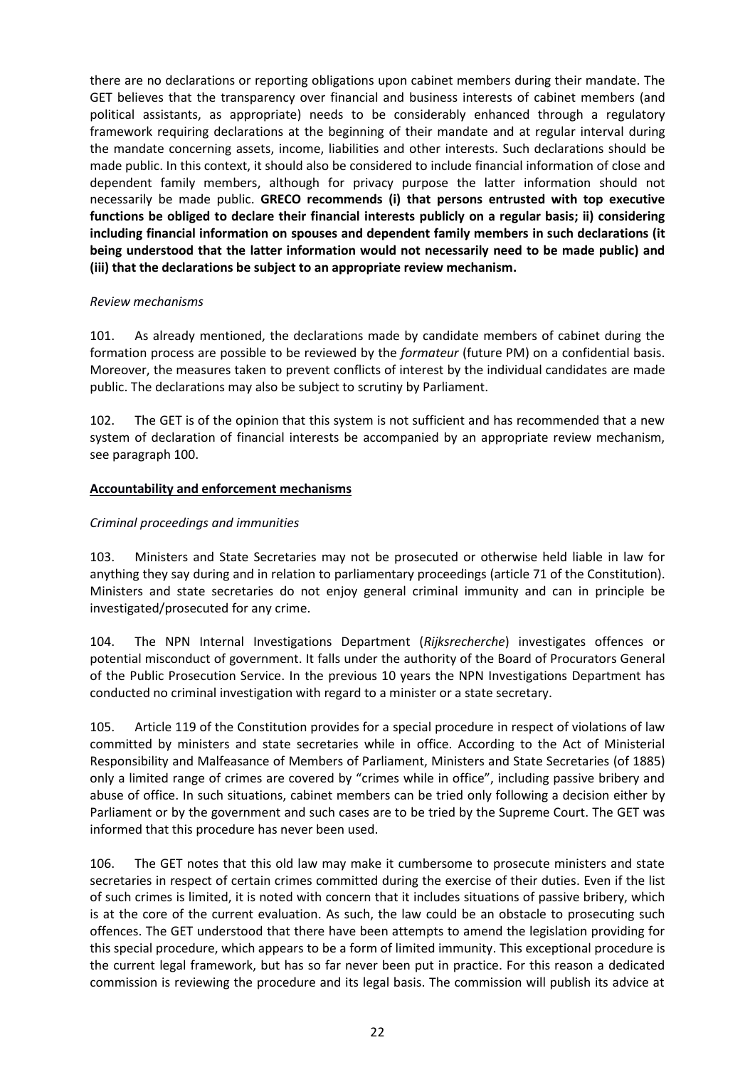there are no declarations or reporting obligations upon cabinet members during their mandate. The GET believes that the transparency over financial and business interests of cabinet members (and political assistants, as appropriate) needs to be considerably enhanced through a regulatory framework requiring declarations at the beginning of their mandate and at regular interval during the mandate concerning assets, income, liabilities and other interests. Such declarations should be made public. In this context, it should also be considered to include financial information of close and dependent family members, although for privacy purpose the latter information should not necessarily be made public. **GRECO recommends (i) that persons entrusted with top executive functions be obliged to declare their financial interests publicly on a regular basis; ii) considering including financial information on spouses and dependent family members in such declarations (it being understood that the latter information would not necessarily need to be made public) and (iii) that the declarations be subject to an appropriate review mechanism.**

*Review mechanisms*

101. As already mentioned, the declarations made by candidate members of cabinet during the formation process are possible to be reviewed by the *formateur* (future PM) on a confidential basis. Moreover, the measures taken to prevent conflicts of interest by the individual candidates are made public. The declarations may also be subject to scrutiny by Parliament.

102. The GET is of the opinion that this system is not sufficient and has recommended that a new system of declaration of financial interests be accompanied by an appropriate review mechanism, see paragraph 100.

## Accountability and enforcement mechanisms

*Criminal proceedings and immunities*

103. Ministers and State Secretaries may not be prosecuted or otherwise held liable in law for anything they say during and in relation to parliamentary proceedings (article 71 of the Constitution). Ministers and state secretaries do not enjoy general criminal immunity and can in principle be investigated/prosecuted for any crime.

104. The NPN Internal Investigations Department (*Rijksrecherche*) investigates offences or potential misconduct of government. It falls under the authority of the Board of Procurators General of the Public Prosecution Service. In the previous 10 years the NPN Investigations Department has conducted no criminal investigation with regard to a minister or a state secretary.

105. Article 119 of the Constitution provides for a special procedure in respect of violations of law committed by ministers and state secretaries while in office. According to the Act of Ministerial Responsibility and Malfeasance of Members of Parliament, Ministers and State Secretaries (of 1885) only a limited range of crimes are covered by "crimes while in office", including passive bribery and abuse of office. In such situations, cabinet members can be tried only following a decision either by Parliament or by the government and such cases are to be tried by the Supreme Court. The GET was informed that this procedure has never been used.

106. The GET notes that this old law may make it cumbersome to prosecute ministers and state secretaries in respect of certain crimes committed during the exercise of their duties. Even if the list of such crimes is limited, it is noted with concern that it includes situations of passive bribery, which is at the core of the current evaluation. As such, the law could be an obstacle to prosecuting such offences. The GET understood that there have been attempts to amend the legislation providing for this special procedure, which appears to be a form of limited immunity. This exceptional procedure is the current legal framework, but has so far never been put in practice. For this reason a dedicated commission is reviewing the procedure and its legal basis. The commission will publish its advice at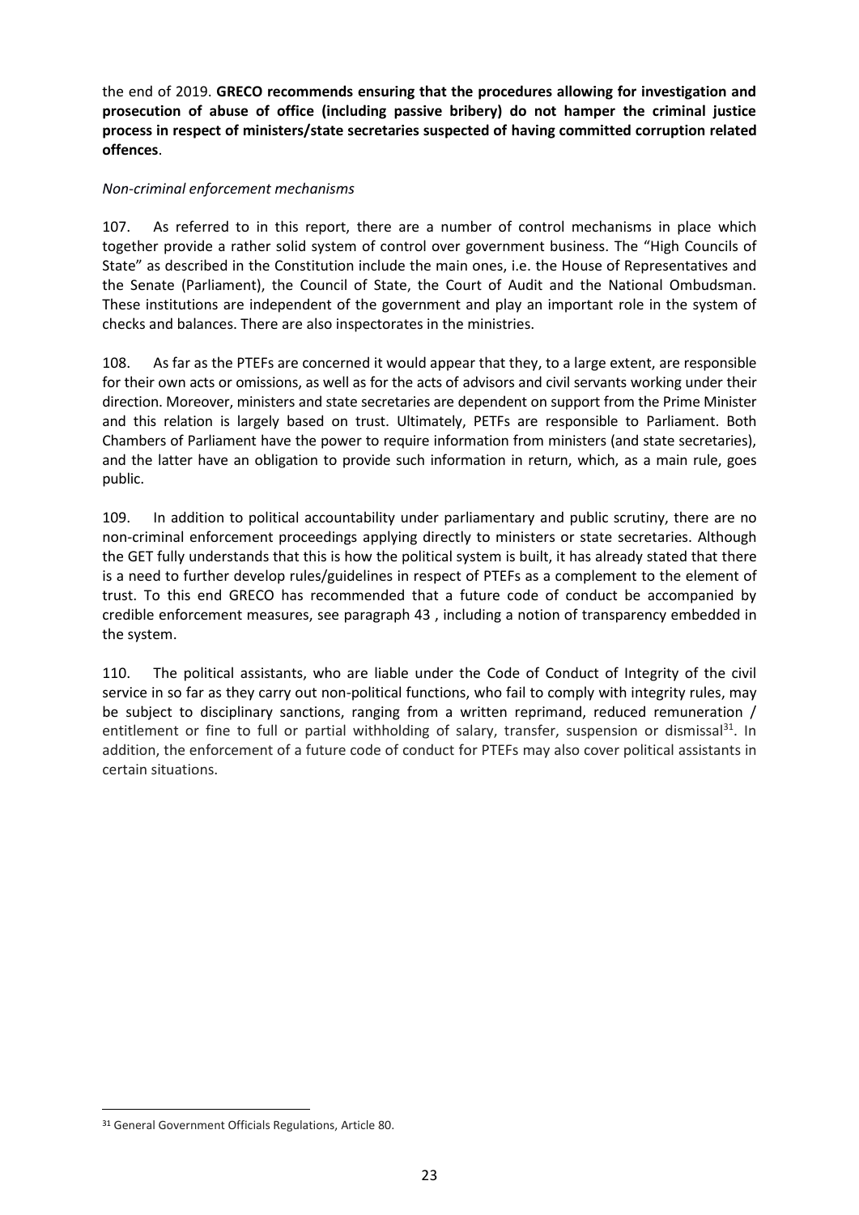the end of 2019. **GRECO recommends ensuring that the procedures allowing for investigation and prosecution of abuse of office (including passive bribery) do not hamper the criminal justice process in respect of ministers/state secretaries suspected of having committed corruption related offences**.

*Non-criminal enforcement mechanisms*

107. As referred to in this report, there are a number of control mechanisms in place which together provide a rather solid system of control over government business. The "High Councils of State" as described in the Constitution include the main ones, i.e. the House of Representatives and the Senate (Parliament), the Council of State, the Court of Audit and the National Ombudsman. These institutions are independent of the government and play an important role in the system of checks and balances. There are also inspectorates in the ministries.

108. As far as the PTEFs are concerned it would appear that they, to a large extent, are responsible for their own acts or omissions, as well as for the acts of advisors and civil servants working under their direction. Moreover, ministers and state secretaries are dependent on support from the Prime Minister and this relation is largely based on trust. Ultimately, PETFs are responsible to Parliament. Both Chambers of Parliament have the power to require information from ministers (and state secretaries), and the latter have an obligation to provide such information in return, which, as a main rule, goes public.

109. In addition to political accountability under parliamentary and public scrutiny, there are no non-criminal enforcement proceedings applying directly to ministers or state secretaries. Although the GET fully understands that this is how the political system is built, it has already stated that there is a need to further develop rules/guidelines in respect of PTEFs as a complement to the element of trust. To this end GRECO has recommended that a future code of conduct be accompanied by credible enforcement measures, see paragraph 43 , including a notion of transparency embedded in the system.

110. The political assistants, who are liable under the Code of Conduct of Integrity of the civil service in so far as they carry out non-political functions, who fail to comply with integrity rules, may be subject to disciplinary sanctions, ranging from a written reprimand, reduced remuneration / entitlement or fine to full or partial withholding of salary, transfer, suspension or dismissal[31]. In addition, the enforcement of a future code of conduct for PTEFs may also cover political assistants in certain situations.

[31] General Government Officials Regulations, Article 80.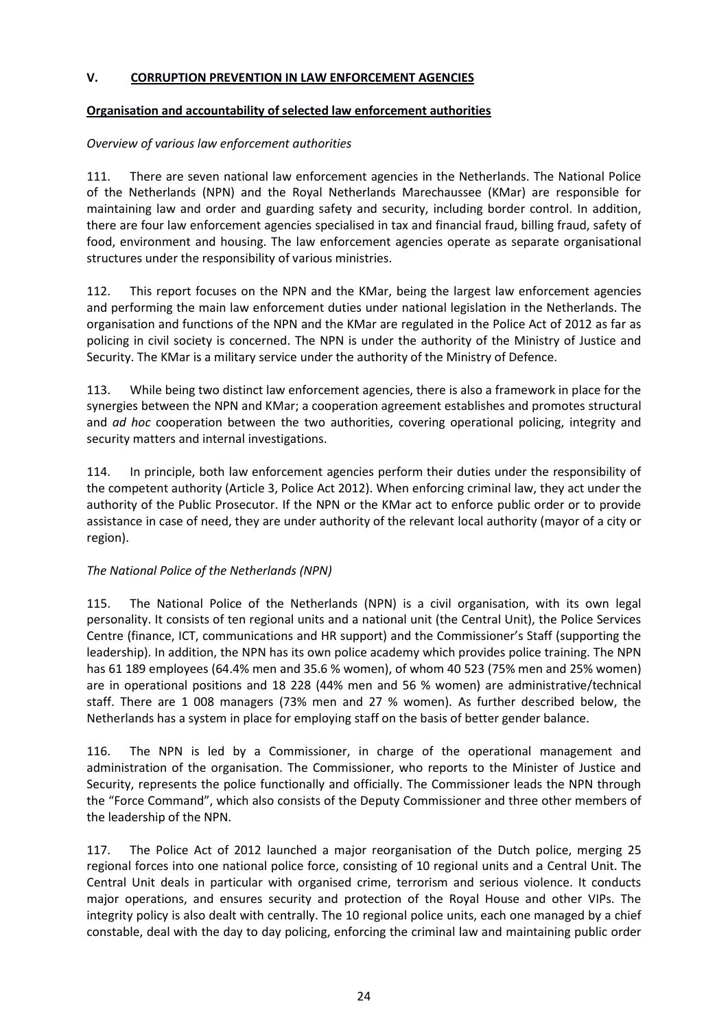## V. CORRUPTION PREVENTION IN LAW ENFORCEMENT AGENCIES

### Organisation and accountability of selected law enforcement authorities

*Overview of various law enforcement authorities*

111. There are seven national law enforcement agencies in the Netherlands. The National Police of the Netherlands (NPN) and the Royal Netherlands Marechaussee (KMar) are responsible for maintaining law and order and guarding safety and security, including border control. In addition, there are four law enforcement agencies specialised in tax and financial fraud, billing fraud, safety of food, environment and housing. The law enforcement agencies operate as separate organisational structures under the responsibility of various ministries.

112. This report focuses on the NPN and the KMar, being the largest law enforcement agencies and performing the main law enforcement duties under national legislation in the Netherlands. The organisation and functions of the NPN and the KMar are regulated in the Police Act of 2012 as far as policing in civil society is concerned. The NPN is under the authority of the Ministry of Justice and Security. The KMar is a military service under the authority of the Ministry of Defence.

113. While being two distinct law enforcement agencies, there is also a framework in place for the synergies between the NPN and KMar; a cooperation agreement establishes and promotes structural and *ad hoc* cooperation between the two authorities, covering operational policing, integrity and security matters and internal investigations.

114. In principle, both law enforcement agencies perform their duties under the responsibility of the competent authority (Article 3, Police Act 2012). When enforcing criminal law, they act under the authority of the Public Prosecutor. If the NPN or the KMar act to enforce public order or to provide assistance in case of need, they are under authority of the relevant local authority (mayor of a city or region).

*The National Police of the Netherlands (NPN)*

115. The National Police of the Netherlands (NPN) is a civil organisation, with its own legal personality. It consists of ten regional units and a national unit (the Central Unit), the Police Services Centre (finance, ICT, communications and HR support) and the Commissioner's Staff (supporting the leadership). In addition, the NPN has its own police academy which provides police training. The NPN has 61 189 employees (64.4% men and 35.6 % women), of whom 40 523 (75% men and 25% women) are in operational positions and 18 228 (44% men and 56 % women) are administrative/technical staff. There are 1 008 managers (73% men and 27 % women). As further described below, the Netherlands has a system in place for employing staff on the basis of better gender balance.

116. The NPN is led by a Commissioner, in charge of the operational management and administration of the organisation. The Commissioner, who reports to the Minister of Justice and Security, represents the police functionally and officially. The Commissioner leads the NPN through the "Force Command", which also consists of the Deputy Commissioner and three other members of the leadership of the NPN.

117. The Police Act of 2012 launched a major reorganisation of the Dutch police, merging 25 regional forces into one national police force, consisting of 10 regional units and a Central Unit. The Central Unit deals in particular with organised crime, terrorism and serious violence. It conducts major operations, and ensures security and protection of the Royal House and other VIPs. The integrity policy is also dealt with centrally. The 10 regional police units, each one managed by a chief constable, deal with the day to day policing, enforcing the criminal law and maintaining public order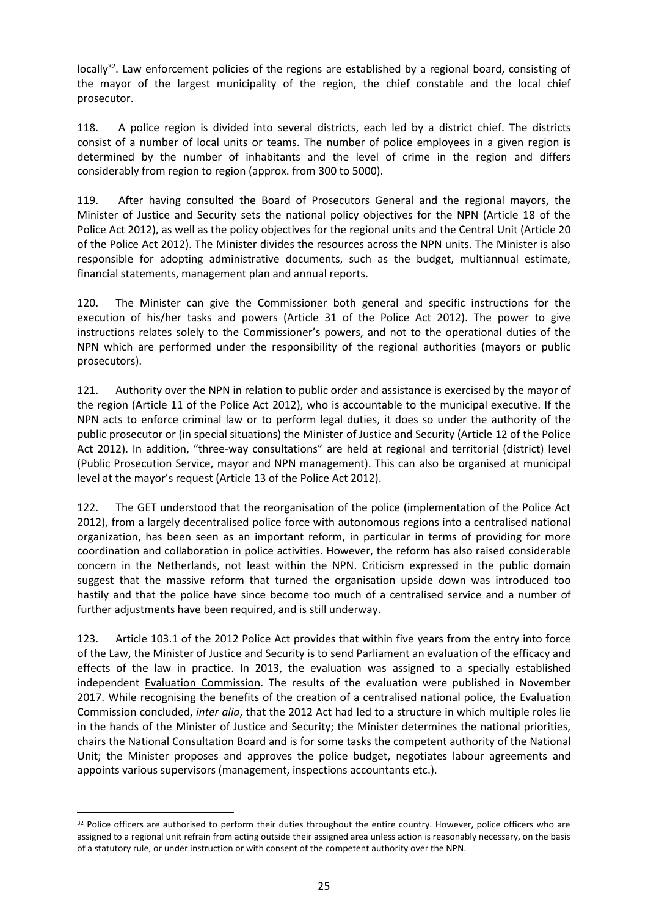locally[32]. Law enforcement policies of the regions are established by a regional board, consisting of the mayor of the largest municipality of the region, the chief constable and the local chief prosecutor.

118. A police region is divided into several districts, each led by a district chief. The districts consist of a number of local units or teams. The number of police employees in a given region is determined by the number of inhabitants and the level of crime in the region and differs considerably from region to region (approx. from 300 to 5000).

119. After having consulted the Board of Prosecutors General and the regional mayors, the Minister of Justice and Security sets the national policy objectives for the NPN (Article 18 of the Police Act 2012), as well as the policy objectives for the regional units and the Central Unit (Article 20 of the Police Act 2012). The Minister divides the resources across the NPN units. The Minister is also responsible for adopting administrative documents, such as the budget, multiannual estimate, financial statements, management plan and annual reports.

120. The Minister can give the Commissioner both general and specific instructions for the execution of his/her tasks and powers (Article 31 of the Police Act 2012). The power to give instructions relates solely to the Commissioner's powers, and not to the operational duties of the NPN which are performed under the responsibility of the regional authorities (mayors or public prosecutors).

121. Authority over the NPN in relation to public order and assistance is exercised by the mayor of the region (Article 11 of the Police Act 2012), who is accountable to the municipal executive. If the NPN acts to enforce criminal law or to perform legal duties, it does so under the authority of the public prosecutor or (in special situations) the Minister of Justice and Security (Article 12 of the Police Act 2012). In addition, "three-way consultations" are held at regional and territorial (district) level (Public Prosecution Service, mayor and NPN management). This can also be organised at municipal level at the mayor's request (Article 13 of the Police Act 2012).

122. The GET understood that the reorganisation of the police (implementation of the Police Act 2012), from a largely decentralised police force with autonomous regions into a centralised national organization, has been seen as an important reform, in particular in terms of providing for more coordination and collaboration in police activities. However, the reform has also raised considerable concern in the Netherlands, not least within the NPN. Criticism expressed in the public domain suggest that the massive reform that turned the organisation upside down was introduced too hastily and that the police have since become too much of a centralised service and a number of further adjustments have been required, and is still underway.

123. Article 103.1 of the 2012 Police Act provides that within five years from the entry into force of the Law, the Minister of Justice and Security is to send Parliament an evaluation of the efficacy and effects of the law in practice. In 2013, the evaluation was assigned to a specially established independent Evaluation Commission. The results of the evaluation were published in November 2017. While recognising the benefits of the creation of a centralised national police, the Evaluation Commission concluded, *inter alia*, that the 2012 Act had led to a structure in which multiple roles lie in the hands of the Minister of Justice and Security; the Minister determines the national priorities, chairs the National Consultation Board and is for some tasks the competent authority of the National Unit; the Minister proposes and approves the police budget, negotiates labour agreements and appoints various supervisors (management, inspections accountants etc.).

[32] Police officers are authorised to perform their duties throughout the entire country. However, police officers who are assigned to a regional unit refrain from acting outside their assigned area unless action is reasonably necessary, on the basis of a statutory rule, or under instruction or with consent of the competent authority over the NPN.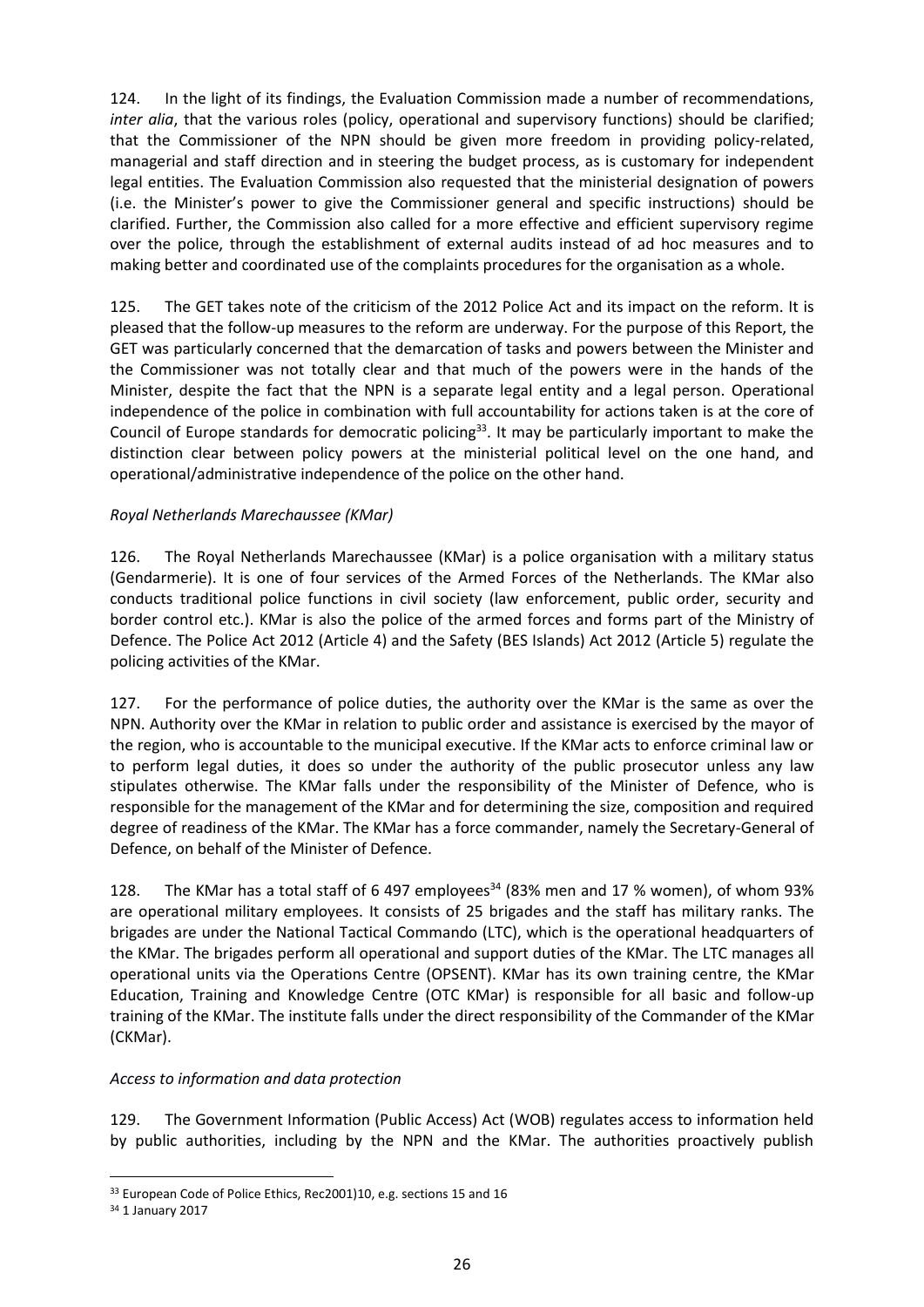124. In the light of its findings, the Evaluation Commission made a number of recommendations, *inter alia*, that the various roles (policy, operational and supervisory functions) should be clarified; that the Commissioner of the NPN should be given more freedom in providing policy-related, managerial and staff direction and in steering the budget process, as is customary for independent legal entities. The Evaluation Commission also requested that the ministerial designation of powers (i.e. the Minister's power to give the Commissioner general and specific instructions) should be clarified. Further, the Commission also called for a more effective and efficient supervisory regime over the police, through the establishment of external audits instead of ad hoc measures and to making better and coordinated use of the complaints procedures for the organisation as a whole.

125. The GET takes note of the criticism of the 2012 Police Act and its impact on the reform. It is pleased that the follow-up measures to the reform are underway. For the purpose of this Report, the GET was particularly concerned that the demarcation of tasks and powers between the Minister and the Commissioner was not totally clear and that much of the powers were in the hands of the Minister, despite the fact that the NPN is a separate legal entity and a legal person. Operational independence of the police in combination with full accountability for actions taken is at the core of Council of Europe standards for democratic policing[33]. It may be particularly important to make the distinction clear between policy powers at the ministerial political level on the one hand, and operational/administrative independence of the police on the other hand.

*Royal Netherlands Marechaussee (KMar)*

126. The Royal Netherlands Marechaussee (KMar) is a police organisation with a military status (Gendarmerie). It is one of four services of the Armed Forces of the Netherlands. The KMar also conducts traditional police functions in civil society (law enforcement, public order, security and border control etc.). KMar is also the police of the armed forces and forms part of the Ministry of Defence. The Police Act 2012 (Article 4) and the Safety (BES Islands) Act 2012 (Article 5) regulate the policing activities of the KMar.

127. For the performance of police duties, the authority over the KMar is the same as over the NPN. Authority over the KMar in relation to public order and assistance is exercised by the mayor of the region, who is accountable to the municipal executive. If the KMar acts to enforce criminal law or to perform legal duties, it does so under the authority of the public prosecutor unless any law stipulates otherwise. The KMar falls under the responsibility of the Minister of Defence, who is responsible for the management of the KMar and for determining the size, composition and required degree of readiness of the KMar. The KMar has a force commander, namely the Secretary-General of Defence, on behalf of the Minister of Defence.

128. The KMar has a total staff of 6 497 employees[34] (83% men and 17 % women), of whom 93% are operational military employees. It consists of 25 brigades and the staff has military ranks. The brigades are under the National Tactical Commando (LTC), which is the operational headquarters of the KMar. The brigades perform all operational and support duties of the KMar. The LTC manages all operational units via the Operations Centre (OPSENT). KMar has its own training centre, the KMar Education, Training and Knowledge Centre (OTC KMar) is responsible for all basic and follow-up training of the KMar. The institute falls under the direct responsibility of the Commander of the KMar (CKMar).

*Access to information and data protection*

129. The Government Information (Public Access) Act (WOB) regulates access to information held by public authorities, including by the NPN and the KMar. The authorities proactively publish

---

[33] European Code of Police Ethics, Rec2001)10, e.g. sections 15 and 16

[34] 1 January 2017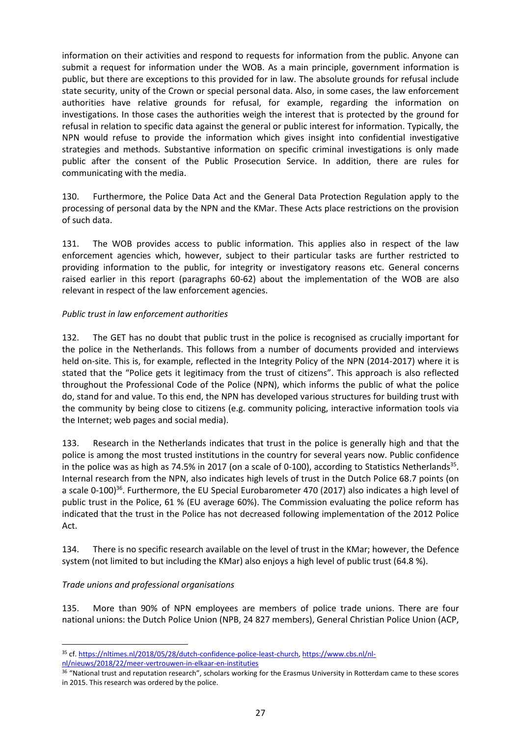information on their activities and respond to requests for information from the public. Anyone can submit a request for information under the WOB. As a main principle, government information is public, but there are exceptions to this provided for in law. The absolute grounds for refusal include state security, unity of the Crown or special personal data. Also, in some cases, the law enforcement authorities have relative grounds for refusal, for example, regarding the information on investigations. In those cases the authorities weigh the interest that is protected by the ground for refusal in relation to specific data against the general or public interest for information. Typically, the NPN would refuse to provide the information which gives insight into confidential investigative strategies and methods. Substantive information on specific criminal investigations is only made public after the consent of the Public Prosecution Service. In addition, there are rules for communicating with the media.

130. Furthermore, the Police Data Act and the General Data Protection Regulation apply to the processing of personal data by the NPN and the KMar. These Acts place restrictions on the provision of such data.

131. The WOB provides access to public information. This applies also in respect of the law enforcement agencies which, however, subject to their particular tasks are further restricted to providing information to the public, for integrity or investigatory reasons etc. General concerns raised earlier in this report (paragraphs 60-62) about the implementation of the WOB are also relevant in respect of the law enforcement agencies.

*Public trust in law enforcement authorities*

132. The GET has no doubt that public trust in the police is recognised as crucially important for the police in the Netherlands. This follows from a number of documents provided and interviews held on-site. This is, for example, reflected in the Integrity Policy of the NPN (2014-2017) where it is stated that the "Police gets it legitimacy from the trust of citizens". This approach is also reflected throughout the Professional Code of the Police (NPN), which informs the public of what the police do, stand for and value. To this end, the NPN has developed various structures for building trust with the community by being close to citizens (e.g. community policing, interactive information tools via the Internet; web pages and social media).

133. Research in the Netherlands indicates that trust in the police is generally high and that the police is among the most trusted institutions in the country for several years now. Public confidence in the police was as high as 74.5% in 2017 (on a scale of 0-100), according to Statistics Netherlands[35]. Internal research from the NPN, also indicates high levels of trust in the Dutch Police 68.7 points (on a scale 0-100)[36]. Furthermore, the EU Special Eurobarometer 470 (2017) also indicates a high level of public trust in the Police, 61 % (EU average 60%). The Commission evaluating the police reform has indicated that the trust in the Police has not decreased following implementation of the 2012 Police Act.

134. There is no specific research available on the level of trust in the KMar; however, the Defence system (not limited to but including the KMar) also enjoys a high level of public trust (64.8 %).

*Trade unions and professional organisations*

135. More than 90% of NPN employees are members of police trade unions. There are four national unions: the Dutch Police Union (NPB, 24 827 members), General Christian Police Union (ACP,

---

[35] cf. https://nltimes.nl/2018/05/28/dutch-confidence-police-least-church, https://www.cbs.nl/nl-nl/nieuws/2018/22/meer-vertrouwen-in-elkaar-en-instituties

[36] "National trust and reputation research", scholars working for the Erasmus University in Rotterdam came to these scores in 2015. This research was ordered by the police.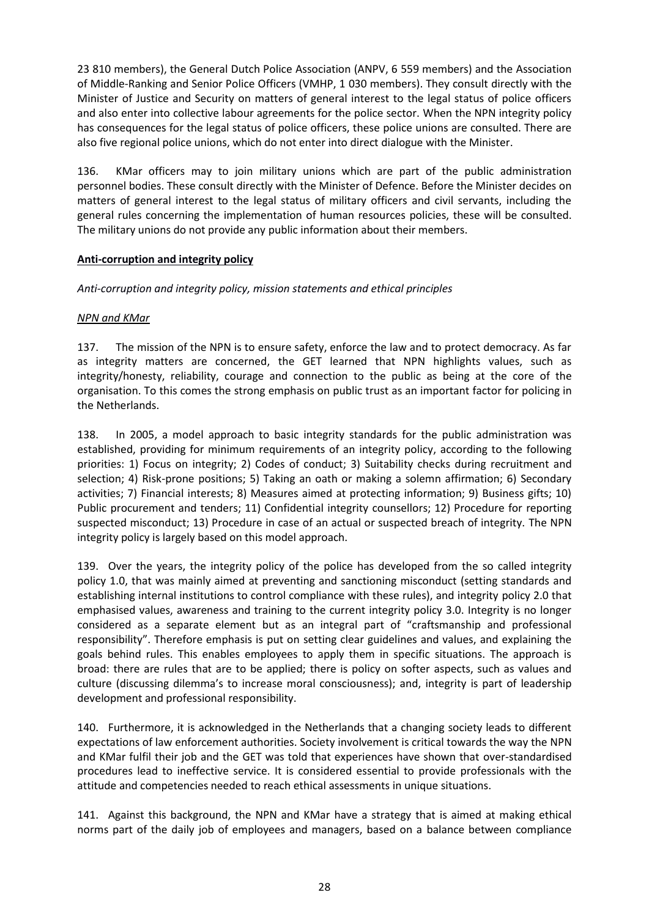23 810 members), the General Dutch Police Association (ANPV, 6 559 members) and the Association of Middle-Ranking and Senior Police Officers (VMHP, 1 030 members). They consult directly with the Minister of Justice and Security on matters of general interest to the legal status of police officers and also enter into collective labour agreements for the police sector. When the NPN integrity policy has consequences for the legal status of police officers, these police unions are consulted. There are also five regional police unions, which do not enter into direct dialogue with the Minister.

136. KMar officers may to join military unions which are part of the public administration personnel bodies. These consult directly with the Minister of Defence. Before the Minister decides on matters of general interest to the legal status of military officers and civil servants, including the general rules concerning the implementation of human resources policies, these will be consulted. The military unions do not provide any public information about their members.

## Anti-corruption and integrity policy

### *Anti-corruption and integrity policy, mission statements and ethical principles*

#### NPN and KMar

137. The mission of the NPN is to ensure safety, enforce the law and to protect democracy. As far as integrity matters are concerned, the GET learned that NPN highlights values, such as integrity/honesty, reliability, courage and connection to the public as being at the core of the organisation. To this comes the strong emphasis on public trust as an important factor for policing in the Netherlands.

138. In 2005, a model approach to basic integrity standards for the public administration was established, providing for minimum requirements of an integrity policy, according to the following priorities: 1) Focus on integrity; 2) Codes of conduct; 3) Suitability checks during recruitment and selection; 4) Risk-prone positions; 5) Taking an oath or making a solemn affirmation; 6) Secondary activities; 7) Financial interests; 8) Measures aimed at protecting information; 9) Business gifts; 10) Public procurement and tenders; 11) Confidential integrity counsellors; 12) Procedure for reporting suspected misconduct; 13) Procedure in case of an actual or suspected breach of integrity. The NPN integrity policy is largely based on this model approach.

139. Over the years, the integrity policy of the police has developed from the so called integrity policy 1.0, that was mainly aimed at preventing and sanctioning misconduct (setting standards and establishing internal institutions to control compliance with these rules), and integrity policy 2.0 that emphasised values, awareness and training to the current integrity policy 3.0. Integrity is no longer considered as a separate element but as an integral part of "craftsmanship and professional responsibility". Therefore emphasis is put on setting clear guidelines and values, and explaining the goals behind rules. This enables employees to apply them in specific situations. The approach is broad: there are rules that are to be applied; there is policy on softer aspects, such as values and culture (discussing dilemma's to increase moral consciousness); and, integrity is part of leadership development and professional responsibility.

140. Furthermore, it is acknowledged in the Netherlands that a changing society leads to different expectations of law enforcement authorities. Society involvement is critical towards the way the NPN and KMar fulfil their job and the GET was told that experiences have shown that over-standardised procedures lead to ineffective service. It is considered essential to provide professionals with the attitude and competencies needed to reach ethical assessments in unique situations.

141. Against this background, the NPN and KMar have a strategy that is aimed at making ethical norms part of the daily job of employees and managers, based on a balance between compliance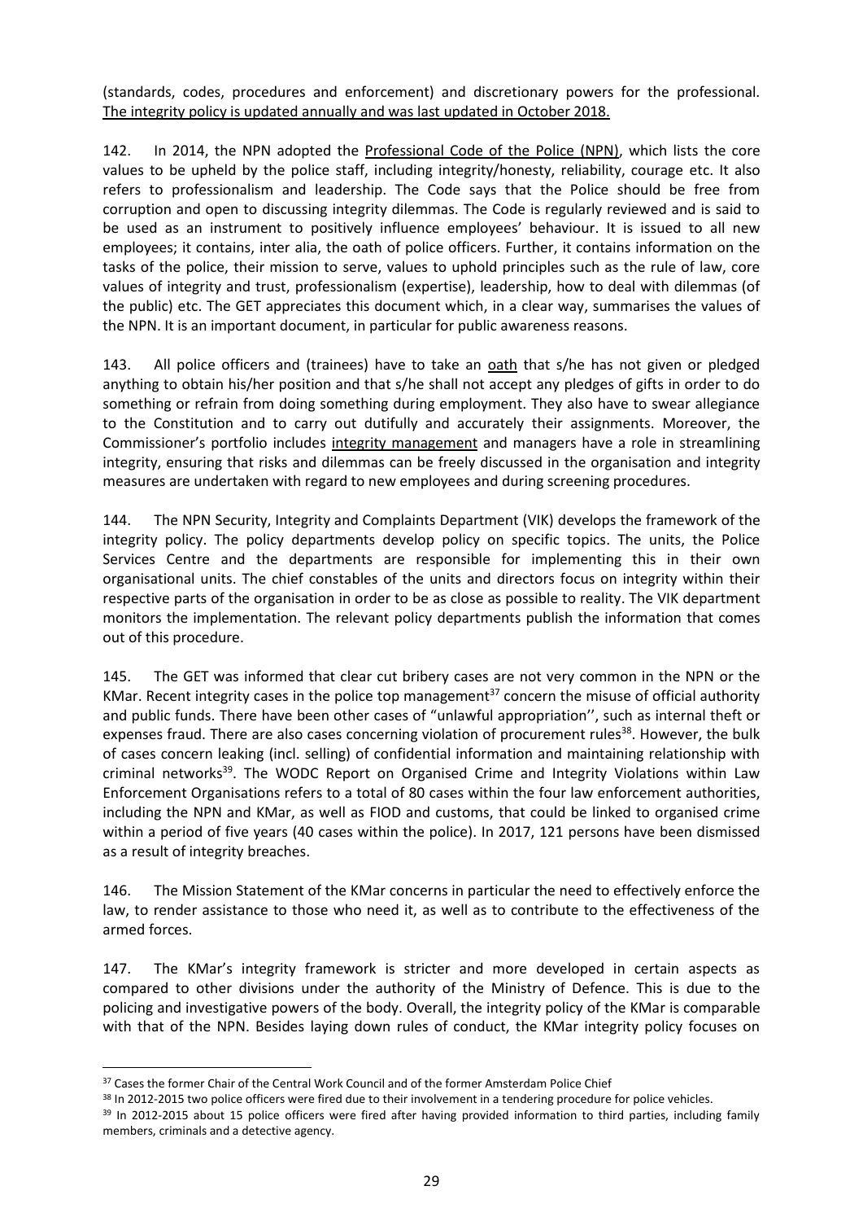(standards, codes, procedures and enforcement) and discretionary powers for the professional. The integrity policy is updated annually and was last updated in October 2018.

142. In 2014, the NPN adopted the Professional Code of the Police (NPN), which lists the core values to be upheld by the police staff, including integrity/honesty, reliability, courage etc. It also refers to professionalism and leadership. The Code says that the Police should be free from corruption and open to discussing integrity dilemmas. The Code is regularly reviewed and is said to be used as an instrument to positively influence employees' behaviour. It is issued to all new employees; it contains, inter alia, the oath of police officers. Further, it contains information on the tasks of the police, their mission to serve, values to uphold principles such as the rule of law, core values of integrity and trust, professionalism (expertise), leadership, how to deal with dilemmas (of the public) etc. The GET appreciates this document which, in a clear way, summarises the values of the NPN. It is an important document, in particular for public awareness reasons.

143. All police officers and (trainees) have to take an oath that s/he has not given or pledged anything to obtain his/her position and that s/he shall not accept any pledges of gifts in order to do something or refrain from doing something during employment. They also have to swear allegiance to the Constitution and to carry out dutifully and accurately their assignments. Moreover, the Commissioner's portfolio includes integrity management and managers have a role in streamlining integrity, ensuring that risks and dilemmas can be freely discussed in the organisation and integrity measures are undertaken with regard to new employees and during screening procedures.

144. The NPN Security, Integrity and Complaints Department (VIK) develops the framework of the integrity policy. The policy departments develop policy on specific topics. The units, the Police Services Centre and the departments are responsible for implementing this in their own organisational units. The chief constables of the units and directors focus on integrity within their respective parts of the organisation in order to be as close as possible to reality. The VIK department monitors the implementation. The relevant policy departments publish the information that comes out of this procedure.

145. The GET was informed that clear cut bribery cases are not very common in the NPN or the KMar. Recent integrity cases in the police top management[37] concern the misuse of official authority and public funds. There have been other cases of "unlawful appropriation'', such as internal theft or expenses fraud. There are also cases concerning violation of procurement rules[38]. However, the bulk of cases concern leaking (incl. selling) of confidential information and maintaining relationship with criminal networks[39]. The WODC Report on Organised Crime and Integrity Violations within Law Enforcement Organisations refers to a total of 80 cases within the four law enforcement authorities, including the NPN and KMar, as well as FIOD and customs, that could be linked to organised crime within a period of five years (40 cases within the police). In 2017, 121 persons have been dismissed as a result of integrity breaches.

146. The Mission Statement of the KMar concerns in particular the need to effectively enforce the law, to render assistance to those who need it, as well as to contribute to the effectiveness of the armed forces.

147. The KMar's integrity framework is stricter and more developed in certain aspects as compared to other divisions under the authority of the Ministry of Defence. This is due to the policing and investigative powers of the body. Overall, the integrity policy of the KMar is comparable with that of the NPN. Besides laying down rules of conduct, the KMar integrity policy focuses on

---

[37] Cases the former Chair of the Central Work Council and of the former Amsterdam Police Chief

[38] In 2012-2015 two police officers were fired due to their involvement in a tendering procedure for police vehicles.

[39] In 2012-2015 about 15 police officers were fired after having provided information to third parties, including family members, criminals and a detective agency.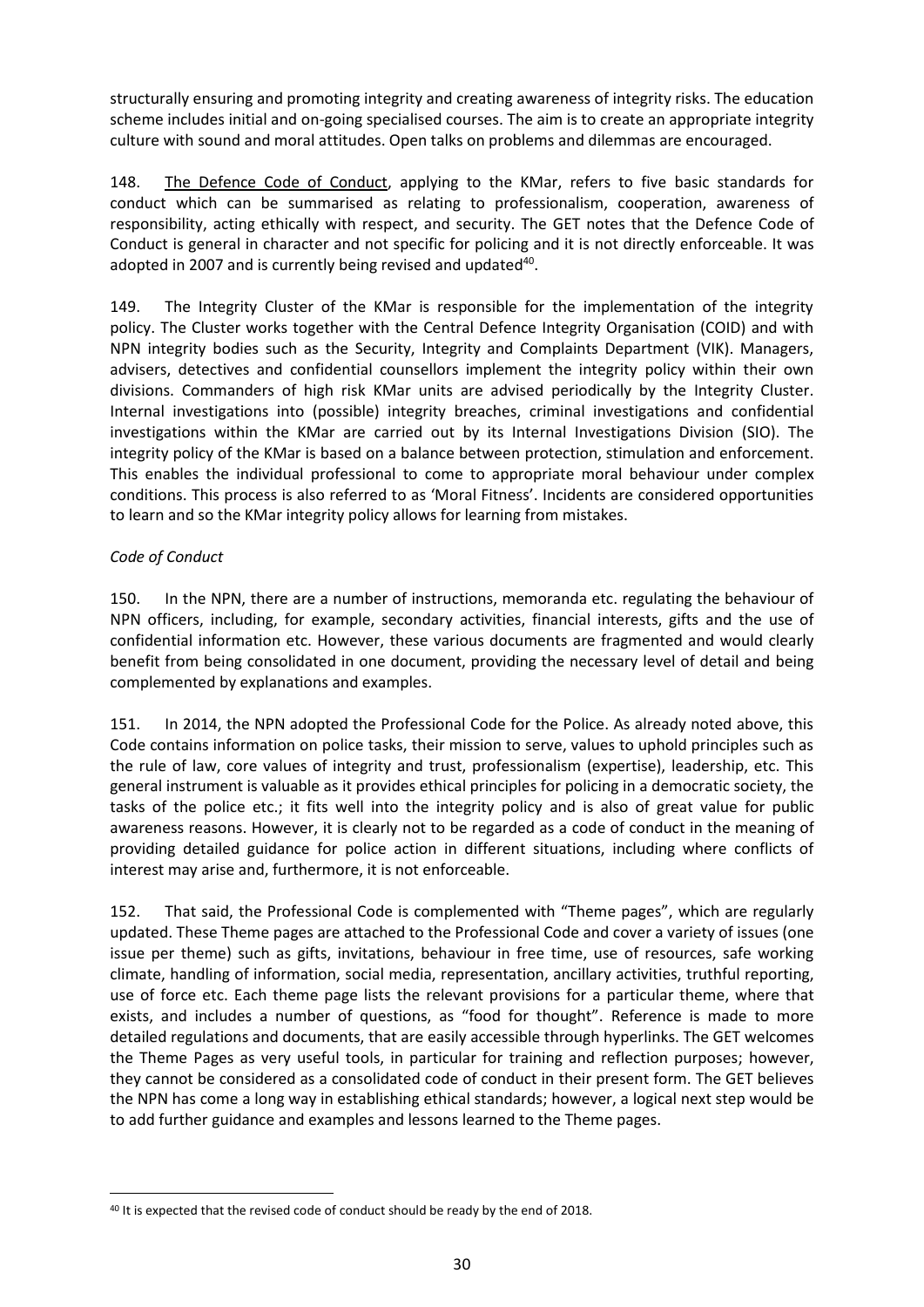structurally ensuring and promoting integrity and creating awareness of integrity risks. The education scheme includes initial and on-going specialised courses. The aim is to create an appropriate integrity culture with sound and moral attitudes. Open talks on problems and dilemmas are encouraged.

148. The Defence Code of Conduct, applying to the KMar, refers to five basic standards for conduct which can be summarised as relating to professionalism, cooperation, awareness of responsibility, acting ethically with respect, and security. The GET notes that the Defence Code of Conduct is general in character and not specific for policing and it is not directly enforceable. It was adopted in 2007 and is currently being revised and updated[40].

149. The Integrity Cluster of the KMar is responsible for the implementation of the integrity policy. The Cluster works together with the Central Defence Integrity Organisation (COID) and with NPN integrity bodies such as the Security, Integrity and Complaints Department (VIK). Managers, advisers, detectives and confidential counsellors implement the integrity policy within their own divisions. Commanders of high risk KMar units are advised periodically by the Integrity Cluster. Internal investigations into (possible) integrity breaches, criminal investigations and confidential investigations within the KMar are carried out by its Internal Investigations Division (SIO). The integrity policy of the KMar is based on a balance between protection, stimulation and enforcement. This enables the individual professional to come to appropriate moral behaviour under complex conditions. This process is also referred to as 'Moral Fitness'. Incidents are considered opportunities to learn and so the KMar integrity policy allows for learning from mistakes.

*Code of Conduct*

150. In the NPN, there are a number of instructions, memoranda etc. regulating the behaviour of NPN officers, including, for example, secondary activities, financial interests, gifts and the use of confidential information etc. However, these various documents are fragmented and would clearly benefit from being consolidated in one document, providing the necessary level of detail and being complemented by explanations and examples.

151. In 2014, the NPN adopted the Professional Code for the Police. As already noted above, this Code contains information on police tasks, their mission to serve, values to uphold principles such as the rule of law, core values of integrity and trust, professionalism (expertise), leadership, etc. This general instrument is valuable as it provides ethical principles for policing in a democratic society, the tasks of the police etc.; it fits well into the integrity policy and is also of great value for public awareness reasons. However, it is clearly not to be regarded as a code of conduct in the meaning of providing detailed guidance for police action in different situations, including where conflicts of interest may arise and, furthermore, it is not enforceable.

152. That said, the Professional Code is complemented with "Theme pages", which are regularly updated. These Theme pages are attached to the Professional Code and cover a variety of issues (one issue per theme) such as gifts, invitations, behaviour in free time, use of resources, safe working climate, handling of information, social media, representation, ancillary activities, truthful reporting, use of force etc. Each theme page lists the relevant provisions for a particular theme, where that exists, and includes a number of questions, as "food for thought". Reference is made to more detailed regulations and documents, that are easily accessible through hyperlinks. The GET welcomes the Theme Pages as very useful tools, in particular for training and reflection purposes; however, they cannot be considered as a consolidated code of conduct in their present form. The GET believes the NPN has come a long way in establishing ethical standards; however, a logical next step would be to add further guidance and examples and lessons learned to the Theme pages.

[40] It is expected that the revised code of conduct should be ready by the end of 2018.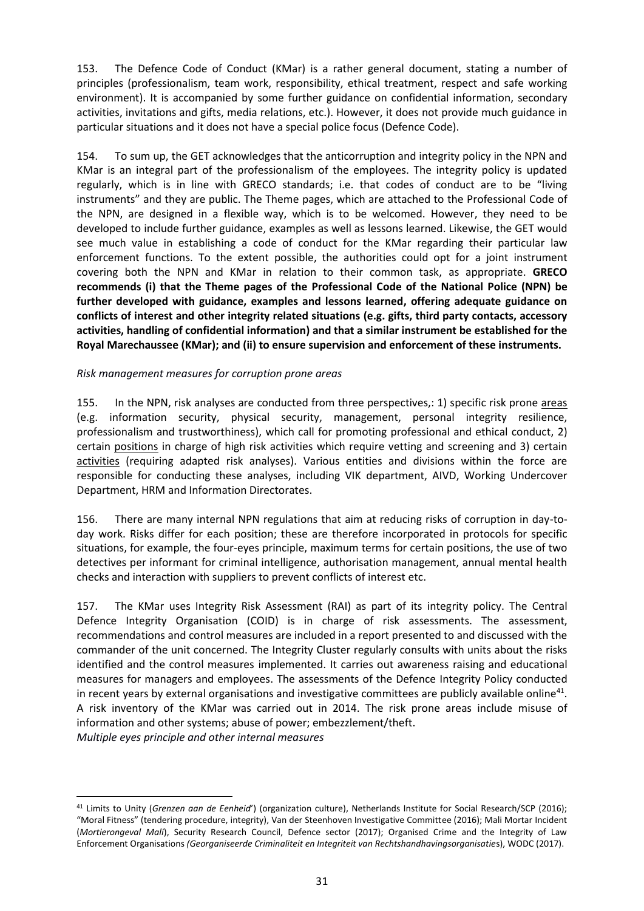153. The Defence Code of Conduct (KMar) is a rather general document, stating a number of principles (professionalism, team work, responsibility, ethical treatment, respect and safe working environment). It is accompanied by some further guidance on confidential information, secondary activities, invitations and gifts, media relations, etc.). However, it does not provide much guidance in particular situations and it does not have a special police focus (Defence Code).

154. To sum up, the GET acknowledges that the anticorruption and integrity policy in the NPN and KMar is an integral part of the professionalism of the employees. The integrity policy is updated regularly, which is in line with GRECO standards; i.e. that codes of conduct are to be "living instruments" and they are public. The Theme pages, which are attached to the Professional Code of the NPN, are designed in a flexible way, which is to be welcomed. However, they need to be developed to include further guidance, examples as well as lessons learned. Likewise, the GET would see much value in establishing a code of conduct for the KMar regarding their particular law enforcement functions. To the extent possible, the authorities could opt for a joint instrument covering both the NPN and KMar in relation to their common task, as appropriate. **GRECO recommends (i) that the Theme pages of the Professional Code of the National Police (NPN) be further developed with guidance, examples and lessons learned, offering adequate guidance on conflicts of interest and other integrity related situations (e.g. gifts, third party contacts, accessory activities, handling of confidential information) and that a similar instrument be established for the Royal Marechaussee (KMar); and (ii) to ensure supervision and enforcement of these instruments.**

*Risk management measures for corruption prone areas*

155. In the NPN, risk analyses are conducted from three perspectives,: 1) specific risk prone areas (e.g. information security, physical security, management, personal integrity resilience, professionalism and trustworthiness), which call for promoting professional and ethical conduct, 2) certain positions in charge of high risk activities which require vetting and screening and 3) certain activities (requiring adapted risk analyses). Various entities and divisions within the force are responsible for conducting these analyses, including VIK department, AIVD, Working Undercover Department, HRM and Information Directorates.

156. There are many internal NPN regulations that aim at reducing risks of corruption in day-to-day work. Risks differ for each position; these are therefore incorporated in protocols for specific situations, for example, the four-eyes principle, maximum terms for certain positions, the use of two detectives per informant for criminal intelligence, authorisation management, annual mental health checks and interaction with suppliers to prevent conflicts of interest etc.

157. The KMar uses Integrity Risk Assessment (RAI) as part of its integrity policy. The Central Defence Integrity Organisation (COID) is in charge of risk assessments. The assessment, recommendations and control measures are included in a report presented to and discussed with the commander of the unit concerned. The Integrity Cluster regularly consults with units about the risks identified and the control measures implemented. It carries out awareness raising and educational measures for managers and employees. The assessments of the Defence Integrity Policy conducted in recent years by external organisations and investigative committees are publicly available online[41]. A risk inventory of the KMar was carried out in 2014. The risk prone areas include misuse of information and other systems; abuse of power; embezzlement/theft.

*Multiple eyes principle and other internal measures*

---

[41] Limits to Unity (*Grenzen aan de Eenheid*') (organization culture), Netherlands Institute for Social Research/SCP (2016); "Moral Fitness" (tendering procedure, integrity), Van der Steenhoven Investigative Committee (2016); Mali Mortar Incident (*Mortierongeval Mali*), Security Research Council, Defence sector (2017); Organised Crime and the Integrity of Law Enforcement Organisations *(Georganiseerde Criminaliteit en Integriteit van Rechtshandhavingsorganisaties*), WODC (2017).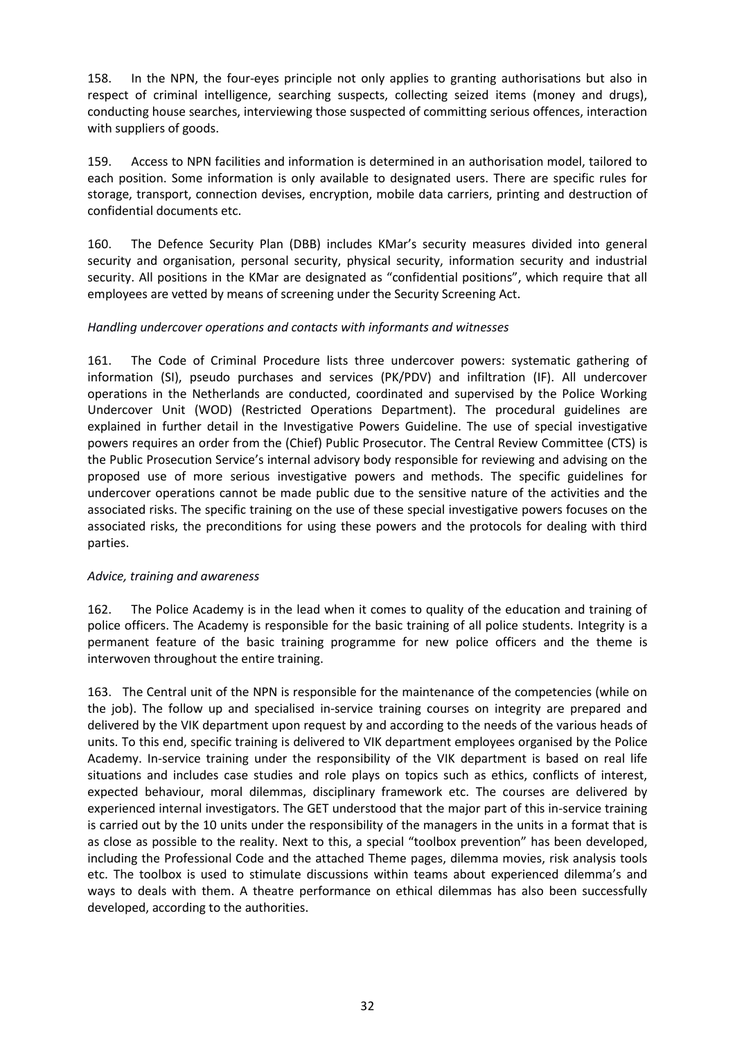158. In the NPN, the four-eyes principle not only applies to granting authorisations but also in respect of criminal intelligence, searching suspects, collecting seized items (money and drugs), conducting house searches, interviewing those suspected of committing serious offences, interaction with suppliers of goods.

159. Access to NPN facilities and information is determined in an authorisation model, tailored to each position. Some information is only available to designated users. There are specific rules for storage, transport, connection devises, encryption, mobile data carriers, printing and destruction of confidential documents etc.

160. The Defence Security Plan (DBB) includes KMar's security measures divided into general security and organisation, personal security, physical security, information security and industrial security. All positions in the KMar are designated as "confidential positions", which require that all employees are vetted by means of screening under the Security Screening Act.

*Handling undercover operations and contacts with informants and witnesses*

161. The Code of Criminal Procedure lists three undercover powers: systematic gathering of information (SI), pseudo purchases and services (PK/PDV) and infiltration (IF). All undercover operations in the Netherlands are conducted, coordinated and supervised by the Police Working Undercover Unit (WOD) (Restricted Operations Department). The procedural guidelines are explained in further detail in the Investigative Powers Guideline. The use of special investigative powers requires an order from the (Chief) Public Prosecutor. The Central Review Committee (CTS) is the Public Prosecution Service's internal advisory body responsible for reviewing and advising on the proposed use of more serious investigative powers and methods. The specific guidelines for undercover operations cannot be made public due to the sensitive nature of the activities and the associated risks. The specific training on the use of these special investigative powers focuses on the associated risks, the preconditions for using these powers and the protocols for dealing with third parties.

*Advice, training and awareness*

162. The Police Academy is in the lead when it comes to quality of the education and training of police officers. The Academy is responsible for the basic training of all police students. Integrity is a permanent feature of the basic training programme for new police officers and the theme is interwoven throughout the entire training.

163. The Central unit of the NPN is responsible for the maintenance of the competencies (while on the job). The follow up and specialised in-service training courses on integrity are prepared and delivered by the VIK department upon request by and according to the needs of the various heads of units. To this end, specific training is delivered to VIK department employees organised by the Police Academy. In-service training under the responsibility of the VIK department is based on real life situations and includes case studies and role plays on topics such as ethics, conflicts of interest, expected behaviour, moral dilemmas, disciplinary framework etc. The courses are delivered by experienced internal investigators. The GET understood that the major part of this in-service training is carried out by the 10 units under the responsibility of the managers in the units in a format that is as close as possible to the reality. Next to this, a special "toolbox prevention" has been developed, including the Professional Code and the attached Theme pages, dilemma movies, risk analysis tools etc. The toolbox is used to stimulate discussions within teams about experienced dilemma's and ways to deals with them. A theatre performance on ethical dilemmas has also been successfully developed, according to the authorities.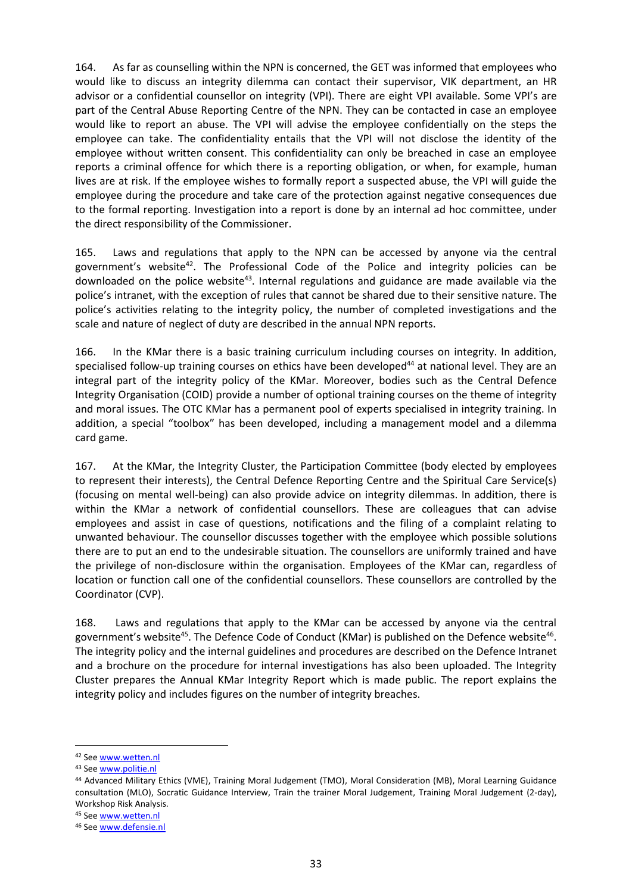164. As far as counselling within the NPN is concerned, the GET was informed that employees who would like to discuss an integrity dilemma can contact their supervisor, VIK department, an HR advisor or a confidential counsellor on integrity (VPI). There are eight VPI available. Some VPI's are part of the Central Abuse Reporting Centre of the NPN. They can be contacted in case an employee would like to report an abuse. The VPI will advise the employee confidentially on the steps the employee can take. The confidentiality entails that the VPI will not disclose the identity of the employee without written consent. This confidentiality can only be breached in case an employee reports a criminal offence for which there is a reporting obligation, or when, for example, human lives are at risk. If the employee wishes to formally report a suspected abuse, the VPI will guide the employee during the procedure and take care of the protection against negative consequences due to the formal reporting. Investigation into a report is done by an internal ad hoc committee, under the direct responsibility of the Commissioner.

165. Laws and regulations that apply to the NPN can be accessed by anyone via the central government's website[42]. The Professional Code of the Police and integrity policies can be downloaded on the police website[43]. Internal regulations and guidance are made available via the police's intranet, with the exception of rules that cannot be shared due to their sensitive nature. The police's activities relating to the integrity policy, the number of completed investigations and the scale and nature of neglect of duty are described in the annual NPN reports.

166. In the KMar there is a basic training curriculum including courses on integrity. In addition, specialised follow-up training courses on ethics have been developed[44] at national level. They are an integral part of the integrity policy of the KMar. Moreover, bodies such as the Central Defence Integrity Organisation (COID) provide a number of optional training courses on the theme of integrity and moral issues. The OTC KMar has a permanent pool of experts specialised in integrity training. In addition, a special "toolbox" has been developed, including a management model and a dilemma card game.

167. At the KMar, the Integrity Cluster, the Participation Committee (body elected by employees to represent their interests), the Central Defence Reporting Centre and the Spiritual Care Service(s) (focusing on mental well-being) can also provide advice on integrity dilemmas. In addition, there is within the KMar a network of confidential counsellors. These are colleagues that can advise employees and assist in case of questions, notifications and the filing of a complaint relating to unwanted behaviour. The counsellor discusses together with the employee which possible solutions there are to put an end to the undesirable situation. The counsellors are uniformly trained and have the privilege of non-disclosure within the organisation. Employees of the KMar can, regardless of location or function call one of the confidential counsellors. These counsellors are controlled by the Coordinator (CVP).

168. Laws and regulations that apply to the KMar can be accessed by anyone via the central government's website[45]. The Defence Code of Conduct (KMar) is published on the Defence website[46]. The integrity policy and the internal guidelines and procedures are described on the Defence Intranet and a brochure on the procedure for internal investigations has also been uploaded. The Integrity Cluster prepares the Annual KMar Integrity Report which is made public. The report explains the integrity policy and includes figures on the number of integrity breaches.

---

[42] See www.wetten.nl

[43] See www.politie.nl

[44] Advanced Military Ethics (VME), Training Moral Judgement (TMO), Moral Consideration (MB), Moral Learning Guidance consultation (MLO), Socratic Guidance Interview, Train the trainer Moral Judgement, Training Moral Judgement (2-day), Workshop Risk Analysis.

[45] See www.wetten.nl

[46] See www.defensie.nl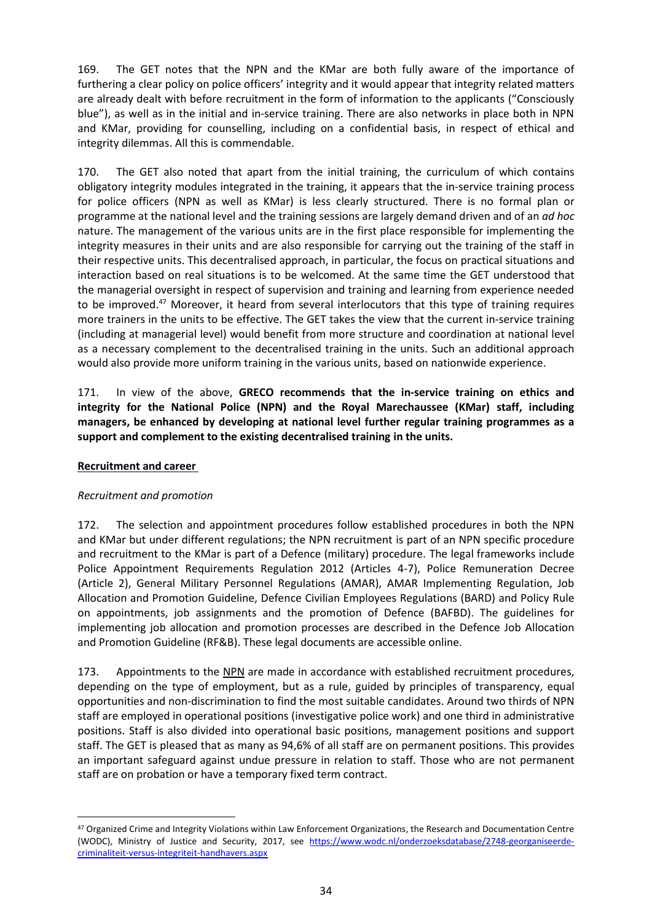169. The GET notes that the NPN and the KMar are both fully aware of the importance of furthering a clear policy on police officers' integrity and it would appear that integrity related matters are already dealt with before recruitment in the form of information to the applicants ("Consciously blue"), as well as in the initial and in-service training. There are also networks in place both in NPN and KMar, providing for counselling, including on a confidential basis, in respect of ethical and integrity dilemmas. All this is commendable.

170. The GET also noted that apart from the initial training, the curriculum of which contains obligatory integrity modules integrated in the training, it appears that the in-service training process for police officers (NPN as well as KMar) is less clearly structured. There is no formal plan or programme at the national level and the training sessions are largely demand driven and of an *ad hoc* nature. The management of the various units are in the first place responsible for implementing the integrity measures in their units and are also responsible for carrying out the training of the staff in their respective units. This decentralised approach, in particular, the focus on practical situations and interaction based on real situations is to be welcomed. At the same time the GET understood that the managerial oversight in respect of supervision and training and learning from experience needed to be improved.[47] Moreover, it heard from several interlocutors that this type of training requires more trainers in the units to be effective. The GET takes the view that the current in-service training (including at managerial level) would benefit from more structure and coordination at national level as a necessary complement to the decentralised training in the units. Such an additional approach would also provide more uniform training in the various units, based on nationwide experience.

171. In view of the above, **GRECO recommends that the in-service training on ethics and integrity for the National Police (NPN) and the Royal Marechaussee (KMar) staff, including managers, be enhanced by developing at national level further regular training programmes as a support and complement to the existing decentralised training in the units.**

## Recruitment and career

### *Recruitment and promotion*

172. The selection and appointment procedures follow established procedures in both the NPN and KMar but under different regulations; the NPN recruitment is part of an NPN specific procedure and recruitment to the KMar is part of a Defence (military) procedure. The legal frameworks include Police Appointment Requirements Regulation 2012 (Articles 4-7), Police Remuneration Decree (Article 2), General Military Personnel Regulations (AMAR), AMAR Implementing Regulation, Job Allocation and Promotion Guideline, Defence Civilian Employees Regulations (BARD) and Policy Rule on appointments, job assignments and the promotion of Defence (BAFBD). The guidelines for implementing job allocation and promotion processes are described in the Defence Job Allocation and Promotion Guideline (RF&B). These legal documents are accessible online.

173. Appointments to the NPN are made in accordance with established recruitment procedures, depending on the type of employment, but as a rule, guided by principles of transparency, equal opportunities and non-discrimination to find the most suitable candidates. Around two thirds of NPN staff are employed in operational positions (investigative police work) and one third in administrative positions. Staff is also divided into operational basic positions, management positions and support staff. The GET is pleased that as many as 94,6% of all staff are on permanent positions. This provides an important safeguard against undue pressure in relation to staff. Those who are not permanent staff are on probation or have a temporary fixed term contract.

---

[47] Organized Crime and Integrity Violations within Law Enforcement Organizations, the Research and Documentation Centre (WODC), Ministry of Justice and Security, 2017, see https://www.wodc.nl/onderzoeksdatabase/2748-georganiseerde-criminaliteit-versus-integriteit-handhavers.aspx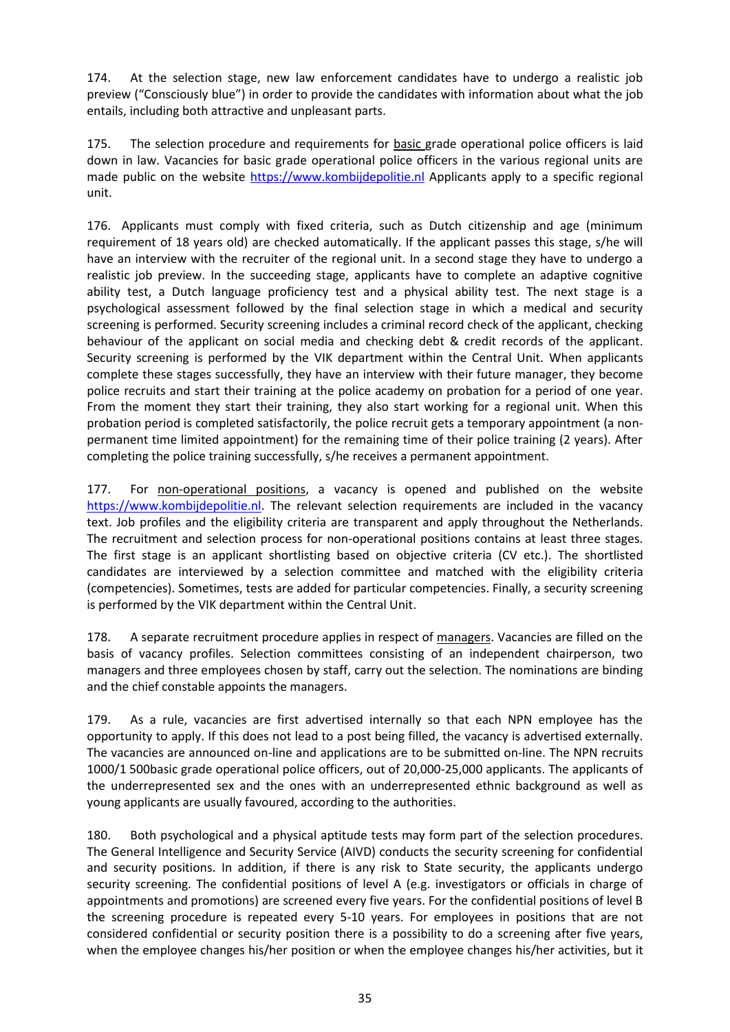174. At the selection stage, new law enforcement candidates have to undergo a realistic job preview ("Consciously blue") in order to provide the candidates with information about what the job entails, including both attractive and unpleasant parts.

175. The selection procedure and requirements for basic grade operational police officers is laid down in law. Vacancies for basic grade operational police officers in the various regional units are made public on the website https://www.kombijdepolitie.nl Applicants apply to a specific regional unit.

176. Applicants must comply with fixed criteria, such as Dutch citizenship and age (minimum requirement of 18 years old) are checked automatically. If the applicant passes this stage, s/he will have an interview with the recruiter of the regional unit. In a second stage they have to undergo a realistic job preview. In the succeeding stage, applicants have to complete an adaptive cognitive ability test, a Dutch language proficiency test and a physical ability test. The next stage is a psychological assessment followed by the final selection stage in which a medical and security screening is performed. Security screening includes a criminal record check of the applicant, checking behaviour of the applicant on social media and checking debt & credit records of the applicant. Security screening is performed by the VIK department within the Central Unit. When applicants complete these stages successfully, they have an interview with their future manager, they become police recruits and start their training at the police academy on probation for a period of one year. From the moment they start their training, they also start working for a regional unit. When this probation period is completed satisfactorily, the police recruit gets a temporary appointment (a non-permanent time limited appointment) for the remaining time of their police training (2 years). After completing the police training successfully, s/he receives a permanent appointment.

177. For non-operational positions, a vacancy is opened and published on the website https://www.kombijdepolitie.nl. The relevant selection requirements are included in the vacancy text. Job profiles and the eligibility criteria are transparent and apply throughout the Netherlands. The recruitment and selection process for non-operational positions contains at least three stages. The first stage is an applicant shortlisting based on objective criteria (CV etc.). The shortlisted candidates are interviewed by a selection committee and matched with the eligibility criteria (competencies). Sometimes, tests are added for particular competencies. Finally, a security screening is performed by the VIK department within the Central Unit.

178. A separate recruitment procedure applies in respect of managers. Vacancies are filled on the basis of vacancy profiles. Selection committees consisting of an independent chairperson, two managers and three employees chosen by staff, carry out the selection. The nominations are binding and the chief constable appoints the managers.

179. As a rule, vacancies are first advertised internally so that each NPN employee has the opportunity to apply. If this does not lead to a post being filled, the vacancy is advertised externally. The vacancies are announced on-line and applications are to be submitted on-line. The NPN recruits 1000/1 500basic grade operational police officers, out of 20,000-25,000 applicants. The applicants of the underrepresented sex and the ones with an underrepresented ethnic background as well as young applicants are usually favoured, according to the authorities.

180. Both psychological and a physical aptitude tests may form part of the selection procedures. The General Intelligence and Security Service (AIVD) conducts the security screening for confidential and security positions. In addition, if there is any risk to State security, the applicants undergo security screening. The confidential positions of level A (e.g. investigators or officials in charge of appointments and promotions) are screened every five years. For the confidential positions of level B the screening procedure is repeated every 5-10 years. For employees in positions that are not considered confidential or security position there is a possibility to do a screening after five years, when the employee changes his/her position or when the employee changes his/her activities, but it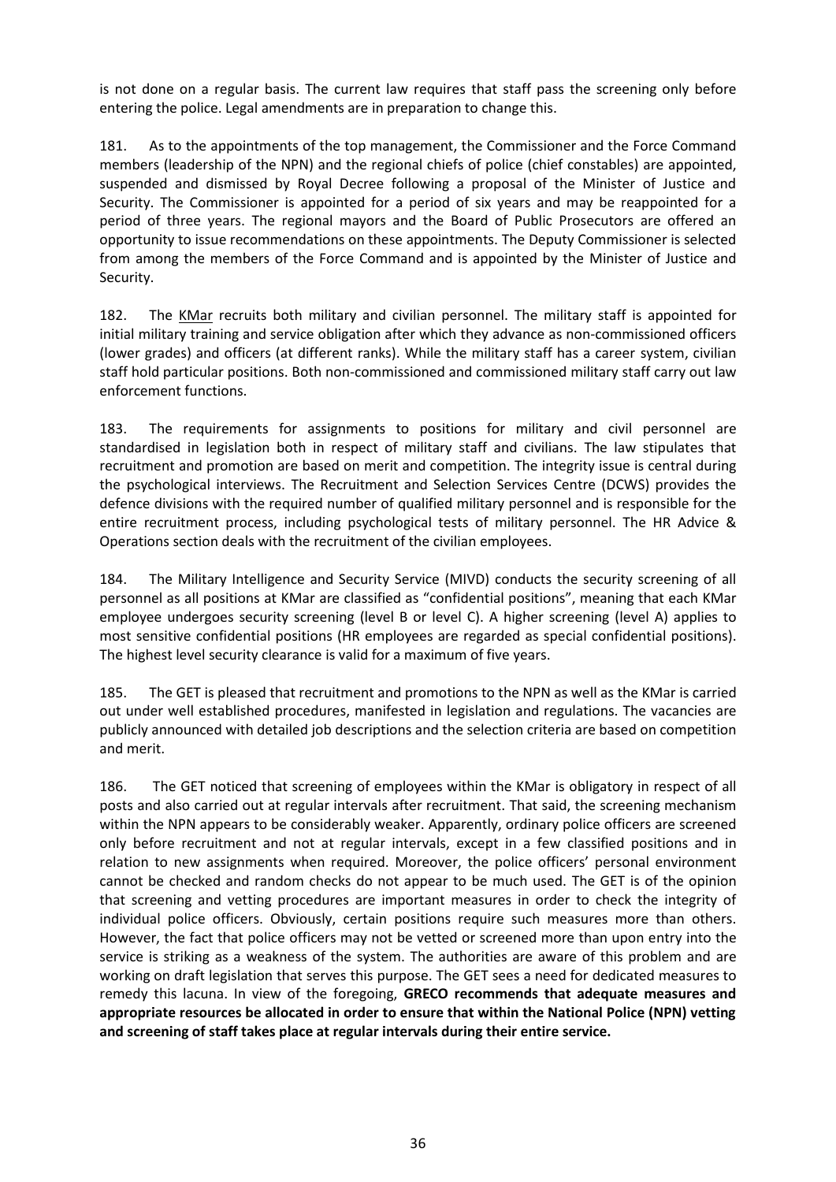is not done on a regular basis. The current law requires that staff pass the screening only before entering the police. Legal amendments are in preparation to change this.

181. As to the appointments of the top management, the Commissioner and the Force Command members (leadership of the NPN) and the regional chiefs of police (chief constables) are appointed, suspended and dismissed by Royal Decree following a proposal of the Minister of Justice and Security. The Commissioner is appointed for a period of six years and may be reappointed for a period of three years. The regional mayors and the Board of Public Prosecutors are offered an opportunity to issue recommendations on these appointments. The Deputy Commissioner is selected from among the members of the Force Command and is appointed by the Minister of Justice and Security.

182. The KMar recruits both military and civilian personnel. The military staff is appointed for initial military training and service obligation after which they advance as non-commissioned officers (lower grades) and officers (at different ranks). While the military staff has a career system, civilian staff hold particular positions. Both non-commissioned and commissioned military staff carry out law enforcement functions.

183. The requirements for assignments to positions for military and civil personnel are standardised in legislation both in respect of military staff and civilians. The law stipulates that recruitment and promotion are based on merit and competition. The integrity issue is central during the psychological interviews. The Recruitment and Selection Services Centre (DCWS) provides the defence divisions with the required number of qualified military personnel and is responsible for the entire recruitment process, including psychological tests of military personnel. The HR Advice & Operations section deals with the recruitment of the civilian employees.

184. The Military Intelligence and Security Service (MIVD) conducts the security screening of all personnel as all positions at KMar are classified as "confidential positions", meaning that each KMar employee undergoes security screening (level B or level C). A higher screening (level A) applies to most sensitive confidential positions (HR employees are regarded as special confidential positions). The highest level security clearance is valid for a maximum of five years.

185. The GET is pleased that recruitment and promotions to the NPN as well as the KMar is carried out under well established procedures, manifested in legislation and regulations. The vacancies are publicly announced with detailed job descriptions and the selection criteria are based on competition and merit.

186. The GET noticed that screening of employees within the KMar is obligatory in respect of all posts and also carried out at regular intervals after recruitment. That said, the screening mechanism within the NPN appears to be considerably weaker. Apparently, ordinary police officers are screened only before recruitment and not at regular intervals, except in a few classified positions and in relation to new assignments when required. Moreover, the police officers' personal environment cannot be checked and random checks do not appear to be much used. The GET is of the opinion that screening and vetting procedures are important measures in order to check the integrity of individual police officers. Obviously, certain positions require such measures more than others. However, the fact that police officers may not be vetted or screened more than upon entry into the service is striking as a weakness of the system. The authorities are aware of this problem and are working on draft legislation that serves this purpose. The GET sees a need for dedicated measures to remedy this lacuna. In view of the foregoing, **GRECO recommends that adequate measures and appropriate resources be allocated in order to ensure that within the National Police (NPN) vetting and screening of staff takes place at regular intervals during their entire service.**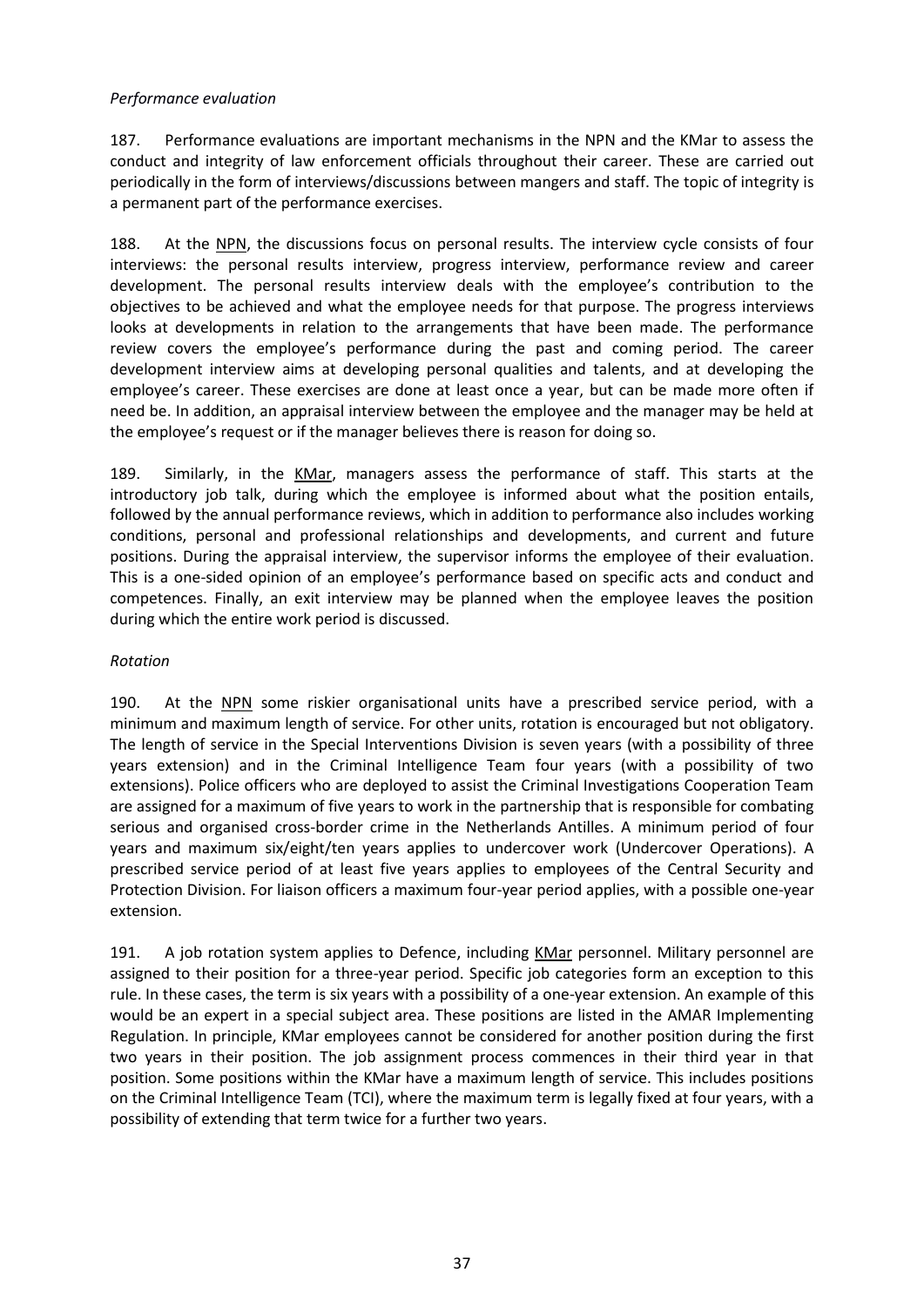*Performance evaluation*

187. Performance evaluations are important mechanisms in the NPN and the KMar to assess the conduct and integrity of law enforcement officials throughout their career. These are carried out periodically in the form of interviews/discussions between mangers and staff. The topic of integrity is a permanent part of the performance exercises.

188. At the NPN, the discussions focus on personal results. The interview cycle consists of four interviews: the personal results interview, progress interview, performance review and career development. The personal results interview deals with the employee's contribution to the objectives to be achieved and what the employee needs for that purpose. The progress interviews looks at developments in relation to the arrangements that have been made. The performance review covers the employee's performance during the past and coming period. The career development interview aims at developing personal qualities and talents, and at developing the employee's career. These exercises are done at least once a year, but can be made more often if need be. In addition, an appraisal interview between the employee and the manager may be held at the employee's request or if the manager believes there is reason for doing so.

189. Similarly, in the KMar, managers assess the performance of staff. This starts at the introductory job talk, during which the employee is informed about what the position entails, followed by the annual performance reviews, which in addition to performance also includes working conditions, personal and professional relationships and developments, and current and future positions. During the appraisal interview, the supervisor informs the employee of their evaluation. This is a one-sided opinion of an employee's performance based on specific acts and conduct and competences. Finally, an exit interview may be planned when the employee leaves the position during which the entire work period is discussed.

*Rotation*

190. At the NPN some riskier organisational units have a prescribed service period, with a minimum and maximum length of service. For other units, rotation is encouraged but not obligatory. The length of service in the Special Interventions Division is seven years (with a possibility of three years extension) and in the Criminal Intelligence Team four years (with a possibility of two extensions). Police officers who are deployed to assist the Criminal Investigations Cooperation Team are assigned for a maximum of five years to work in the partnership that is responsible for combating serious and organised cross-border crime in the Netherlands Antilles. A minimum period of four years and maximum six/eight/ten years applies to undercover work (Undercover Operations). A prescribed service period of at least five years applies to employees of the Central Security and Protection Division. For liaison officers a maximum four-year period applies, with a possible one-year extension.

191. A job rotation system applies to Defence, including KMar personnel. Military personnel are assigned to their position for a three-year period. Specific job categories form an exception to this rule. In these cases, the term is six years with a possibility of a one-year extension. An example of this would be an expert in a special subject area. These positions are listed in the AMAR Implementing Regulation. In principle, KMar employees cannot be considered for another position during the first two years in their position. The job assignment process commences in their third year in that position. Some positions within the KMar have a maximum length of service. This includes positions on the Criminal Intelligence Team (TCI), where the maximum term is legally fixed at four years, with a possibility of extending that term twice for a further two years.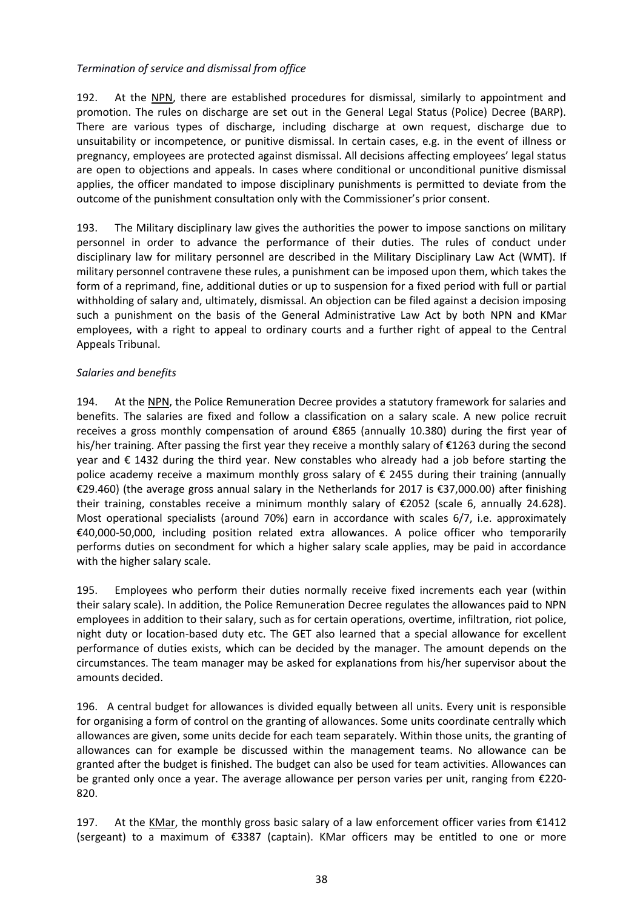*Termination of service and dismissal from office*

192. At the NPN, there are established procedures for dismissal, similarly to appointment and promotion. The rules on discharge are set out in the General Legal Status (Police) Decree (BARP). There are various types of discharge, including discharge at own request, discharge due to unsuitability or incompetence, or punitive dismissal. In certain cases, e.g. in the event of illness or pregnancy, employees are protected against dismissal. All decisions affecting employees' legal status are open to objections and appeals. In cases where conditional or unconditional punitive dismissal applies, the officer mandated to impose disciplinary punishments is permitted to deviate from the outcome of the punishment consultation only with the Commissioner's prior consent.

193. The Military disciplinary law gives the authorities the power to impose sanctions on military personnel in order to advance the performance of their duties. The rules of conduct under disciplinary law for military personnel are described in the Military Disciplinary Law Act (WMT). If military personnel contravene these rules, a punishment can be imposed upon them, which takes the form of a reprimand, fine, additional duties or up to suspension for a fixed period with full or partial withholding of salary and, ultimately, dismissal. An objection can be filed against a decision imposing such a punishment on the basis of the General Administrative Law Act by both NPN and KMar employees, with a right to appeal to ordinary courts and a further right of appeal to the Central Appeals Tribunal.

*Salaries and benefits*

194. At the NPN, the Police Remuneration Decree provides a statutory framework for salaries and benefits. The salaries are fixed and follow a classification on a salary scale. A new police recruit receives a gross monthly compensation of around €865 (annually 10.380) during the first year of his/her training. After passing the first year they receive a monthly salary of €1263 during the second year and € 1432 during the third year. New constables who already had a job before starting the police academy receive a maximum monthly gross salary of € 2455 during their training (annually €29.460) (the average gross annual salary in the Netherlands for 2017 is €37,000.00) after finishing their training, constables receive a minimum monthly salary of €2052 (scale 6, annually 24.628). Most operational specialists (around 70%) earn in accordance with scales 6/7, i.e. approximately €40,000-50,000, including position related extra allowances. A police officer who temporarily performs duties on secondment for which a higher salary scale applies, may be paid in accordance with the higher salary scale.

195. Employees who perform their duties normally receive fixed increments each year (within their salary scale). In addition, the Police Remuneration Decree regulates the allowances paid to NPN employees in addition to their salary, such as for certain operations, overtime, infiltration, riot police, night duty or location-based duty etc. The GET also learned that a special allowance for excellent performance of duties exists, which can be decided by the manager. The amount depends on the circumstances. The team manager may be asked for explanations from his/her supervisor about the amounts decided.

196. A central budget for allowances is divided equally between all units. Every unit is responsible for organising a form of control on the granting of allowances. Some units coordinate centrally which allowances are given, some units decide for each team separately. Within those units, the granting of allowances can for example be discussed within the management teams. No allowance can be granted after the budget is finished. The budget can also be used for team activities. Allowances can be granted only once a year. The average allowance per person varies per unit, ranging from €220-820.

197. At the KMar, the monthly gross basic salary of a law enforcement officer varies from €1412 (sergeant) to a maximum of €3387 (captain). KMar officers may be entitled to one or more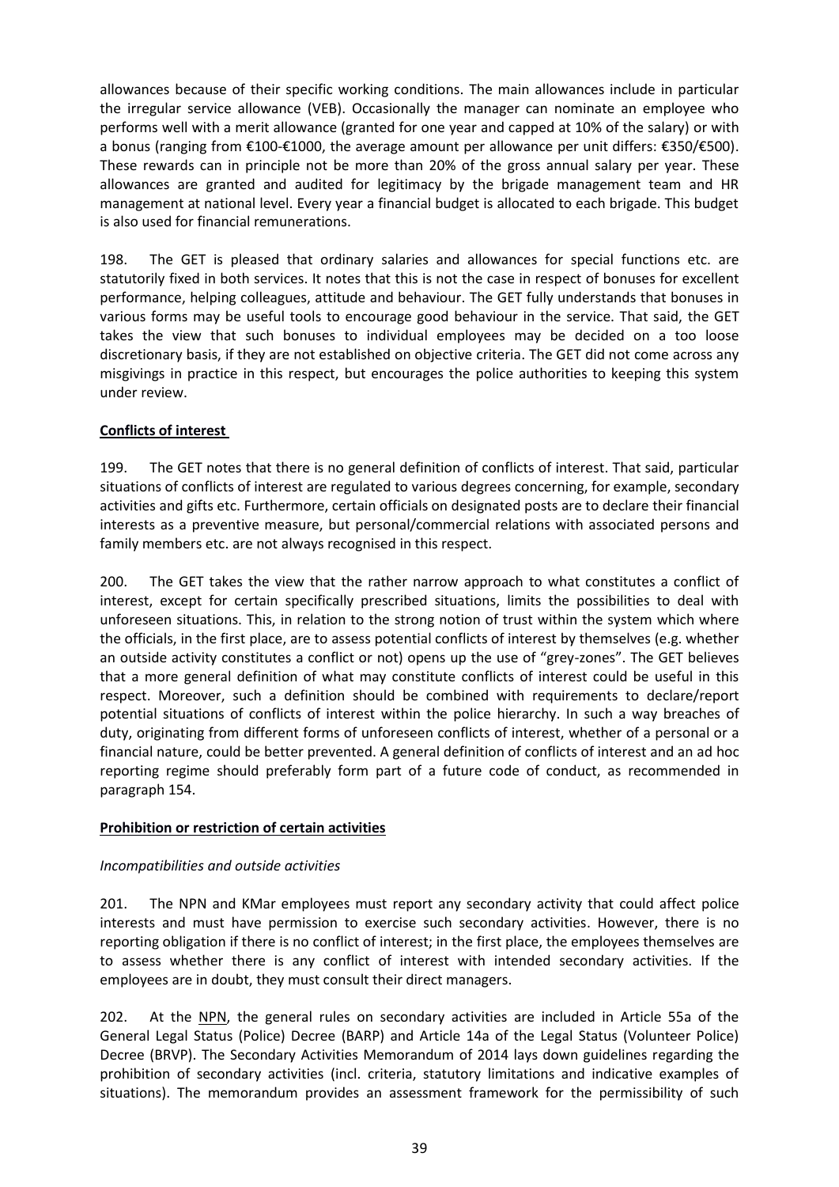allowances because of their specific working conditions. The main allowances include in particular the irregular service allowance (VEB). Occasionally the manager can nominate an employee who performs well with a merit allowance (granted for one year and capped at 10% of the salary) or with a bonus (ranging from €100-€1000, the average amount per allowance per unit differs: €350/€500). These rewards can in principle not be more than 20% of the gross annual salary per year. These allowances are granted and audited for legitimacy by the brigade management team and HR management at national level. Every year a financial budget is allocated to each brigade. This budget is also used for financial remunerations.

198. The GET is pleased that ordinary salaries and allowances for special functions etc. are statutorily fixed in both services. It notes that this is not the case in respect of bonuses for excellent performance, helping colleagues, attitude and behaviour. The GET fully understands that bonuses in various forms may be useful tools to encourage good behaviour in the service. That said, the GET takes the view that such bonuses to individual employees may be decided on a too loose discretionary basis, if they are not established on objective criteria. The GET did not come across any misgivings in practice in this respect, but encourages the police authorities to keeping this system under review.

**Conflicts of interest**

199. The GET notes that there is no general definition of conflicts of interest. That said, particular situations of conflicts of interest are regulated to various degrees concerning, for example, secondary activities and gifts etc. Furthermore, certain officials on designated posts are to declare their financial interests as a preventive measure, but personal/commercial relations with associated persons and family members etc. are not always recognised in this respect.

200. The GET takes the view that the rather narrow approach to what constitutes a conflict of interest, except for certain specifically prescribed situations, limits the possibilities to deal with unforeseen situations. This, in relation to the strong notion of trust within the system which where the officials, in the first place, are to assess potential conflicts of interest by themselves (e.g. whether an outside activity constitutes a conflict or not) opens up the use of "grey-zones". The GET believes that a more general definition of what may constitute conflicts of interest could be useful in this respect. Moreover, such a definition should be combined with requirements to declare/report potential situations of conflicts of interest within the police hierarchy. In such a way breaches of duty, originating from different forms of unforeseen conflicts of interest, whether of a personal or a financial nature, could be better prevented. A general definition of conflicts of interest and an ad hoc reporting regime should preferably form part of a future code of conduct, as recommended in paragraph 154.

**Prohibition or restriction of certain activities**

*Incompatibilities and outside activities*

201. The NPN and KMar employees must report any secondary activity that could affect police interests and must have permission to exercise such secondary activities. However, there is no reporting obligation if there is no conflict of interest; in the first place, the employees themselves are to assess whether there is any conflict of interest with intended secondary activities. If the employees are in doubt, they must consult their direct managers.

202. At the NPN, the general rules on secondary activities are included in Article 55a of the General Legal Status (Police) Decree (BARP) and Article 14a of the Legal Status (Volunteer Police) Decree (BRVP). The Secondary Activities Memorandum of 2014 lays down guidelines regarding the prohibition of secondary activities (incl. criteria, statutory limitations and indicative examples of situations). The memorandum provides an assessment framework for the permissibility of such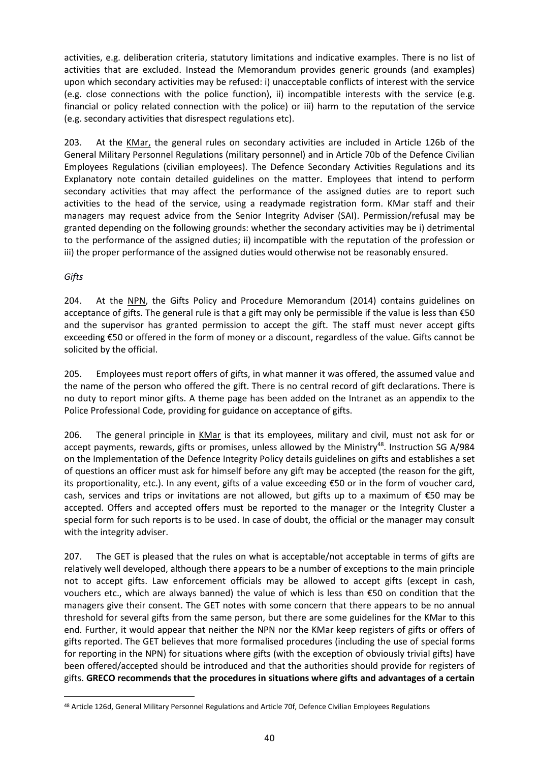activities, e.g. deliberation criteria, statutory limitations and indicative examples. There is no list of activities that are excluded. Instead the Memorandum provides generic grounds (and examples) upon which secondary activities may be refused: i) unacceptable conflicts of interest with the service (e.g. close connections with the police function), ii) incompatible interests with the service (e.g. financial or policy related connection with the police) or iii) harm to the reputation of the service (e.g. secondary activities that disrespect regulations etc).

203. At the KMar, the general rules on secondary activities are included in Article 126b of the General Military Personnel Regulations (military personnel) and in Article 70b of the Defence Civilian Employees Regulations (civilian employees). The Defence Secondary Activities Regulations and its Explanatory note contain detailed guidelines on the matter. Employees that intend to perform secondary activities that may affect the performance of the assigned duties are to report such activities to the head of the service, using a readymade registration form. KMar staff and their managers may request advice from the Senior Integrity Adviser (SAI). Permission/refusal may be granted depending on the following grounds: whether the secondary activities may be i) detrimental to the performance of the assigned duties; ii) incompatible with the reputation of the profession or iii) the proper performance of the assigned duties would otherwise not be reasonably ensured.

*Gifts*

204. At the NPN, the Gifts Policy and Procedure Memorandum (2014) contains guidelines on acceptance of gifts. The general rule is that a gift may only be permissible if the value is less than €50 and the supervisor has granted permission to accept the gift. The staff must never accept gifts exceeding €50 or offered in the form of money or a discount, regardless of the value. Gifts cannot be solicited by the official.

205. Employees must report offers of gifts, in what manner it was offered, the assumed value and the name of the person who offered the gift. There is no central record of gift declarations. There is no duty to report minor gifts. A theme page has been added on the Intranet as an appendix to the Police Professional Code, providing for guidance on acceptance of gifts.

206. The general principle in KMar is that its employees, military and civil, must not ask for or accept payments, rewards, gifts or promises, unless allowed by the Ministry[48]. Instruction SG A/984 on the Implementation of the Defence Integrity Policy details guidelines on gifts and establishes a set of questions an officer must ask for himself before any gift may be accepted (the reason for the gift, its proportionality, etc.). In any event, gifts of a value exceeding €50 or in the form of voucher card, cash, services and trips or invitations are not allowed, but gifts up to a maximum of €50 may be accepted. Offers and accepted offers must be reported to the manager or the Integrity Cluster a special form for such reports is to be used. In case of doubt, the official or the manager may consult with the integrity adviser.

207. The GET is pleased that the rules on what is acceptable/not acceptable in terms of gifts are relatively well developed, although there appears to be a number of exceptions to the main principle not to accept gifts. Law enforcement officials may be allowed to accept gifts (except in cash, vouchers etc., which are always banned) the value of which is less than €50 on condition that the managers give their consent. The GET notes with some concern that there appears to be no annual threshold for several gifts from the same person, but there are some guidelines for the KMar to this end. Further, it would appear that neither the NPN nor the KMar keep registers of gifts or offers of gifts reported. The GET believes that more formalised procedures (including the use of special forms for reporting in the NPN) for situations where gifts (with the exception of obviously trivial gifts) have been offered/accepted should be introduced and that the authorities should provide for registers of gifts. **GRECO recommends that the procedures in situations where gifts and advantages of a certain**

[48] Article 126d, General Military Personnel Regulations and Article 70f, Defence Civilian Employees Regulations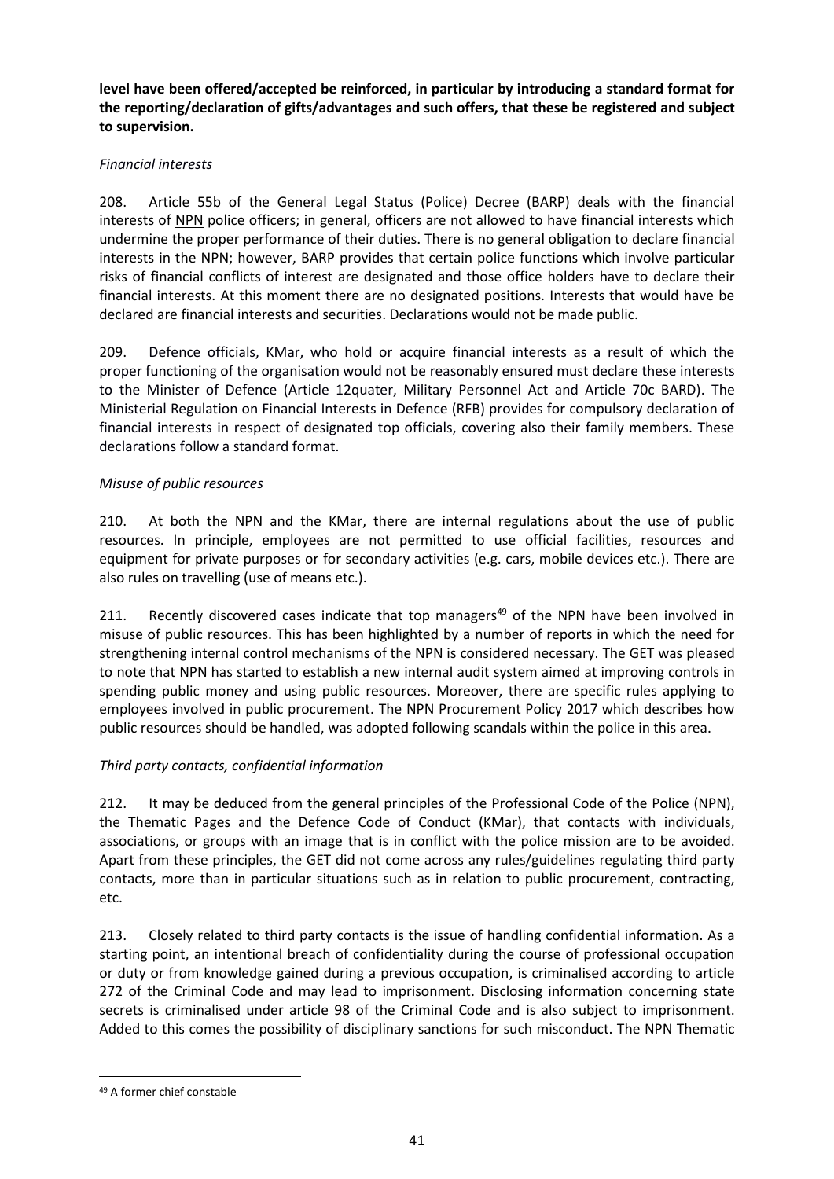**level have been offered/accepted be reinforced, in particular by introducing a standard format for the reporting/declaration of gifts/advantages and such offers, that these be registered and subject to supervision.**

*Financial interests*

208. Article 55b of the General Legal Status (Police) Decree (BARP) deals with the financial interests of NPN police officers; in general, officers are not allowed to have financial interests which undermine the proper performance of their duties. There is no general obligation to declare financial interests in the NPN; however, BARP provides that certain police functions which involve particular risks of financial conflicts of interest are designated and those office holders have to declare their financial interests. At this moment there are no designated positions. Interests that would have be declared are financial interests and securities. Declarations would not be made public.

209. Defence officials, KMar, who hold or acquire financial interests as a result of which the proper functioning of the organisation would not be reasonably ensured must declare these interests to the Minister of Defence (Article 12quater, Military Personnel Act and Article 70c BARD). The Ministerial Regulation on Financial Interests in Defence (RFB) provides for compulsory declaration of financial interests in respect of designated top officials, covering also their family members. These declarations follow a standard format.

*Misuse of public resources*

210. At both the NPN and the KMar, there are internal regulations about the use of public resources. In principle, employees are not permitted to use official facilities, resources and equipment for private purposes or for secondary activities (e.g. cars, mobile devices etc.). There are also rules on travelling (use of means etc.).

211. Recently discovered cases indicate that top managers[49] of the NPN have been involved in misuse of public resources. This has been highlighted by a number of reports in which the need for strengthening internal control mechanisms of the NPN is considered necessary. The GET was pleased to note that NPN has started to establish a new internal audit system aimed at improving controls in spending public money and using public resources. Moreover, there are specific rules applying to employees involved in public procurement. The NPN Procurement Policy 2017 which describes how public resources should be handled, was adopted following scandals within the police in this area.

*Third party contacts, confidential information*

212. It may be deduced from the general principles of the Professional Code of the Police (NPN), the Thematic Pages and the Defence Code of Conduct (KMar), that contacts with individuals, associations, or groups with an image that is in conflict with the police mission are to be avoided. Apart from these principles, the GET did not come across any rules/guidelines regulating third party contacts, more than in particular situations such as in relation to public procurement, contracting, etc.

213. Closely related to third party contacts is the issue of handling confidential information. As a starting point, an intentional breach of confidentiality during the course of professional occupation or duty or from knowledge gained during a previous occupation, is criminalised according to article 272 of the Criminal Code and may lead to imprisonment. Disclosing information concerning state secrets is criminalised under article 98 of the Criminal Code and is also subject to imprisonment. Added to this comes the possibility of disciplinary sanctions for such misconduct. The NPN Thematic

[49] A former chief constable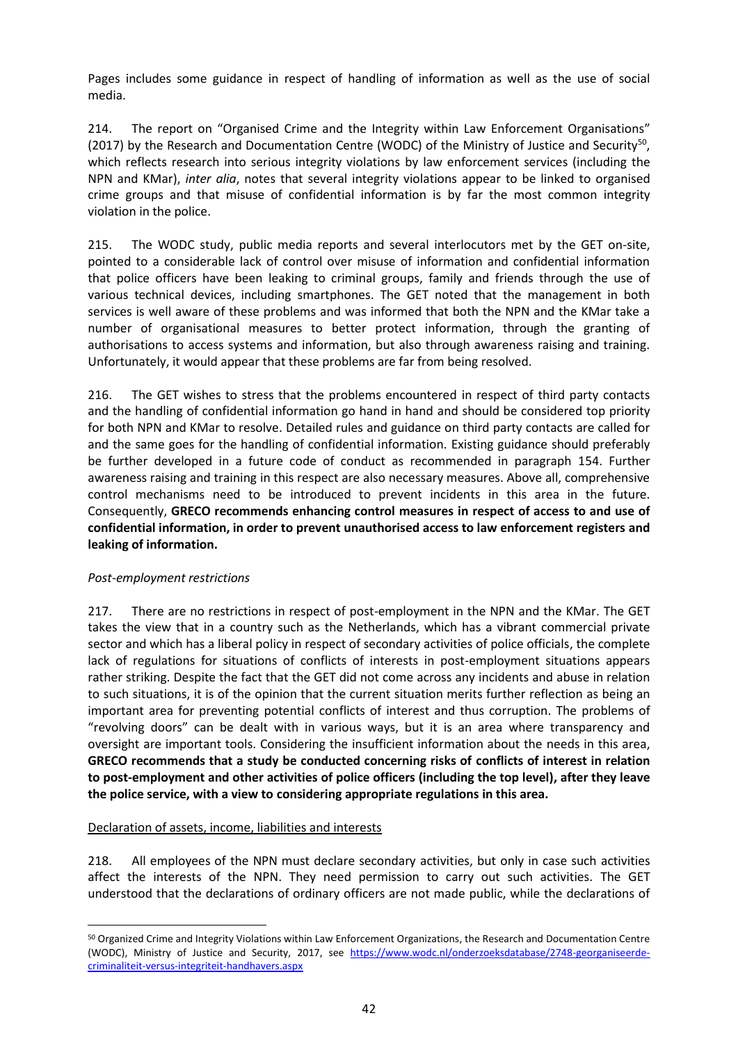Pages includes some guidance in respect of handling of information as well as the use of social media.

214. The report on "Organised Crime and the Integrity within Law Enforcement Organisations" (2017) by the Research and Documentation Centre (WODC) of the Ministry of Justice and Security[50], which reflects research into serious integrity violations by law enforcement services (including the NPN and KMar), *inter alia*, notes that several integrity violations appear to be linked to organised crime groups and that misuse of confidential information is by far the most common integrity violation in the police.

215. The WODC study, public media reports and several interlocutors met by the GET on-site, pointed to a considerable lack of control over misuse of information and confidential information that police officers have been leaking to criminal groups, family and friends through the use of various technical devices, including smartphones. The GET noted that the management in both services is well aware of these problems and was informed that both the NPN and the KMar take a number of organisational measures to better protect information, through the granting of authorisations to access systems and information, but also through awareness raising and training. Unfortunately, it would appear that these problems are far from being resolved.

216. The GET wishes to stress that the problems encountered in respect of third party contacts and the handling of confidential information go hand in hand and should be considered top priority for both NPN and KMar to resolve. Detailed rules and guidance on third party contacts are called for and the same goes for the handling of confidential information. Existing guidance should preferably be further developed in a future code of conduct as recommended in paragraph 154. Further awareness raising and training in this respect are also necessary measures. Above all, comprehensive control mechanisms need to be introduced to prevent incidents in this area in the future. Consequently, **GRECO recommends enhancing control measures in respect of access to and use of confidential information, in order to prevent unauthorised access to law enforcement registers and leaking of information.**

*Post-employment restrictions*

217. There are no restrictions in respect of post-employment in the NPN and the KMar. The GET takes the view that in a country such as the Netherlands, which has a vibrant commercial private sector and which has a liberal policy in respect of secondary activities of police officials, the complete lack of regulations for situations of conflicts of interests in post-employment situations appears rather striking. Despite the fact that the GET did not come across any incidents and abuse in relation to such situations, it is of the opinion that the current situation merits further reflection as being an important area for preventing potential conflicts of interest and thus corruption. The problems of "revolving doors" can be dealt with in various ways, but it is an area where transparency and oversight are important tools. Considering the insufficient information about the needs in this area, **GRECO recommends that a study be conducted concerning risks of conflicts of interest in relation to post-employment and other activities of police officers (including the top level), after they leave the police service, with a view to considering appropriate regulations in this area.**

Declaration of assets, income, liabilities and interests

218. All employees of the NPN must declare secondary activities, but only in case such activities affect the interests of the NPN. They need permission to carry out such activities. The GET understood that the declarations of ordinary officers are not made public, while the declarations of

[50] Organized Crime and Integrity Violations within Law Enforcement Organizations, the Research and Documentation Centre (WODC), Ministry of Justice and Security, 2017, see https://www.wodc.nl/onderzoeksdatabase/2748-georganiseerde-criminaliteit-versus-integriteit-handhavers.aspx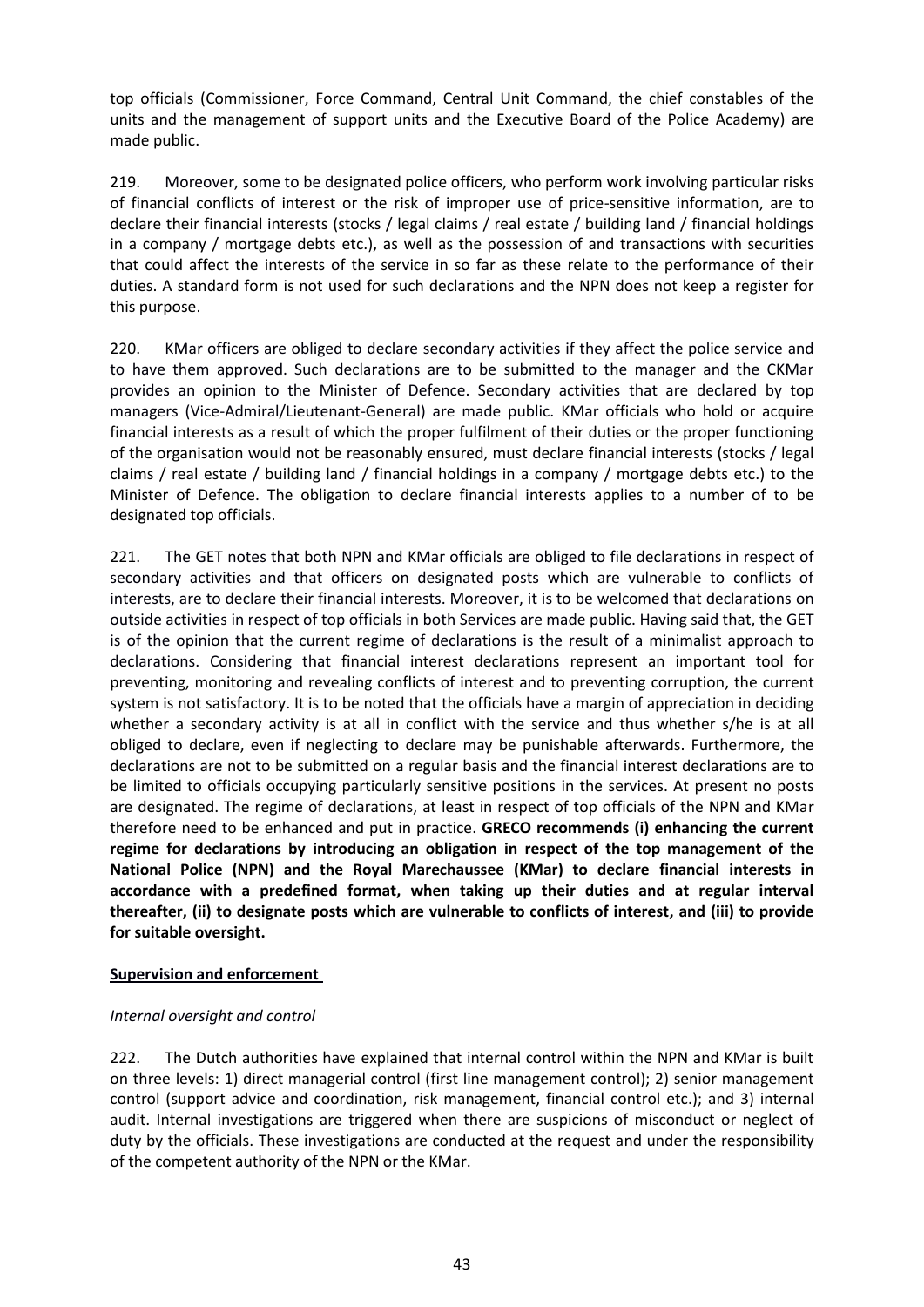top officials (Commissioner, Force Command, Central Unit Command, the chief constables of the units and the management of support units and the Executive Board of the Police Academy) are made public.

219. Moreover, some to be designated police officers, who perform work involving particular risks of financial conflicts of interest or the risk of improper use of price-sensitive information, are to declare their financial interests (stocks / legal claims / real estate / building land / financial holdings in a company / mortgage debts etc.), as well as the possession of and transactions with securities that could affect the interests of the service in so far as these relate to the performance of their duties. A standard form is not used for such declarations and the NPN does not keep a register for this purpose.

220. KMar officers are obliged to declare secondary activities if they affect the police service and to have them approved. Such declarations are to be submitted to the manager and the CKMar provides an opinion to the Minister of Defence. Secondary activities that are declared by top managers (Vice-Admiral/Lieutenant-General) are made public. KMar officials who hold or acquire financial interests as a result of which the proper fulfilment of their duties or the proper functioning of the organisation would not be reasonably ensured, must declare financial interests (stocks / legal claims / real estate / building land / financial holdings in a company / mortgage debts etc.) to the Minister of Defence. The obligation to declare financial interests applies to a number of to be designated top officials.

221. The GET notes that both NPN and KMar officials are obliged to file declarations in respect of secondary activities and that officers on designated posts which are vulnerable to conflicts of interests, are to declare their financial interests. Moreover, it is to be welcomed that declarations on outside activities in respect of top officials in both Services are made public. Having said that, the GET is of the opinion that the current regime of declarations is the result of a minimalist approach to declarations. Considering that financial interest declarations represent an important tool for preventing, monitoring and revealing conflicts of interest and to preventing corruption, the current system is not satisfactory. It is to be noted that the officials have a margin of appreciation in deciding whether a secondary activity is at all in conflict with the service and thus whether s/he is at all obliged to declare, even if neglecting to declare may be punishable afterwards. Furthermore, the declarations are not to be submitted on a regular basis and the financial interest declarations are to be limited to officials occupying particularly sensitive positions in the services. At present no posts are designated. The regime of declarations, at least in respect of top officials of the NPN and KMar therefore need to be enhanced and put in practice. **GRECO recommends (i) enhancing the current regime for declarations by introducing an obligation in respect of the top management of the National Police (NPN) and the Royal Marechaussee (KMar) to declare financial interests in accordance with a predefined format, when taking up their duties and at regular interval thereafter, (ii) to designate posts which are vulnerable to conflicts of interest, and (iii) to provide for suitable oversight.**

## Supervision and enforcement

### *Internal oversight and control*

222. The Dutch authorities have explained that internal control within the NPN and KMar is built on three levels: 1) direct managerial control (first line management control); 2) senior management control (support advice and coordination, risk management, financial control etc.); and 3) internal audit. Internal investigations are triggered when there are suspicions of misconduct or neglect of duty by the officials. These investigations are conducted at the request and under the responsibility of the competent authority of the NPN or the KMar.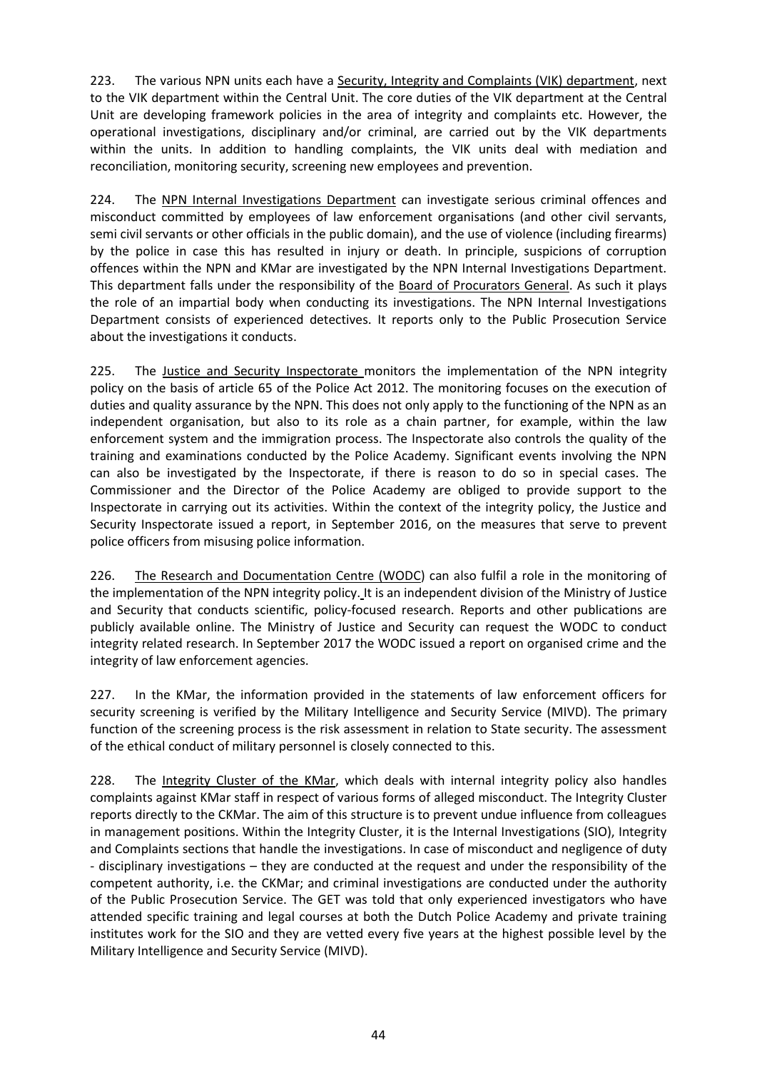223. The various NPN units each have a Security, Integrity and Complaints (VIK) department, next to the VIK department within the Central Unit. The core duties of the VIK department at the Central Unit are developing framework policies in the area of integrity and complaints etc. However, the operational investigations, disciplinary and/or criminal, are carried out by the VIK departments within the units. In addition to handling complaints, the VIK units deal with mediation and reconciliation, monitoring security, screening new employees and prevention.

224. The NPN Internal Investigations Department can investigate serious criminal offences and misconduct committed by employees of law enforcement organisations (and other civil servants, semi civil servants or other officials in the public domain), and the use of violence (including firearms) by the police in case this has resulted in injury or death. In principle, suspicions of corruption offences within the NPN and KMar are investigated by the NPN Internal Investigations Department. This department falls under the responsibility of the Board of Procurators General. As such it plays the role of an impartial body when conducting its investigations. The NPN Internal Investigations Department consists of experienced detectives. It reports only to the Public Prosecution Service about the investigations it conducts.

225. The Justice and Security Inspectorate monitors the implementation of the NPN integrity policy on the basis of article 65 of the Police Act 2012. The monitoring focuses on the execution of duties and quality assurance by the NPN. This does not only apply to the functioning of the NPN as an independent organisation, but also to its role as a chain partner, for example, within the law enforcement system and the immigration process. The Inspectorate also controls the quality of the training and examinations conducted by the Police Academy. Significant events involving the NPN can also be investigated by the Inspectorate, if there is reason to do so in special cases. The Commissioner and the Director of the Police Academy are obliged to provide support to the Inspectorate in carrying out its activities. Within the context of the integrity policy, the Justice and Security Inspectorate issued a report, in September 2016, on the measures that serve to prevent police officers from misusing police information.

226. The Research and Documentation Centre (WODC) can also fulfil a role in the monitoring of the implementation of the NPN integrity policy. It is an independent division of the Ministry of Justice and Security that conducts scientific, policy-focused research. Reports and other publications are publicly available online. The Ministry of Justice and Security can request the WODC to conduct integrity related research. In September 2017 the WODC issued a report on organised crime and the integrity of law enforcement agencies.

227. In the KMar, the information provided in the statements of law enforcement officers for security screening is verified by the Military Intelligence and Security Service (MIVD). The primary function of the screening process is the risk assessment in relation to State security. The assessment of the ethical conduct of military personnel is closely connected to this.

228. The Integrity Cluster of the KMar, which deals with internal integrity policy also handles complaints against KMar staff in respect of various forms of alleged misconduct. The Integrity Cluster reports directly to the CKMar. The aim of this structure is to prevent undue influence from colleagues in management positions. Within the Integrity Cluster, it is the Internal Investigations (SIO), Integrity and Complaints sections that handle the investigations. In case of misconduct and negligence of duty - disciplinary investigations – they are conducted at the request and under the responsibility of the competent authority, i.e. the CKMar; and criminal investigations are conducted under the authority of the Public Prosecution Service. The GET was told that only experienced investigators who have attended specific training and legal courses at both the Dutch Police Academy and private training institutes work for the SIO and they are vetted every five years at the highest possible level by the Military Intelligence and Security Service (MIVD).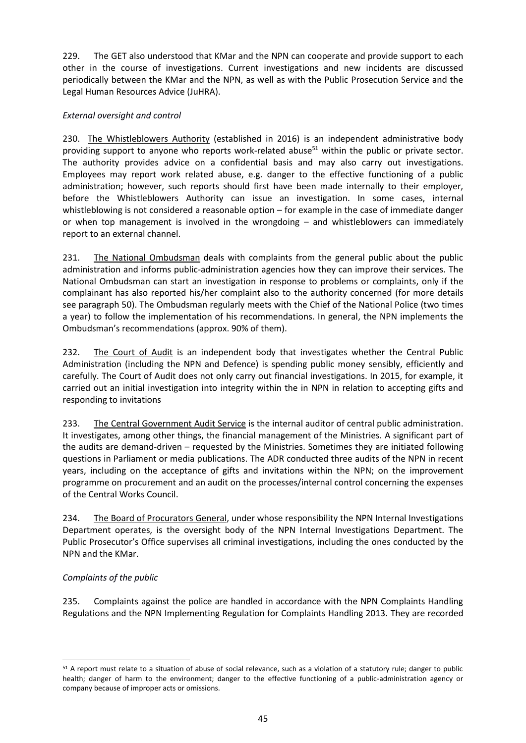229. The GET also understood that KMar and the NPN can cooperate and provide support to each other in the course of investigations. Current investigations and new incidents are discussed periodically between the KMar and the NPN, as well as with the Public Prosecution Service and the Legal Human Resources Advice (JuHRA).

*External oversight and control*

230. The Whistleblowers Authority (established in 2016) is an independent administrative body providing support to anyone who reports work-related abuse[51] within the public or private sector. The authority provides advice on a confidential basis and may also carry out investigations. Employees may report work related abuse, e.g. danger to the effective functioning of a public administration; however, such reports should first have been made internally to their employer, before the Whistleblowers Authority can issue an investigation. In some cases, internal whistleblowing is not considered a reasonable option – for example in the case of immediate danger or when top management is involved in the wrongdoing – and whistleblowers can immediately report to an external channel.

231. The National Ombudsman deals with complaints from the general public about the public administration and informs public-administration agencies how they can improve their services. The National Ombudsman can start an investigation in response to problems or complaints, only if the complainant has also reported his/her complaint also to the authority concerned (for more details see paragraph 50). The Ombudsman regularly meets with the Chief of the National Police (two times a year) to follow the implementation of his recommendations. In general, the NPN implements the Ombudsman's recommendations (approx. 90% of them).

232. The Court of Audit is an independent body that investigates whether the Central Public Administration (including the NPN and Defence) is spending public money sensibly, efficiently and carefully. The Court of Audit does not only carry out financial investigations. In 2015, for example, it carried out an initial investigation into integrity within the in NPN in relation to accepting gifts and responding to invitations

233. The Central Government Audit Service is the internal auditor of central public administration. It investigates, among other things, the financial management of the Ministries. A significant part of the audits are demand-driven – requested by the Ministries. Sometimes they are initiated following questions in Parliament or media publications. The ADR conducted three audits of the NPN in recent years, including on the acceptance of gifts and invitations within the NPN; on the improvement programme on procurement and an audit on the processes/internal control concerning the expenses of the Central Works Council.

234. The Board of Procurators General, under whose responsibility the NPN Internal Investigations Department operates, is the oversight body of the NPN Internal Investigations Department. The Public Prosecutor's Office supervises all criminal investigations, including the ones conducted by the NPN and the KMar.

*Complaints of the public*

235. Complaints against the police are handled in accordance with the NPN Complaints Handling Regulations and the NPN Implementing Regulation for Complaints Handling 2013. They are recorded

---

[51] A report must relate to a situation of abuse of social relevance, such as a violation of a statutory rule; danger to public health; danger of harm to the environment; danger to the effective functioning of a public-administration agency or company because of improper acts or omissions.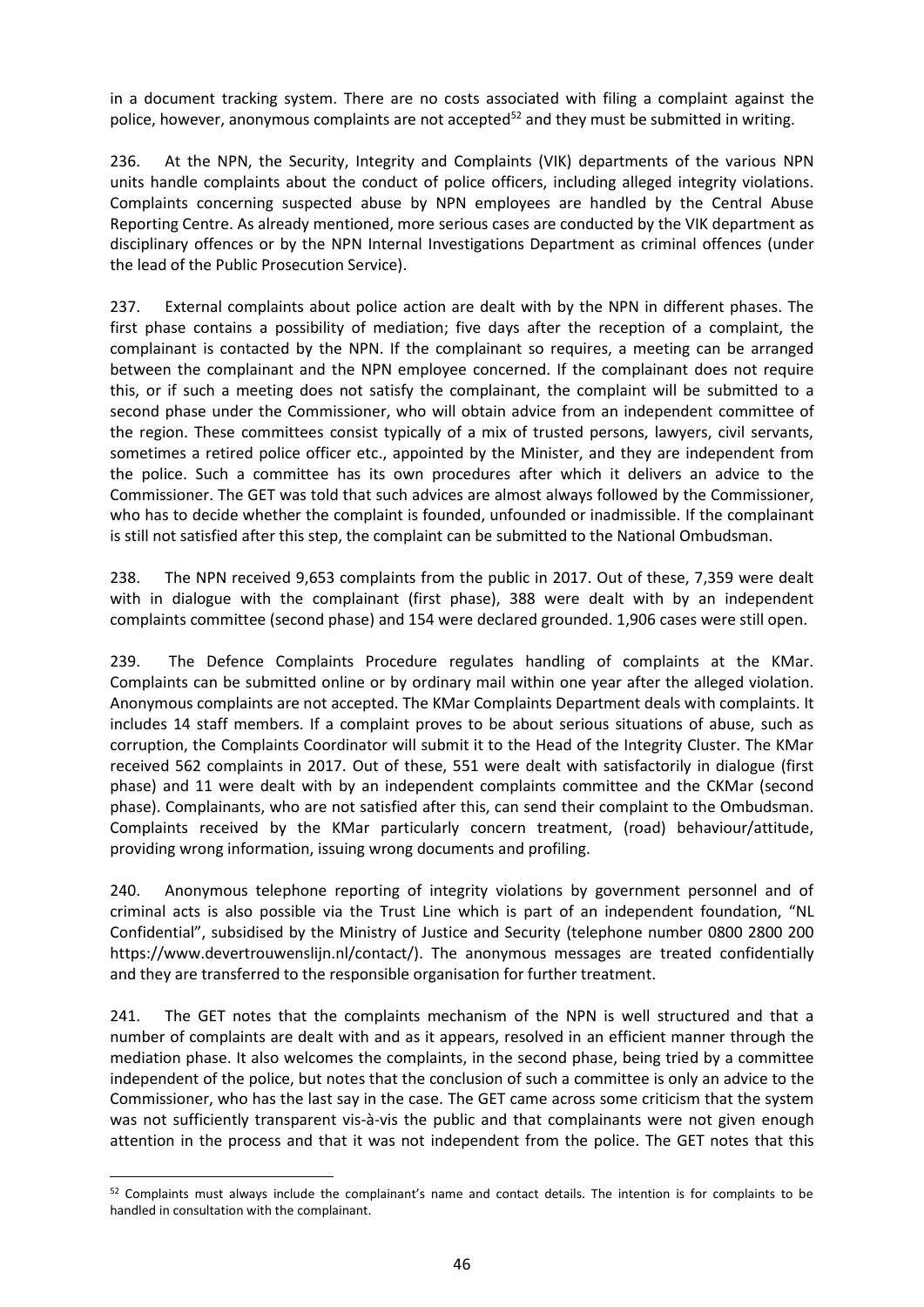in a document tracking system. There are no costs associated with filing a complaint against the police, however, anonymous complaints are not accepted[52] and they must be submitted in writing.

236. At the NPN, the Security, Integrity and Complaints (VIK) departments of the various NPN units handle complaints about the conduct of police officers, including alleged integrity violations. Complaints concerning suspected abuse by NPN employees are handled by the Central Abuse Reporting Centre. As already mentioned, more serious cases are conducted by the VIK department as disciplinary offences or by the NPN Internal Investigations Department as criminal offences (under the lead of the Public Prosecution Service).

237. External complaints about police action are dealt with by the NPN in different phases. The first phase contains a possibility of mediation; five days after the reception of a complaint, the complainant is contacted by the NPN. If the complainant so requires, a meeting can be arranged between the complainant and the NPN employee concerned. If the complainant does not require this, or if such a meeting does not satisfy the complainant, the complaint will be submitted to a second phase under the Commissioner, who will obtain advice from an independent committee of the region. These committees consist typically of a mix of trusted persons, lawyers, civil servants, sometimes a retired police officer etc., appointed by the Minister, and they are independent from the police. Such a committee has its own procedures after which it delivers an advice to the Commissioner. The GET was told that such advices are almost always followed by the Commissioner, who has to decide whether the complaint is founded, unfounded or inadmissible. If the complainant is still not satisfied after this step, the complaint can be submitted to the National Ombudsman.

238. The NPN received 9,653 complaints from the public in 2017. Out of these, 7,359 were dealt with in dialogue with the complainant (first phase), 388 were dealt with by an independent complaints committee (second phase) and 154 were declared grounded. 1,906 cases were still open.

239. The Defence Complaints Procedure regulates handling of complaints at the KMar. Complaints can be submitted online or by ordinary mail within one year after the alleged violation. Anonymous complaints are not accepted. The KMar Complaints Department deals with complaints. It includes 14 staff members. If a complaint proves to be about serious situations of abuse, such as corruption, the Complaints Coordinator will submit it to the Head of the Integrity Cluster. The KMar received 562 complaints in 2017. Out of these, 551 were dealt with satisfactorily in dialogue (first phase) and 11 were dealt with by an independent complaints committee and the CKMar (second phase). Complainants, who are not satisfied after this, can send their complaint to the Ombudsman. Complaints received by the KMar particularly concern treatment, (road) behaviour/attitude, providing wrong information, issuing wrong documents and profiling.

240. Anonymous telephone reporting of integrity violations by government personnel and of criminal acts is also possible via the Trust Line which is part of an independent foundation, "NL Confidential", subsidised by the Ministry of Justice and Security (telephone number 0800 2800 200 https://www.devertrouwenslijn.nl/contact/). The anonymous messages are treated confidentially and they are transferred to the responsible organisation for further treatment.

241. The GET notes that the complaints mechanism of the NPN is well structured and that a number of complaints are dealt with and as it appears, resolved in an efficient manner through the mediation phase. It also welcomes the complaints, in the second phase, being tried by a committee independent of the police, but notes that the conclusion of such a committee is only an advice to the Commissioner, who has the last say in the case. The GET came across some criticism that the system was not sufficiently transparent vis-à-vis the public and that complainants were not given enough attention in the process and that it was not independent from the police. The GET notes that this

[52] Complaints must always include the complainant's name and contact details. The intention is for complaints to be handled in consultation with the complainant.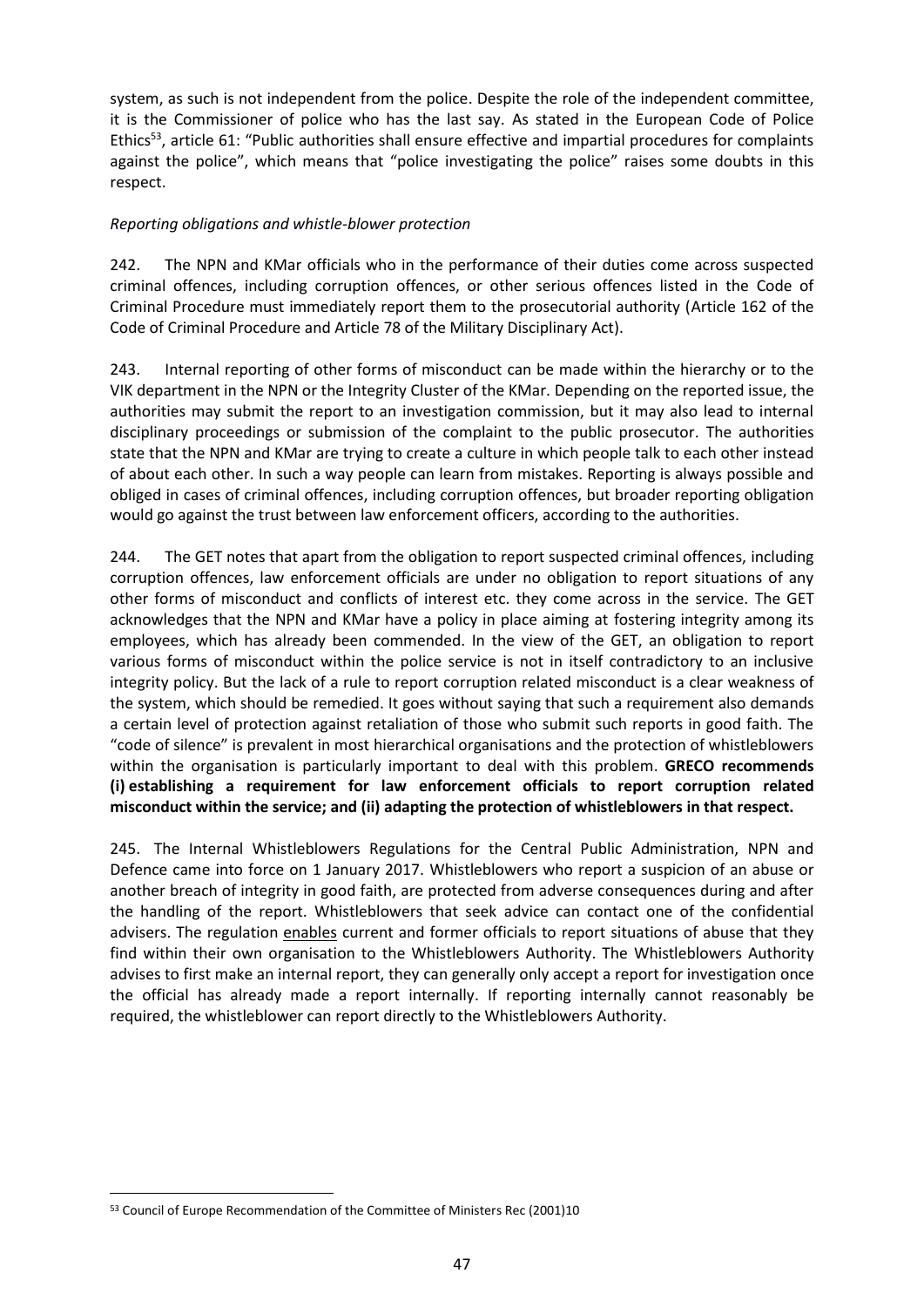system, as such is not independent from the police. Despite the role of the independent committee, it is the Commissioner of police who has the last say. As stated in the European Code of Police Ethics[53], article 61: "Public authorities shall ensure effective and impartial procedures for complaints against the police", which means that "police investigating the police" raises some doubts in this respect.

*Reporting obligations and whistle-blower protection*

242. The NPN and KMar officials who in the performance of their duties come across suspected criminal offences, including corruption offences, or other serious offences listed in the Code of Criminal Procedure must immediately report them to the prosecutorial authority (Article 162 of the Code of Criminal Procedure and Article 78 of the Military Disciplinary Act).

243. Internal reporting of other forms of misconduct can be made within the hierarchy or to the VIK department in the NPN or the Integrity Cluster of the KMar. Depending on the reported issue, the authorities may submit the report to an investigation commission, but it may also lead to internal disciplinary proceedings or submission of the complaint to the public prosecutor. The authorities state that the NPN and KMar are trying to create a culture in which people talk to each other instead of about each other. In such a way people can learn from mistakes. Reporting is always possible and obliged in cases of criminal offences, including corruption offences, but broader reporting obligation would go against the trust between law enforcement officers, according to the authorities.

244. The GET notes that apart from the obligation to report suspected criminal offences, including corruption offences, law enforcement officials are under no obligation to report situations of any other forms of misconduct and conflicts of interest etc. they come across in the service. The GET acknowledges that the NPN and KMar have a policy in place aiming at fostering integrity among its employees, which has already been commended. In the view of the GET, an obligation to report various forms of misconduct within the police service is not in itself contradictory to an inclusive integrity policy. But the lack of a rule to report corruption related misconduct is a clear weakness of the system, which should be remedied. It goes without saying that such a requirement also demands a certain level of protection against retaliation of those who submit such reports in good faith. The "code of silence" is prevalent in most hierarchical organisations and the protection of whistleblowers within the organisation is particularly important to deal with this problem. **GRECO recommends (i) establishing a requirement for law enforcement officials to report corruption related misconduct within the service; and (ii) adapting the protection of whistleblowers in that respect.**

245. The Internal Whistleblowers Regulations for the Central Public Administration, NPN and Defence came into force on 1 January 2017. Whistleblowers who report a suspicion of an abuse or another breach of integrity in good faith, are protected from adverse consequences during and after the handling of the report. Whistleblowers that seek advice can contact one of the confidential advisers. The regulation enables current and former officials to report situations of abuse that they find within their own organisation to the Whistleblowers Authority. The Whistleblowers Authority advises to first make an internal report, they can generally only accept a report for investigation once the official has already made a report internally. If reporting internally cannot reasonably be required, the whistleblower can report directly to the Whistleblowers Authority.

[53] Council of Europe Recommendation of the Committee of Ministers Rec (2001)10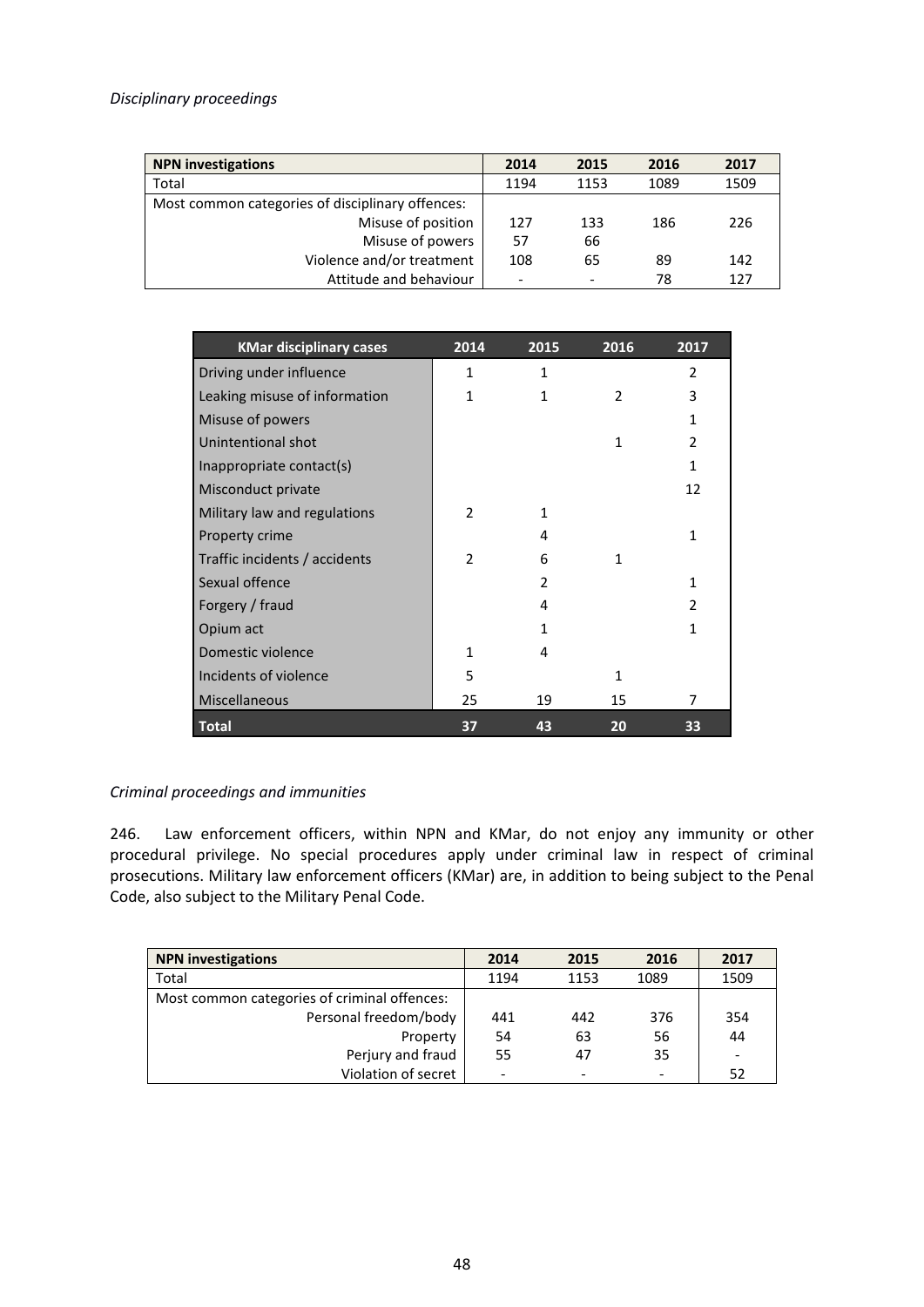*Disciplinary proceedings*

| NPN investigations | 2014 | 2015 | 2016 | 2017 |
|---|---|---|---|---|
| Total | 1194 | 1153 | 1089 | 1509 |
| Most common categories of disciplinary offences: | | | | |
| Misuse of position | 127 | 133 | 186 | 226 |
| Misuse of powers | 57 | 66 | | |
| Violence and/or treatment | 108 | 65 | 89 | 142 |
| Attitude and behaviour | - | - | 78 | 127 |

| KMar disciplinary cases | 2014 | 2015 | 2016 | 2017 |
|---|---|---|---|---|
| Driving under influence | 1 | 1 | | 2 |
| Leaking misuse of information | 1 | 1 | 2 | 3 |
| Misuse of powers | | | | 1 |
| Unintentional shot | | | 1 | 2 |
| Inappropriate contact(s) | | | | 1 |
| Misconduct private | | | | 12 |
| Military law and regulations | 2 | 1 | | |
| Property crime | | 4 | | 1 |
| Traffic incidents / accidents | 2 | 6 | 1 | |
| Sexual offence | | 2 | | 1 |
| Forgery / fraud | | 4 | | 2 |
| Opium act | | 1 | | 1 |
| Domestic violence | 1 | 4 | | |
| Incidents of violence | 5 | | 1 | |
| Miscellaneous | 25 | 19 | 15 | 7 |
| **Total** | **37** | **43** | **20** | **33** |

*Criminal proceedings and immunities*

246. Law enforcement officers, within NPN and KMar, do not enjoy any immunity or other procedural privilege. No special procedures apply under criminal law in respect of criminal prosecutions. Military law enforcement officers (KMar) are, in addition to being subject to the Penal Code, also subject to the Military Penal Code.

| NPN investigations | 2014 | 2015 | 2016 | 2017 |
|---|---|---|---|---|
| Total | 1194 | 1153 | 1089 | 1509 |
| Most common categories of criminal offences: | | | | |
| Personal freedom/body | 441 | 442 | 376 | 354 |
| Property | 54 | 63 | 56 | 44 |
| Perjury and fraud | 55 | 47 | 35 | - |
| Violation of secret | - | - | - | 52 |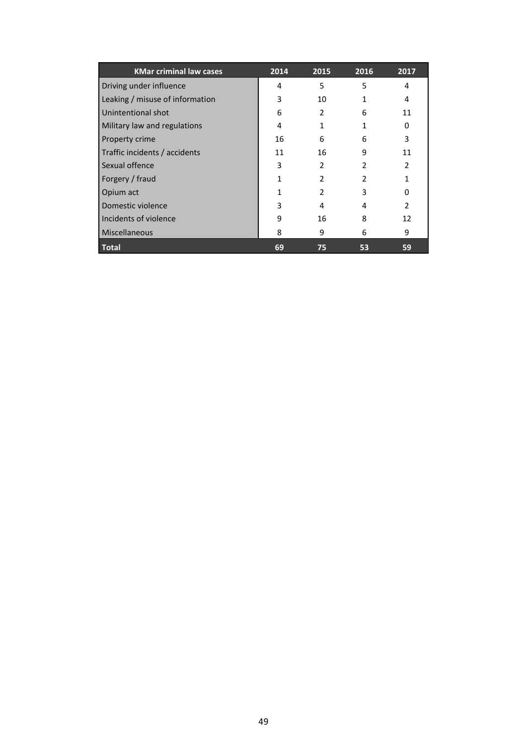| KMar criminal law cases | 2014 | 2015 | 2016 | 2017 |
|---|---|---|---|---|
| Driving under influence | 4 | 5 | 5 | 4 |
| Leaking / misuse of information | 3 | 10 | 1 | 4 |
| Unintentional shot | 6 | 2 | 6 | 11 |
| Military law and regulations | 4 | 1 | 1 | 0 |
| Property crime | 16 | 6 | 6 | 3 |
| Traffic incidents / accidents | 11 | 16 | 9 | 11 |
| Sexual offence | 3 | 2 | 2 | 2 |
| Forgery / fraud | 1 | 2 | 2 | 1 |
| Opium act | 1 | 2 | 3 | 0 |
| Domestic violence | 3 | 4 | 4 | 2 |
| Incidents of violence | 9 | 16 | 8 | 12 |
| Miscellaneous | 8 | 9 | 6 | 9 |
| **Total** | **69** | **75** | **53** | **59** |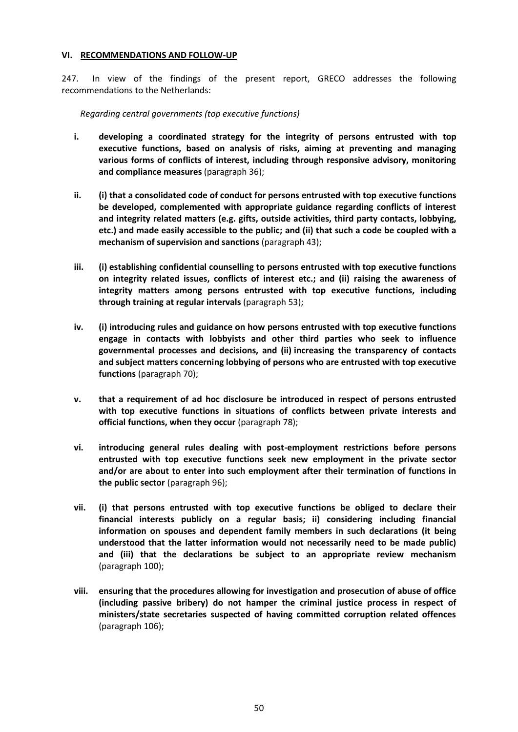## VI. RECOMMENDATIONS AND FOLLOW-UP

247. In view of the findings of the present report, GRECO addresses the following recommendations to the Netherlands:

*Regarding central governments (top executive functions)*

- **i. developing a coordinated strategy for the integrity of persons entrusted with top executive functions, based on analysis of risks, aiming at preventing and managing various forms of conflicts of interest, including through responsive advisory, monitoring and compliance measures** (paragraph 36);

- **ii. (i) that a consolidated code of conduct for persons entrusted with top executive functions be developed, complemented with appropriate guidance regarding conflicts of interest and integrity related matters (e.g. gifts, outside activities, third party contacts, lobbying, etc.) and made easily accessible to the public; and (ii) that such a code be coupled with a mechanism of supervision and sanctions** (paragraph 43);

- **iii. (i) establishing confidential counselling to persons entrusted with top executive functions on integrity related issues, conflicts of interest etc.; and (ii) raising the awareness of integrity matters among persons entrusted with top executive functions, including through training at regular intervals** (paragraph 53);

- **iv. (i) introducing rules and guidance on how persons entrusted with top executive functions engage in contacts with lobbyists and other third parties who seek to influence governmental processes and decisions, and (ii) increasing the transparency of contacts and subject matters concerning lobbying of persons who are entrusted with top executive functions** (paragraph 70);

- **v. that a requirement of ad hoc disclosure be introduced in respect of persons entrusted with top executive functions in situations of conflicts between private interests and official functions, when they occur** (paragraph 78);

- **vi. introducing general rules dealing with post-employment restrictions before persons entrusted with top executive functions seek new employment in the private sector and/or are about to enter into such employment after their termination of functions in the public sector** (paragraph 96);

- **vii. (i) that persons entrusted with top executive functions be obliged to declare their financial interests publicly on a regular basis; ii) considering including financial information on spouses and dependent family members in such declarations (it being understood that the latter information would not necessarily need to be made public) and (iii) that the declarations be subject to an appropriate review mechanism** (paragraph 100);

- **viii. ensuring that the procedures allowing for investigation and prosecution of abuse of office (including passive bribery) do not hamper the criminal justice process in respect of ministers/state secretaries suspected of having committed corruption related offences** (paragraph 106);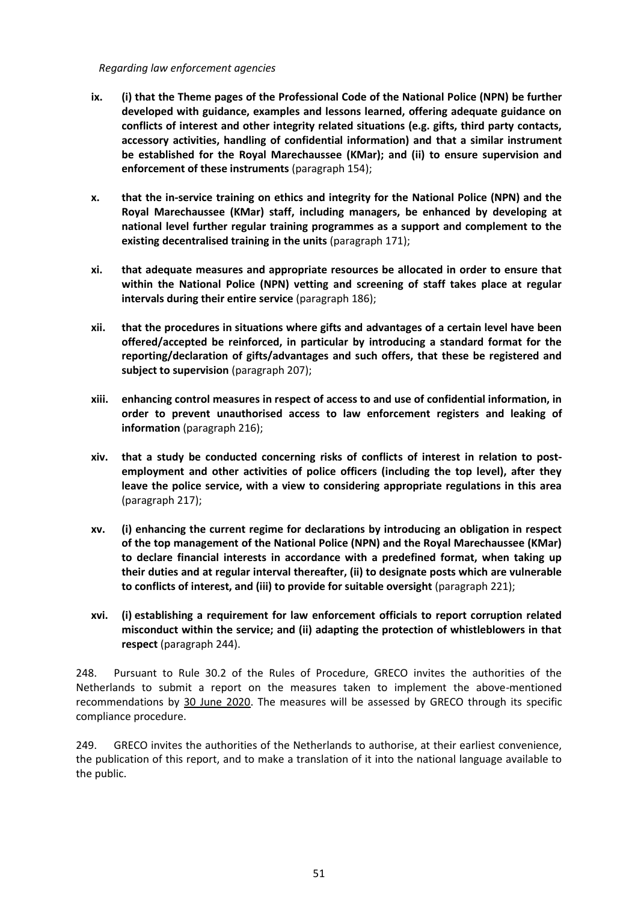*Regarding law enforcement agencies*

ix. **(i) that the Theme pages of the Professional Code of the National Police (NPN) be further developed with guidance, examples and lessons learned, offering adequate guidance on conflicts of interest and other integrity related situations (e.g. gifts, third party contacts, accessory activities, handling of confidential information) and that a similar instrument be established for the Royal Marechaussee (KMar); and (ii) to ensure supervision and enforcement of these instruments** (paragraph 154);

x. **that the in-service training on ethics and integrity for the National Police (NPN) and the Royal Marechaussee (KMar) staff, including managers, be enhanced by developing at national level further regular training programmes as a support and complement to the existing decentralised training in the units** (paragraph 171);

xi. **that adequate measures and appropriate resources be allocated in order to ensure that within the National Police (NPN) vetting and screening of staff takes place at regular intervals during their entire service** (paragraph 186);

xii. **that the procedures in situations where gifts and advantages of a certain level have been offered/accepted be reinforced, in particular by introducing a standard format for the reporting/declaration of gifts/advantages and such offers, that these be registered and subject to supervision** (paragraph 207);

xiii. **enhancing control measures in respect of access to and use of confidential information, in order to prevent unauthorised access to law enforcement registers and leaking of information** (paragraph 216);

xiv. **that a study be conducted concerning risks of conflicts of interest in relation to post-employment and other activities of police officers (including the top level), after they leave the police service, with a view to considering appropriate regulations in this area** (paragraph 217);

xv. **(i) enhancing the current regime for declarations by introducing an obligation in respect of the top management of the National Police (NPN) and the Royal Marechaussee (KMar) to declare financial interests in accordance with a predefined format, when taking up their duties and at regular interval thereafter, (ii) to designate posts which are vulnerable to conflicts of interest, and (iii) to provide for suitable oversight** (paragraph 221);

xvi. **(i) establishing a requirement for law enforcement officials to report corruption related misconduct within the service; and (ii) adapting the protection of whistleblowers in that respect** (paragraph 244).

248. Pursuant to Rule 30.2 of the Rules of Procedure, GRECO invites the authorities of the Netherlands to submit a report on the measures taken to implement the above-mentioned recommendations by 30 June 2020. The measures will be assessed by GRECO through its specific compliance procedure.

249. GRECO invites the authorities of the Netherlands to authorise, at their earliest convenience, the publication of this report, and to make a translation of it into the national language available to the public.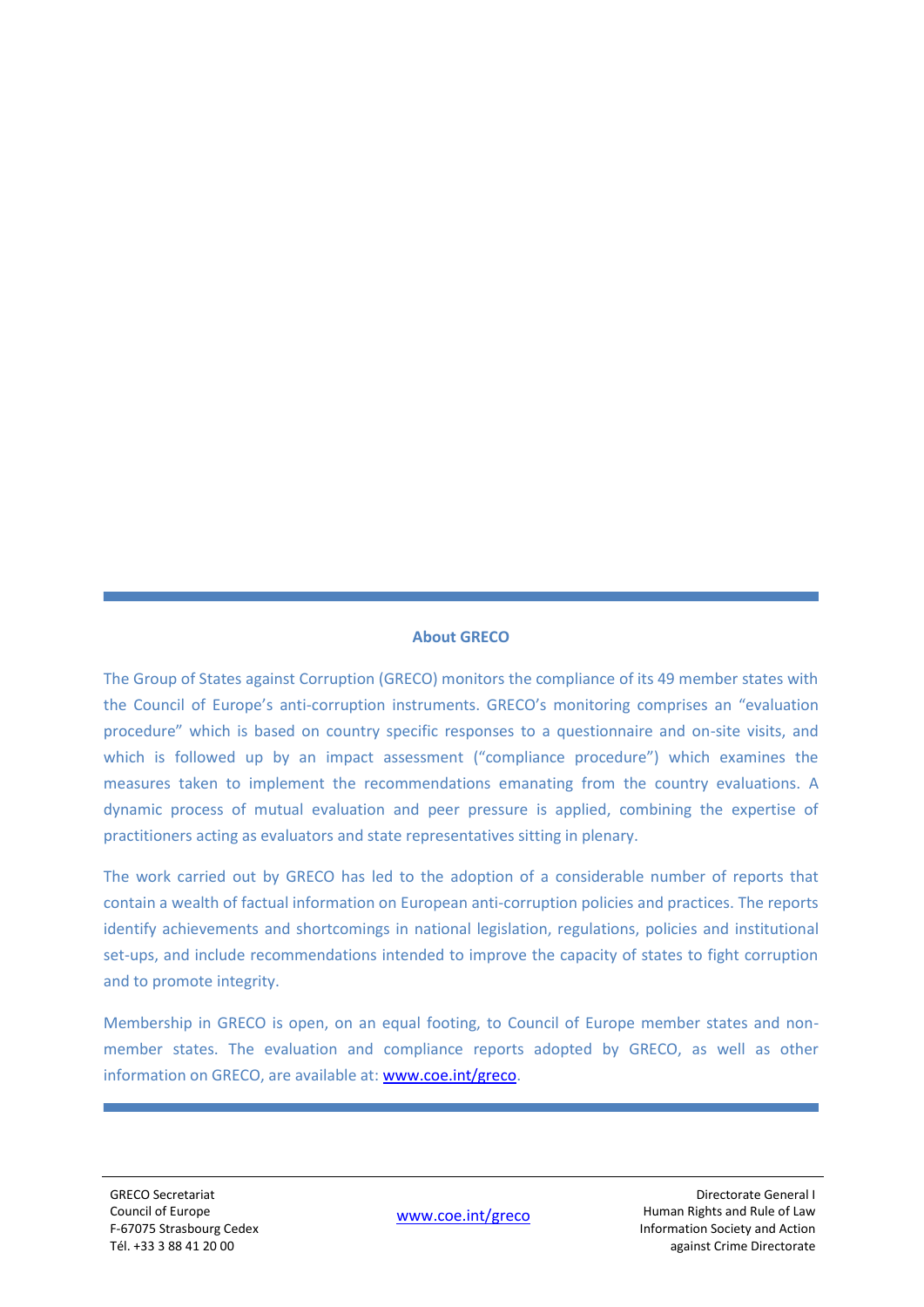**About GRECO**

The Group of States against Corruption (GRECO) monitors the compliance of its 49 member states with the Council of Europe's anti-corruption instruments. GRECO's monitoring comprises an "evaluation procedure" which is based on country specific responses to a questionnaire and on-site visits, and which is followed up by an impact assessment ("compliance procedure") which examines the measures taken to implement the recommendations emanating from the country evaluations. A dynamic process of mutual evaluation and peer pressure is applied, combining the expertise of practitioners acting as evaluators and state representatives sitting in plenary.

The work carried out by GRECO has led to the adoption of a considerable number of reports that contain a wealth of factual information on European anti-corruption policies and practices. The reports identify achievements and shortcomings in national legislation, regulations, policies and institutional set-ups, and include recommendations intended to improve the capacity of states to fight corruption and to promote integrity.

Membership in GRECO is open, on an equal footing, to Council of Europe member states and non-member states. The evaluation and compliance reports adopted by GRECO, as well as other information on GRECO, are available at: www.coe.int/greco.

GRECO Secretariat
Council of Europe
F-67075 Strasbourg Cedex
Tél. +33 3 88 41 20 00

www.coe.int/greco

Directorate General I
Human Rights and Rule of Law
Information Society and Action
against Crime Directorate